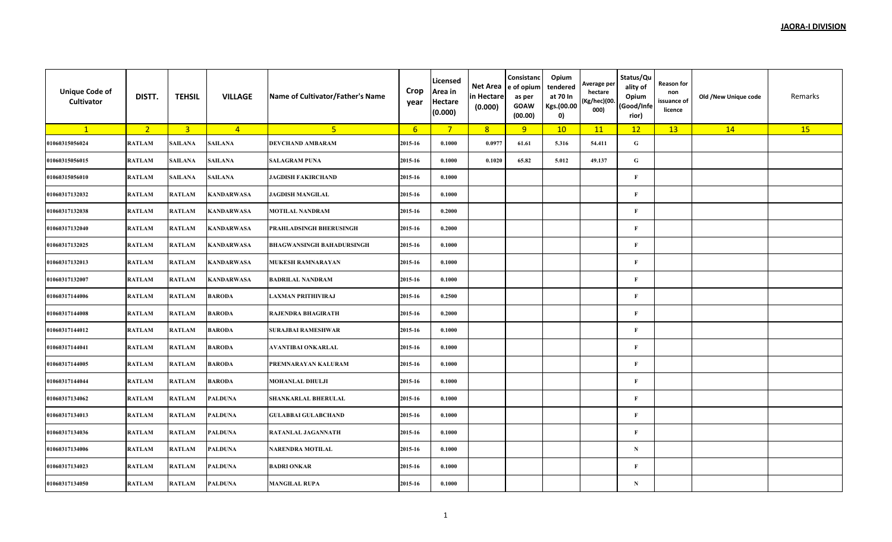**JAORA-I DIVISION**

| Unique Code of Cultivator | DISTT. | TEHSIL | VILLAGE | Name of Cultivator/Father's Name | Crop year | Licensed Area in Hectare (0.000) | Net Area in Hectare (0.000) | Consistance of opium as per GOAW (00.00) | Opium tendered at 70 In Kgs.(00.000) | Average per hectare (Kg/hec)(00.000) | Status/Quality of Opium (Good/Inferior) | Reason for non issuance of licence | Old /New Unique code | Remarks |
|---|---|---|---|---|---|---|---|---|---|---|---|---|---|---|
| 1 | 2 | 3 | 4 | 5 | 6 | 7 | 8 | 9 | 10 | 11 | 12 | 13 | 14 | 15 |
| 01060315056024 | RATLAM | SAILANA | SAILANA | DEVCHAND AMBARAM | 2015-16 | 0.1000 | 0.0977 | 61.61 | 5.316 | 54.411 | G | | | |
| 01060315056015 | RATLAM | SAILANA | SAILANA | SALAGRAM PUNA | 2015-16 | 0.1000 | 0.1020 | 65.82 | 5.012 | 49.137 | G | | | |
| 01060315056010 | RATLAM | SAILANA | SAILANA | JAGDISH FAKIRCHAND | 2015-16 | 0.1000 | | | | | F | | | |
| 01060317132032 | RATLAM | RATLAM | KANDARWASA | JAGDISH MANGILAL | 2015-16 | 0.1000 | | | | | F | | | |
| 01060317132038 | RATLAM | RATLAM | KANDARWASA | MOTILAL NANDRAM | 2015-16 | 0.2000 | | | | | F | | | |
| 01060317132040 | RATLAM | RATLAM | KANDARWASA | PRAHLADSINGH BHERUSINGH | 2015-16 | 0.2000 | | | | | F | | | |
| 01060317132025 | RATLAM | RATLAM | KANDARWASA | BHAGWANSINGH BAHADURSINGH | 2015-16 | 0.1000 | | | | | F | | | |
| 01060317132013 | RATLAM | RATLAM | KANDARWASA | MUKESH RAMNARAYAN | 2015-16 | 0.1000 | | | | | F | | | |
| 01060317132007 | RATLAM | RATLAM | KANDARWASA | BADRILAL NANDRAM | 2015-16 | 0.1000 | | | | | F | | | |
| 01060317144006 | RATLAM | RATLAM | BARODA | LAXMAN PRITHIVIRAJ | 2015-16 | 0.2500 | | | | | F | | | |
| 01060317144008 | RATLAM | RATLAM | BARODA | RAJENDRA BHAGIRATH | 2015-16 | 0.2000 | | | | | F | | | |
| 01060317144012 | RATLAM | RATLAM | BARODA | SURAJBAI RAMESHWAR | 2015-16 | 0.1000 | | | | | F | | | |
| 01060317144041 | RATLAM | RATLAM | BARODA | AVANTIBAI ONKARLAL | 2015-16 | 0.1000 | | | | | F | | | |
| 01060317144005 | RATLAM | RATLAM | BARODA | PREMNARAYAN KALURAM | 2015-16 | 0.1000 | | | | | F | | | |
| 01060317144044 | RATLAM | RATLAM | BARODA | MOHANLAL DHULJI | 2015-16 | 0.1000 | | | | | F | | | |
| 01060317134062 | RATLAM | RATLAM | PALDUNA | SHANKARLAL BHERULAL | 2015-16 | 0.1000 | | | | | F | | | |
| 01060317134013 | RATLAM | RATLAM | PALDUNA | GULABBAI GULABCHAND | 2015-16 | 0.1000 | | | | | F | | | |
| 01060317134036 | RATLAM | RATLAM | PALDUNA | RATANLAL JAGANNATH | 2015-16 | 0.1000 | | | | | F | | | |
| 01060317134006 | RATLAM | RATLAM | PALDUNA | NARENDRA MOTILAL | 2015-16 | 0.1000 | | | | | N | | | |
| 01060317134023 | RATLAM | RATLAM | PALDUNA | BADRI ONKAR | 2015-16 | 0.1000 | | | | | F | | | |
| 01060317134050 | RATLAM | RATLAM | PALDUNA | MANGILAL RUPA | 2015-16 | 0.1000 | | | | | N | | | |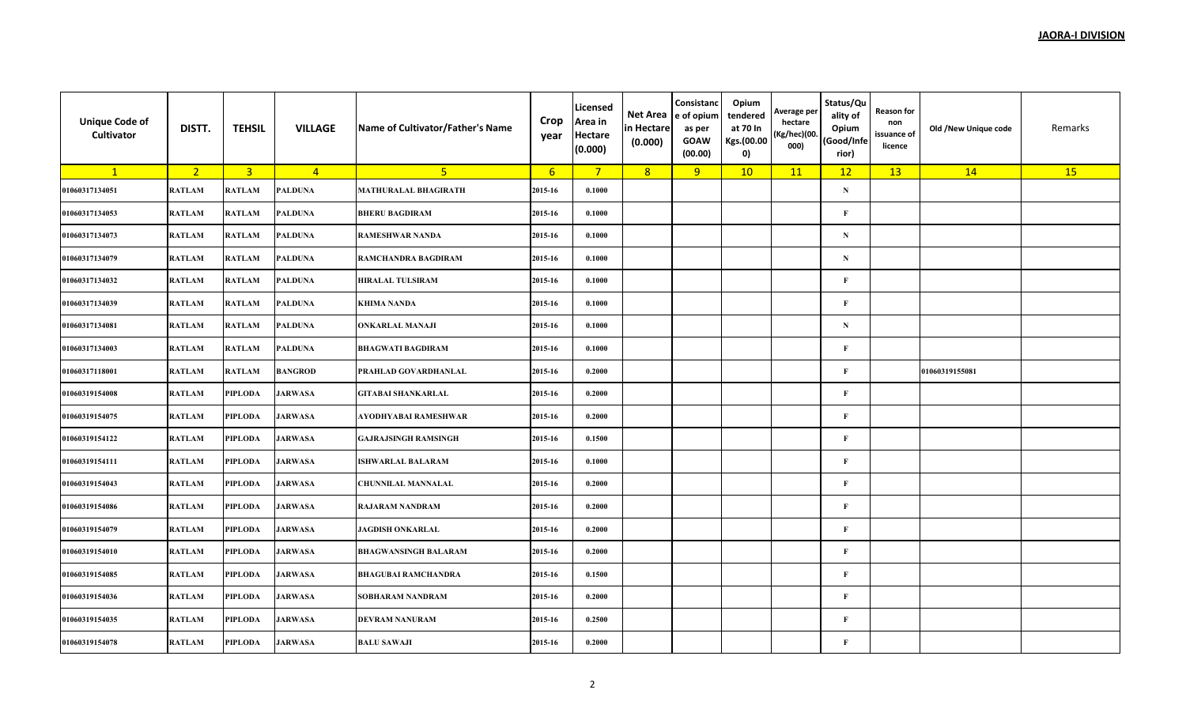**JAORA-I DIVISION**

| Unique Code of Cultivator | DISTT. | TEHSIL | VILLAGE | Name of Cultivator/Father's Name | Crop year | Licensed Area in Hectare (0.000) | Net Area in Hectare (0.000) | Consistance of opium as per GOAW (00.00) | Opium tendered at 70 In Kgs.(00.000) | Average per hectare (Kg/hec)(00.000) | Status/Quality of Opium (Good/Inferior) | Reason for non issuance of licence | Old /New Unique code | Remarks |
|---|---|---|---|---|---|---|---|---|---|---|---|---|---|---|
| 1 | 2 | 3 | 4 | 5 | 6 | 7 | 8 | 9 | 10 | 11 | 12 | 13 | 14 | 15 |
| 01060317134051 | RATLAM | RATLAM | PALDUNA | MATHURALAL BHAGIRATH | 2015-16 | 0.1000 | | | | | N | | | |
| 01060317134053 | RATLAM | RATLAM | PALDUNA | BHERU BAGDIRAM | 2015-16 | 0.1000 | | | | | F | | | |
| 01060317134073 | RATLAM | RATLAM | PALDUNA | RAMESHWAR NANDA | 2015-16 | 0.1000 | | | | | N | | | |
| 01060317134079 | RATLAM | RATLAM | PALDUNA | RAMCHANDRA BAGDIRAM | 2015-16 | 0.1000 | | | | | N | | | |
| 01060317134032 | RATLAM | RATLAM | PALDUNA | HIRALAL TULSIRAM | 2015-16 | 0.1000 | | | | | F | | | |
| 01060317134039 | RATLAM | RATLAM | PALDUNA | KHIMA NANDA | 2015-16 | 0.1000 | | | | | F | | | |
| 01060317134081 | RATLAM | RATLAM | PALDUNA | ONKARLAL MANAJI | 2015-16 | 0.1000 | | | | | N | | | |
| 01060317134003 | RATLAM | RATLAM | PALDUNA | BHAGWATI BAGDIRAM | 2015-16 | 0.1000 | | | | | F | | | |
| 01060317118001 | RATLAM | RATLAM | BANGROD | PRAHLAD GOVARDHANLAL | 2015-16 | 0.2000 | | | | | F | | 01060319155081 | |
| 01060319154008 | RATLAM | PIPLODA | JARWASA | GITABAI SHANKARLAL | 2015-16 | 0.2000 | | | | | F | | | |
| 01060319154075 | RATLAM | PIPLODA | JARWASA | AYODHYABAI RAMESHWAR | 2015-16 | 0.2000 | | | | | F | | | |
| 01060319154122 | RATLAM | PIPLODA | JARWASA | GAJRAJSINGH RAMSINGH | 2015-16 | 0.1500 | | | | | F | | | |
| 01060319154111 | RATLAM | PIPLODA | JARWASA | ISHWARLAL BALARAM | 2015-16 | 0.1000 | | | | | F | | | |
| 01060319154043 | RATLAM | PIPLODA | JARWASA | CHUNNILAL MANNALAL | 2015-16 | 0.2000 | | | | | F | | | |
| 01060319154086 | RATLAM | PIPLODA | JARWASA | RAJARAM NANDRAM | 2015-16 | 0.2000 | | | | | F | | | |
| 01060319154079 | RATLAM | PIPLODA | JARWASA | JAGDISH ONKARLAL | 2015-16 | 0.2000 | | | | | F | | | |
| 01060319154010 | RATLAM | PIPLODA | JARWASA | BHAGWANSINGH BALARAM | 2015-16 | 0.2000 | | | | | F | | | |
| 01060319154085 | RATLAM | PIPLODA | JARWASA | BHAGUBAI RAMCHANDRA | 2015-16 | 0.1500 | | | | | F | | | |
| 01060319154036 | RATLAM | PIPLODA | JARWASA | SOBHARAM NANDRAM | 2015-16 | 0.2000 | | | | | F | | | |
| 01060319154035 | RATLAM | PIPLODA | JARWASA | DEVRAM NANURAM | 2015-16 | 0.2500 | | | | | F | | | |
| 01060319154078 | RATLAM | PIPLODA | JARWASA | BALU SAWAJI | 2015-16 | 0.2000 | | | | | F | | | |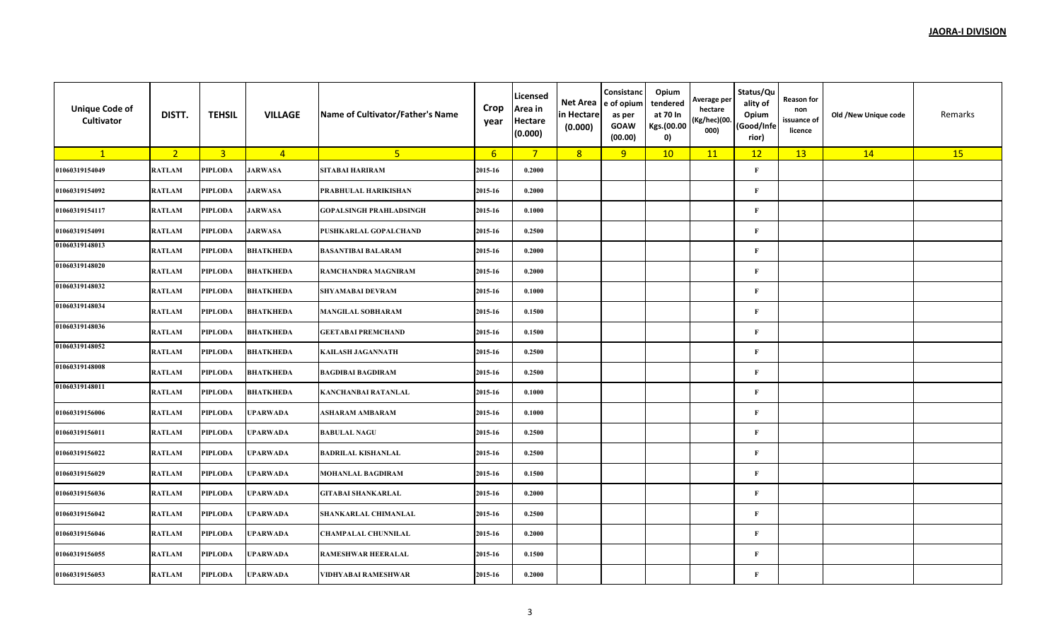**JAORA-I DIVISION**

| Unique Code of Cultivator | DISTT. | TEHSIL | VILLAGE | Name of Cultivator/Father's Name | Crop year | Licensed Area in Hectare (0.000) | Net Area in Hectare (0.000) | Consistance of opium as per GOAW (00.00) | Opium tendered at 70 In Kgs.(00.000) | Average per hectare (Kg/hec)(00.000) | Status/Quality of Opium (Good/Inferior) | Reason for non issuance of licence | Old /New Unique code | Remarks |
|---|---|---|---|---|---|---|---|---|---|---|---|---|---|---|
| 1 | 2 | 3 | 4 | 5 | 6 | 7 | 8 | 9 | 10 | 11 | 12 | 13 | 14 | 15 |
| 01060319154049 | RATLAM | PIPLODA | JARWASA | SITABAI HARIRAM | 2015-16 | 0.2000 | | | | | F | | | |
| 01060319154092 | RATLAM | PIPLODA | JARWASA | PRABHULAL HARIKISHAN | 2015-16 | 0.2000 | | | | | F | | | |
| 01060319154117 | RATLAM | PIPLODA | JARWASA | GOPALSINGH PRAHLADSINGH | 2015-16 | 0.1000 | | | | | F | | | |
| 01060319154091 | RATLAM | PIPLODA | JARWASA | PUSHKARLAL GOPALCHAND | 2015-16 | 0.2500 | | | | | F | | | |
| 01060319148013 | RATLAM | PIPLODA | BHATKHEDA | BASANTIBAI BALARAM | 2015-16 | 0.2000 | | | | | F | | | |
| 01060319148020 | RATLAM | PIPLODA | BHATKHEDA | RAMCHANDRA MAGNIRAM | 2015-16 | 0.2000 | | | | | F | | | |
| 01060319148032 | RATLAM | PIPLODA | BHATKHEDA | SHYAMABAI DEVRAM | 2015-16 | 0.1000 | | | | | F | | | |
| 01060319148034 | RATLAM | PIPLODA | BHATKHEDA | MANGILAL SOBHARAM | 2015-16 | 0.1500 | | | | | F | | | |
| 01060319148036 | RATLAM | PIPLODA | BHATKHEDA | GEETABAI PREMCHAND | 2015-16 | 0.1500 | | | | | F | | | |
| 01060319148052 | RATLAM | PIPLODA | BHATKHEDA | KAILASH JAGANNATH | 2015-16 | 0.2500 | | | | | F | | | |
| 01060319148008 | RATLAM | PIPLODA | BHATKHEDA | BAGDIBAI BAGDIRAM | 2015-16 | 0.2500 | | | | | F | | | |
| 01060319148011 | RATLAM | PIPLODA | BHATKHEDA | KANCHANBAI RATANLAL | 2015-16 | 0.1000 | | | | | F | | | |
| 01060319156006 | RATLAM | PIPLODA | UPARWADA | ASHARAM AMBARAM | 2015-16 | 0.1000 | | | | | F | | | |
| 01060319156011 | RATLAM | PIPLODA | UPARWADA | BABULAL NAGU | 2015-16 | 0.2500 | | | | | F | | | |
| 01060319156022 | RATLAM | PIPLODA | UPARWADA | BADRILAL KISHANLAL | 2015-16 | 0.2500 | | | | | F | | | |
| 01060319156029 | RATLAM | PIPLODA | UPARWADA | MOHANLAL BAGDIRAM | 2015-16 | 0.1500 | | | | | F | | | |
| 01060319156036 | RATLAM | PIPLODA | UPARWADA | GITABAI SHANKARLAL | 2015-16 | 0.2000 | | | | | F | | | |
| 01060319156042 | RATLAM | PIPLODA | UPARWADA | SHANKARLAL CHIMANLAL | 2015-16 | 0.2500 | | | | | F | | | |
| 01060319156046 | RATLAM | PIPLODA | UPARWADA | CHAMPALAL CHUNNILAL | 2015-16 | 0.2000 | | | | | F | | | |
| 01060319156055 | RATLAM | PIPLODA | UPARWADA | RAMESHWAR HEERALAL | 2015-16 | 0.1500 | | | | | F | | | |
| 01060319156053 | RATLAM | PIPLODA | UPARWADA | VIDHYABAI RAMESHWAR | 2015-16 | 0.2000 | | | | | F | | | |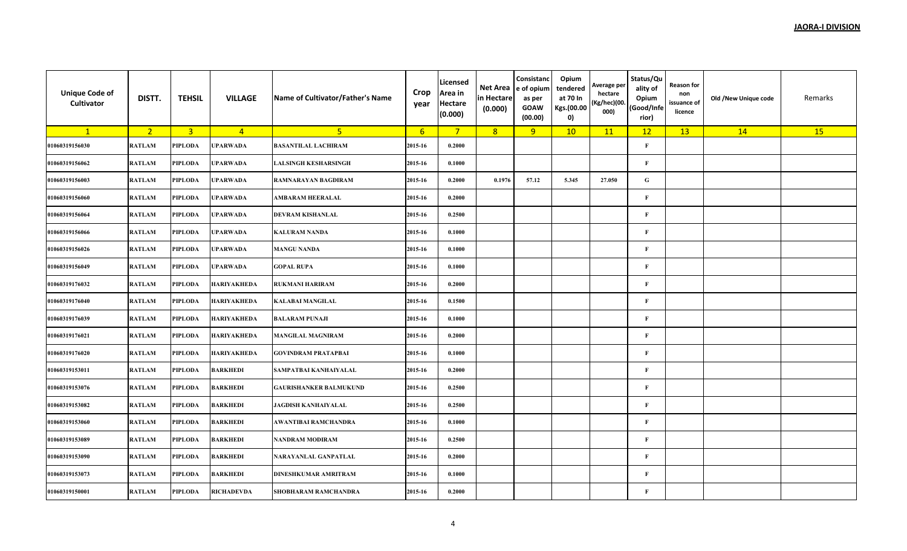**JAORA-I DIVISION**

| Unique Code of Cultivator | DISTT. | TEHSIL | VILLAGE | Name of Cultivator/Father's Name | Crop year | Licensed Area in Hectare (0.000) | Net Area in Hectare (0.000) | Consistance of opium as per GOAW (00.00) | Opium tendered at 70 In Kgs.(00.000) | Average per hectare (Kg/hec)(00.000) | Status/Quality of Opium (Good/Inferior) | Reason for non issuance of licence | Old /New Unique code | Remarks |
|---|---|---|---|---|---|---|---|---|---|---|---|---|---|---|
| 1 | 2 | 3 | 4 | 5 | 6 | 7 | 8 | 9 | 10 | 11 | 12 | 13 | 14 | 15 |
| 01060319156030 | RATLAM | PIPLODA | UPARWADA | BASANTILAL LACHIRAM | 2015-16 | 0.2000 | | | | | F | | | |
| 01060319156062 | RATLAM | PIPLODA | UPARWADA | LALSINGH KESHARSINGH | 2015-16 | 0.1000 | | | | | F | | | |
| 01060319156003 | RATLAM | PIPLODA | UPARWADA | RAMNARAYAN BAGDIRAM | 2015-16 | 0.2000 | 0.1976 | 57.12 | 5.345 | 27.050 | G | | | |
| 01060319156060 | RATLAM | PIPLODA | UPARWADA | AMBARAM HEERALAL | 2015-16 | 0.2000 | | | | | F | | | |
| 01060319156064 | RATLAM | PIPLODA | UPARWADA | DEVRAM KISHANLAL | 2015-16 | 0.2500 | | | | | F | | | |
| 01060319156066 | RATLAM | PIPLODA | UPARWADA | KALURAM NANDA | 2015-16 | 0.1000 | | | | | F | | | |
| 01060319156026 | RATLAM | PIPLODA | UPARWADA | MANGU NANDA | 2015-16 | 0.1000 | | | | | F | | | |
| 01060319156049 | RATLAM | PIPLODA | UPARWADA | GOPAL RUPA | 2015-16 | 0.1000 | | | | | F | | | |
| 01060319176032 | RATLAM | PIPLODA | HARIYAKHEDA | RUKMANI HARIRAM | 2015-16 | 0.2000 | | | | | F | | | |
| 01060319176040 | RATLAM | PIPLODA | HARIYAKHEDA | KALABAI MANGILAL | 2015-16 | 0.1500 | | | | | F | | | |
| 01060319176039 | RATLAM | PIPLODA | HARIYAKHEDA | BALARAM PUNAJI | 2015-16 | 0.1000 | | | | | F | | | |
| 01060319176021 | RATLAM | PIPLODA | HARIYAKHEDA | MANGILAL MAGNIRAM | 2015-16 | 0.2000 | | | | | F | | | |
| 01060319176020 | RATLAM | PIPLODA | HARIYAKHEDA | GOVINDRAM PRATAPBAI | 2015-16 | 0.1000 | | | | | F | | | |
| 01060319153011 | RATLAM | PIPLODA | BARKHEDI | SAMPATBAI KANHAIYALAL | 2015-16 | 0.2000 | | | | | F | | | |
| 01060319153076 | RATLAM | PIPLODA | BARKHEDI | GAURISHANKER BALMUKUND | 2015-16 | 0.2500 | | | | | F | | | |
| 01060319153082 | RATLAM | PIPLODA | BARKHEDI | JAGDISH KANHAIYALAL | 2015-16 | 0.2500 | | | | | F | | | |
| 01060319153060 | RATLAM | PIPLODA | BARKHEDI | AWANTIBAI RAMCHANDRA | 2015-16 | 0.1000 | | | | | F | | | |
| 01060319153089 | RATLAM | PIPLODA | BARKHEDI | NANDRAM MODIRAM | 2015-16 | 0.2500 | | | | | F | | | |
| 01060319153090 | RATLAM | PIPLODA | BARKHEDI | NARAYANLAL GANPATLAL | 2015-16 | 0.2000 | | | | | F | | | |
| 01060319153073 | RATLAM | PIPLODA | BARKHEDI | DINESHKUMAR AMRITRAM | 2015-16 | 0.1000 | | | | | F | | | |
| 01060319150001 | RATLAM | PIPLODA | RICHADEVDA | SHOBHARAM RAMCHANDRA | 2015-16 | 0.2000 | | | | | F | | | |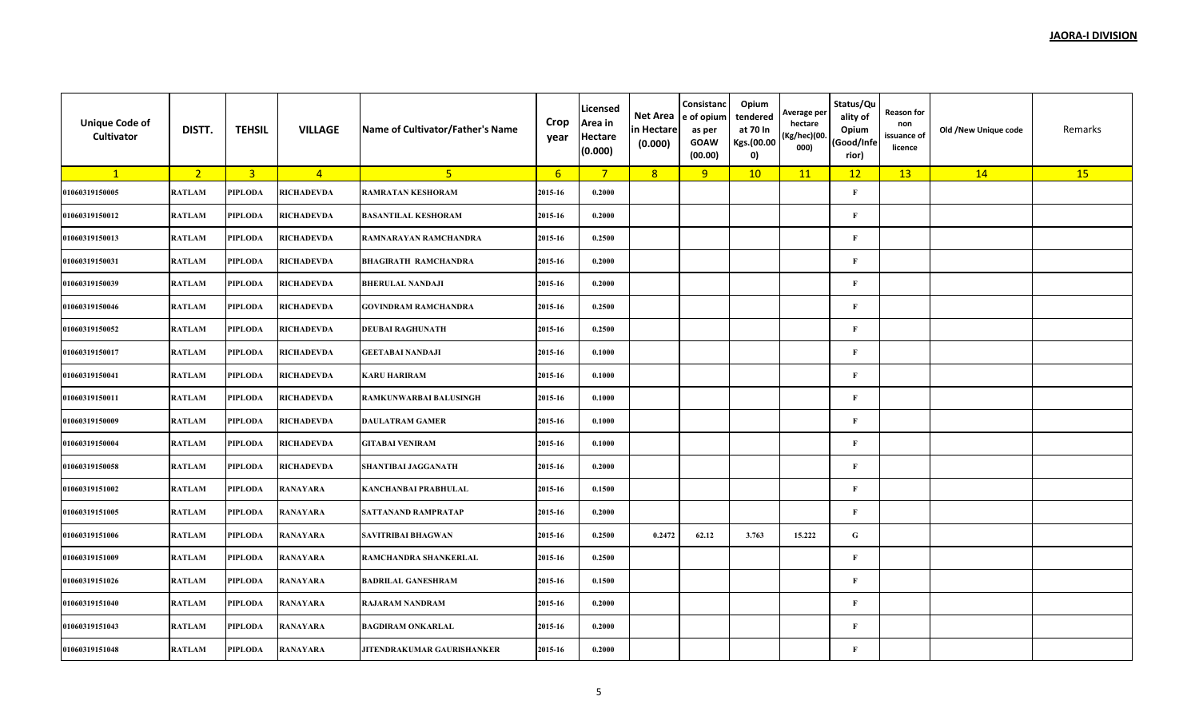**JAORA-I DIVISION**

| Unique Code of Cultivator | DISTT. | TEHSIL | VILLAGE | Name of Cultivator/Father's Name | Crop year | Licensed Area in Hectare (0.000) | Net Area in Hectare (0.000) | Consistance of opium as per GOAW (00.00) | Opium tendered at 70 In Kgs.(00.000) | Average per hectare (Kg/hec)(00.000) | Status/Quality of Opium (Good/Inferior) | Reason for non issuance of licence | Old /New Unique code | Remarks |
|---|---|---|---|---|---|---|---|---|---|---|---|---|---|---|
| 1 | 2 | 3 | 4 | 5 | 6 | 7 | 8 | 9 | 10 | 11 | 12 | 13 | 14 | 15 |
| 01060319150005 | RATLAM | PIPLODA | RICHADEVDA | RAMRATAN KESHORAM | 2015-16 | 0.2000 | | | | | F | | | |
| 01060319150012 | RATLAM | PIPLODA | RICHADEVDA | BASANTILAL KESHORAM | 2015-16 | 0.2000 | | | | | F | | | |
| 01060319150013 | RATLAM | PIPLODA | RICHADEVDA | RAMNARAYAN RAMCHANDRA | 2015-16 | 0.2500 | | | | | F | | | |
| 01060319150031 | RATLAM | PIPLODA | RICHADEVDA | BHAGIRATH RAMCHANDRA | 2015-16 | 0.2000 | | | | | F | | | |
| 01060319150039 | RATLAM | PIPLODA | RICHADEVDA | BHERULAL NANDAJI | 2015-16 | 0.2000 | | | | | F | | | |
| 01060319150046 | RATLAM | PIPLODA | RICHADEVDA | GOVINDRAM RAMCHANDRA | 2015-16 | 0.2500 | | | | | F | | | |
| 01060319150052 | RATLAM | PIPLODA | RICHADEVDA | DEUBAI RAGHUNATH | 2015-16 | 0.2500 | | | | | F | | | |
| 01060319150017 | RATLAM | PIPLODA | RICHADEVDA | GEETABAI NANDAJI | 2015-16 | 0.1000 | | | | | F | | | |
| 01060319150041 | RATLAM | PIPLODA | RICHADEVDA | KARU HARIRAM | 2015-16 | 0.1000 | | | | | F | | | |
| 01060319150011 | RATLAM | PIPLODA | RICHADEVDA | RAMKUNWARBAI BALUSINGH | 2015-16 | 0.1000 | | | | | F | | | |
| 01060319150009 | RATLAM | PIPLODA | RICHADEVDA | DAULATRAM GAMER | 2015-16 | 0.1000 | | | | | F | | | |
| 01060319150004 | RATLAM | PIPLODA | RICHADEVDA | GITABAI VENIRAM | 2015-16 | 0.1000 | | | | | F | | | |
| 01060319150058 | RATLAM | PIPLODA | RICHADEVDA | SHANTIBAI JAGGANATH | 2015-16 | 0.2000 | | | | | F | | | |
| 01060319151002 | RATLAM | PIPLODA | RANAYARA | KANCHANBAI PRABHULAL | 2015-16 | 0.1500 | | | | | F | | | |
| 01060319151005 | RATLAM | PIPLODA | RANAYARA | SATTANAND RAMPRATAP | 2015-16 | 0.2000 | | | | | F | | | |
| 01060319151006 | RATLAM | PIPLODA | RANAYARA | SAVITRIBAI BHAGWAN | 2015-16 | 0.2500 | 0.2472 | 62.12 | 3.763 | 15.222 | G | | | |
| 01060319151009 | RATLAM | PIPLODA | RANAYARA | RAMCHANDRA SHANKERLAL | 2015-16 | 0.2500 | | | | | F | | | |
| 01060319151026 | RATLAM | PIPLODA | RANAYARA | BADRILAL GANESHRAM | 2015-16 | 0.1500 | | | | | F | | | |
| 01060319151040 | RATLAM | PIPLODA | RANAYARA | RAJARAM NANDRAM | 2015-16 | 0.2000 | | | | | F | | | |
| 01060319151043 | RATLAM | PIPLODA | RANAYARA | BAGDIRAM ONKARLAL | 2015-16 | 0.2000 | | | | | F | | | |
| 01060319151048 | RATLAM | PIPLODA | RANAYARA | JITENDRAKUMAR GAURISHANKER | 2015-16 | 0.2000 | | | | | F | | | |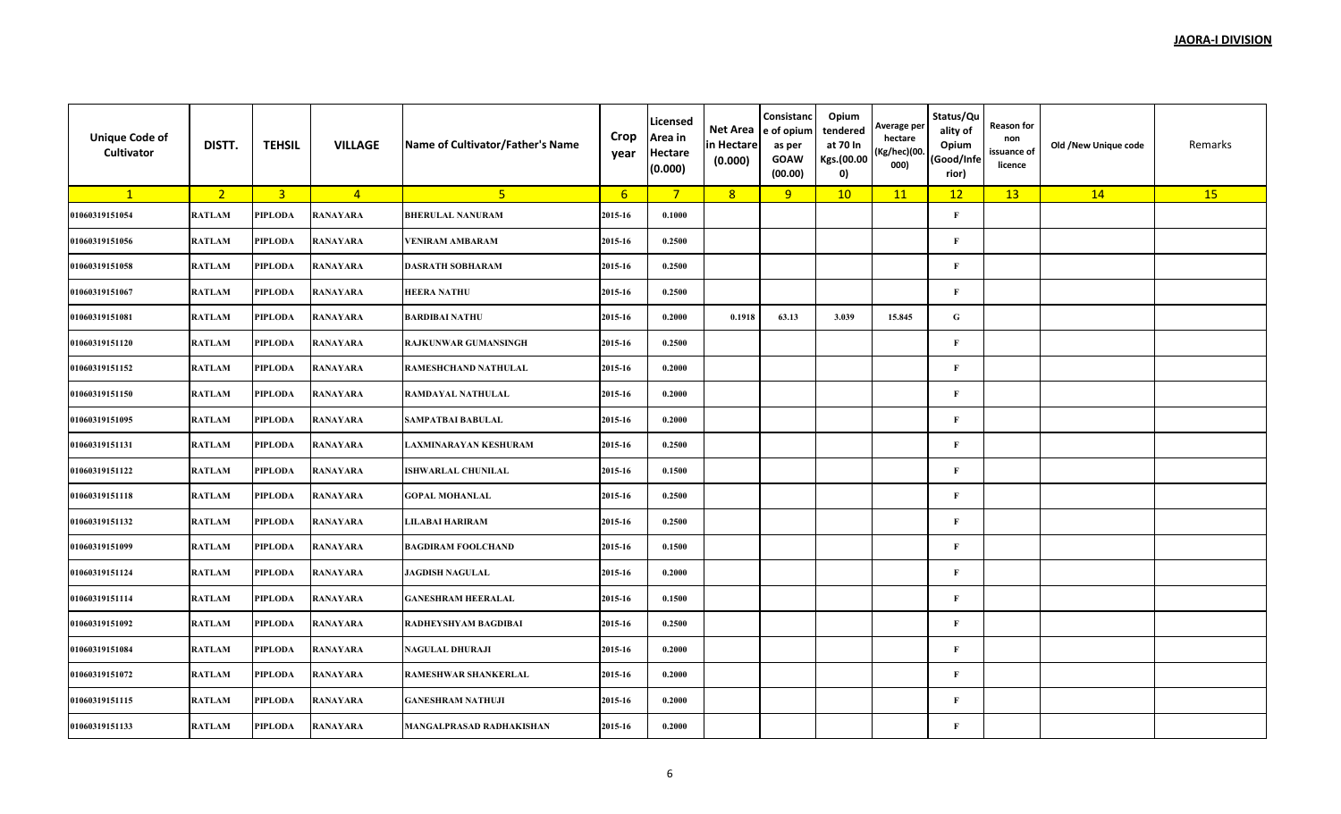**JAORA-I DIVISION**

| Unique Code of Cultivator | DISTT. | TEHSIL | VILLAGE | Name of Cultivator/Father's Name | Crop year | Licensed Area in Hectare (0.000) | Net Area in Hectare (0.000) | Consistance of opium as per GOAW (00.00) | Opium tendered at 70 In Kgs.(00.000) | Average per hectare (Kg/hec)(00.000) | Status/Quality of Opium (Good/Inferior) | Reason for non issuance of licence | Old /New Unique code | Remarks |
|---|---|---|---|---|---|---|---|---|---|---|---|---|---|---|
| 1 | 2 | 3 | 4 | 5 | 6 | 7 | 8 | 9 | 10 | 11 | 12 | 13 | 14 | 15 |
| 01060319151054 | RATLAM | PIPLODA | RANAYARA | BHERULAL NANURAM | 2015-16 | 0.1000 | | | | | F | | | |
| 01060319151056 | RATLAM | PIPLODA | RANAYARA | VENIRAM AMBARAM | 2015-16 | 0.2500 | | | | | F | | | |
| 01060319151058 | RATLAM | PIPLODA | RANAYARA | DASRATH SOBHARAM | 2015-16 | 0.2500 | | | | | F | | | |
| 01060319151067 | RATLAM | PIPLODA | RANAYARA | HEERA NATHU | 2015-16 | 0.2500 | | | | | F | | | |
| 01060319151081 | RATLAM | PIPLODA | RANAYARA | BARDIBAI NATHU | 2015-16 | 0.2000 | 0.1918 | 63.13 | 3.039 | 15.845 | G | | | |
| 01060319151120 | RATLAM | PIPLODA | RANAYARA | RAJKUNWAR GUMANSINGH | 2015-16 | 0.2500 | | | | | F | | | |
| 01060319151152 | RATLAM | PIPLODA | RANAYARA | RAMESHCHAND NATHULAL | 2015-16 | 0.2000 | | | | | F | | | |
| 01060319151150 | RATLAM | PIPLODA | RANAYARA | RAMDAYAL NATHULAL | 2015-16 | 0.2000 | | | | | F | | | |
| 01060319151095 | RATLAM | PIPLODA | RANAYARA | SAMPATBAI BABULAL | 2015-16 | 0.2000 | | | | | F | | | |
| 01060319151131 | RATLAM | PIPLODA | RANAYARA | LAXMINARAYAN KESHURAM | 2015-16 | 0.2500 | | | | | F | | | |
| 01060319151122 | RATLAM | PIPLODA | RANAYARA | ISHWARLAL CHUNILAL | 2015-16 | 0.1500 | | | | | F | | | |
| 01060319151118 | RATLAM | PIPLODA | RANAYARA | GOPAL MOHANLAL | 2015-16 | 0.2500 | | | | | F | | | |
| 01060319151132 | RATLAM | PIPLODA | RANAYARA | LILABAI HARIRAM | 2015-16 | 0.2500 | | | | | F | | | |
| 01060319151099 | RATLAM | PIPLODA | RANAYARA | BAGDIRAM FOOLCHAND | 2015-16 | 0.1500 | | | | | F | | | |
| 01060319151124 | RATLAM | PIPLODA | RANAYARA | JAGDISH NAGULAL | 2015-16 | 0.2000 | | | | | F | | | |
| 01060319151114 | RATLAM | PIPLODA | RANAYARA | GANESHRAM HEERALAL | 2015-16 | 0.1500 | | | | | F | | | |
| 01060319151092 | RATLAM | PIPLODA | RANAYARA | RADHEYSHYAM BAGDIBAI | 2015-16 | 0.2500 | | | | | F | | | |
| 01060319151084 | RATLAM | PIPLODA | RANAYARA | NAGULAL DHURAJI | 2015-16 | 0.2000 | | | | | F | | | |
| 01060319151072 | RATLAM | PIPLODA | RANAYARA | RAMESHWAR SHANKERLAL | 2015-16 | 0.2000 | | | | | F | | | |
| 01060319151115 | RATLAM | PIPLODA | RANAYARA | GANESHRAM NATHUJI | 2015-16 | 0.2000 | | | | | F | | | |
| 01060319151133 | RATLAM | PIPLODA | RANAYARA | MANGALPRASAD RADHAKISHAN | 2015-16 | 0.2000 | | | | | F | | | |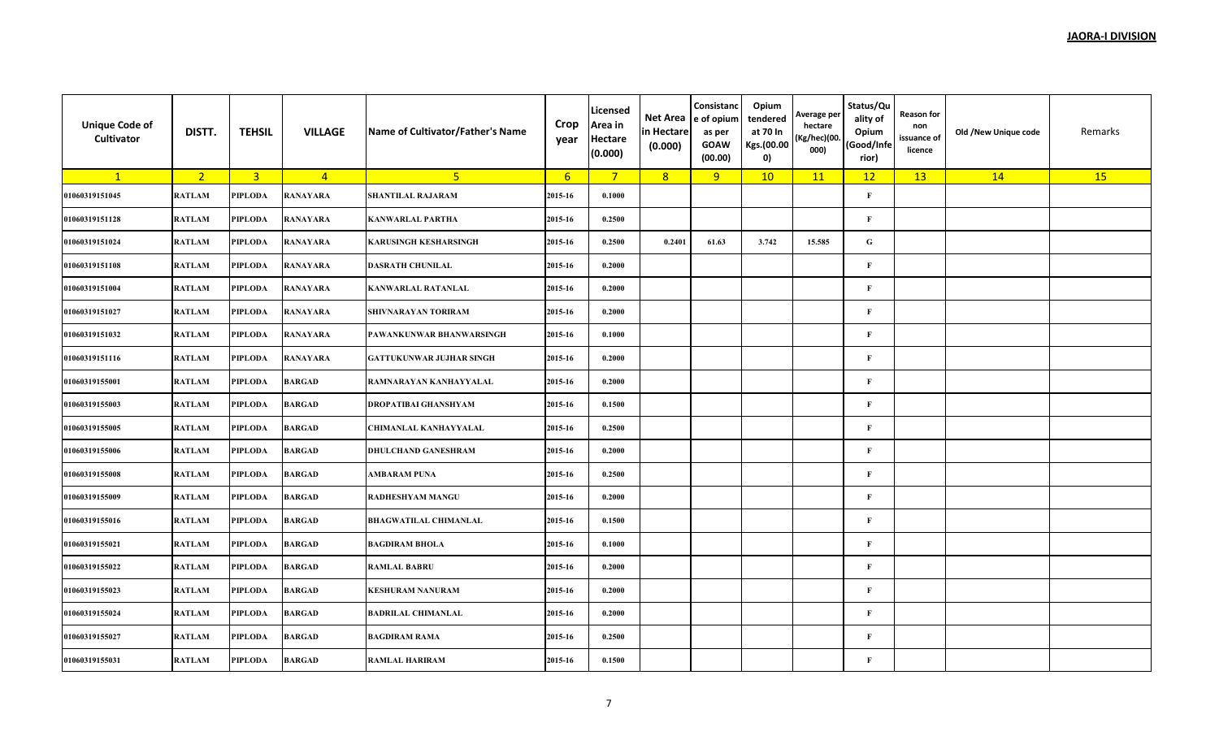**JAORA-I DIVISION**

| Unique Code of Cultivator | DISTT. | TEHSIL | VILLAGE | Name of Cultivator/Father's Name | Crop year | Licensed Area in Hectare (0.000) | Net Area in Hectare (0.000) | Consistance of opium as per GOAW (00.00) | Opium tendered at 70 In Kgs.(00.000) | Average per hectare (Kg/hec)(00.000) | Status/Quality of Opium (Good/Inferior) | Reason for non issuance of licence | Old /New Unique code | Remarks |
|---|---|---|---|---|---|---|---|---|---|---|---|---|---|---|
| 1 | 2 | 3 | 4 | 5 | 6 | 7 | 8 | 9 | 10 | 11 | 12 | 13 | 14 | 15 |
| 01060319151045 | RATLAM | PIPLODA | RANAYARA | SHANTILAL RAJARAM | 2015-16 | 0.1000 | | | | | F | | | |
| 01060319151128 | RATLAM | PIPLODA | RANAYARA | KANWARLAL PARTHA | 2015-16 | 0.2500 | | | | | F | | | |
| 01060319151024 | RATLAM | PIPLODA | RANAYARA | KARUSINGH KESHARSINGH | 2015-16 | 0.2500 | 0.2401 | 61.63 | 3.742 | 15.585 | G | | | |
| 01060319151108 | RATLAM | PIPLODA | RANAYARA | DASRATH CHUNILAL | 2015-16 | 0.2000 | | | | | F | | | |
| 01060319151004 | RATLAM | PIPLODA | RANAYARA | KANWARLAL RATANLAL | 2015-16 | 0.2000 | | | | | F | | | |
| 01060319151027 | RATLAM | PIPLODA | RANAYARA | SHIVNARAYAN TORIRAM | 2015-16 | 0.2000 | | | | | F | | | |
| 01060319151032 | RATLAM | PIPLODA | RANAYARA | PAWANKUNWAR BHANWARSINGH | 2015-16 | 0.1000 | | | | | F | | | |
| 01060319151116 | RATLAM | PIPLODA | RANAYARA | GATTUKUNWAR JUJHAR SINGH | 2015-16 | 0.2000 | | | | | F | | | |
| 01060319155001 | RATLAM | PIPLODA | BARGAD | RAMNARAYAN KANHAYYALAL | 2015-16 | 0.2000 | | | | | F | | | |
| 01060319155003 | RATLAM | PIPLODA | BARGAD | DROPATIBAI GHANSHYAM | 2015-16 | 0.1500 | | | | | F | | | |
| 01060319155005 | RATLAM | PIPLODA | BARGAD | CHIMANLAL KANHAYYALAL | 2015-16 | 0.2500 | | | | | F | | | |
| 01060319155006 | RATLAM | PIPLODA | BARGAD | DHULCHAND GANESHRAM | 2015-16 | 0.2000 | | | | | F | | | |
| 01060319155008 | RATLAM | PIPLODA | BARGAD | AMBARAM PUNA | 2015-16 | 0.2500 | | | | | F | | | |
| 01060319155009 | RATLAM | PIPLODA | BARGAD | RADHESHYAM MANGU | 2015-16 | 0.2000 | | | | | F | | | |
| 01060319155016 | RATLAM | PIPLODA | BARGAD | BHAGWATILAL CHIMANLAL | 2015-16 | 0.1500 | | | | | F | | | |
| 01060319155021 | RATLAM | PIPLODA | BARGAD | BAGDIRAM BHOLA | 2015-16 | 0.1000 | | | | | F | | | |
| 01060319155022 | RATLAM | PIPLODA | BARGAD | RAMLAL BABRU | 2015-16 | 0.2000 | | | | | F | | | |
| 01060319155023 | RATLAM | PIPLODA | BARGAD | KESHURAM NANURAM | 2015-16 | 0.2000 | | | | | F | | | |
| 01060319155024 | RATLAM | PIPLODA | BARGAD | BADRILAL CHIMANLAL | 2015-16 | 0.2000 | | | | | F | | | |
| 01060319155027 | RATLAM | PIPLODA | BARGAD | BAGDIRAM RAMA | 2015-16 | 0.2500 | | | | | F | | | |
| 01060319155031 | RATLAM | PIPLODA | BARGAD | RAMLAL HARIRAM | 2015-16 | 0.1500 | | | | | F | | | |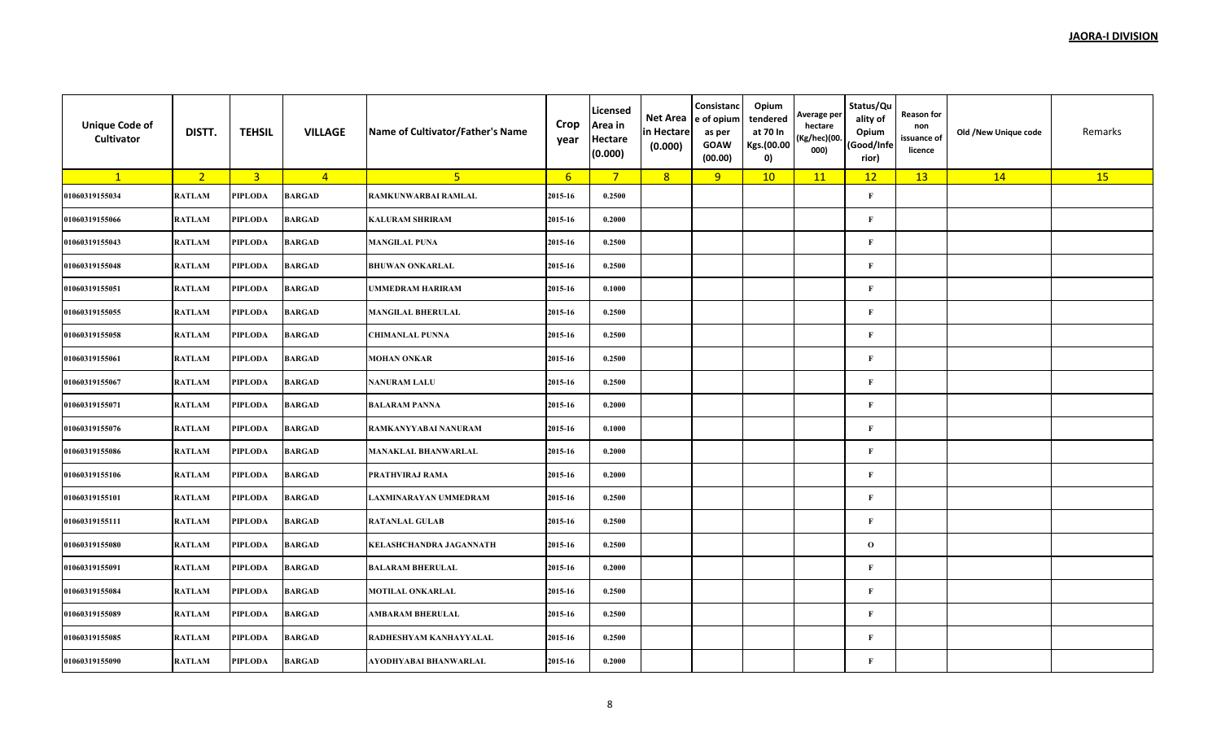**JAORA-I DIVISION**

| Unique Code of Cultivator | DISTT. | TEHSIL | VILLAGE | Name of Cultivator/Father's Name | Crop year | Licensed Area in Hectare (0.000) | Net Area in Hectare (0.000) | Consistance of opium as per GOAW (00.00) | Opium tendered at 70 In Kgs.(00.000) | Average per hectare (Kg/hec)(00.000) | Status/Quality of Opium (Good/Inferior) | Reason for non issuance of licence | Old /New Unique code | Remarks |
|---|---|---|---|---|---|---|---|---|---|---|---|---|---|---|
| 1 | 2 | 3 | 4 | 5 | 6 | 7 | 8 | 9 | 10 | 11 | 12 | 13 | 14 | 15 |
| 01060319155034 | RATLAM | PIPLODA | BARGAD | RAMKUNWARBAI RAMLAL | 2015-16 | 0.2500 | | | | | F | | | |
| 01060319155066 | RATLAM | PIPLODA | BARGAD | KALURAM SHRIRAM | 2015-16 | 0.2000 | | | | | F | | | |
| 01060319155043 | RATLAM | PIPLODA | BARGAD | MANGILAL PUNA | 2015-16 | 0.2500 | | | | | F | | | |
| 01060319155048 | RATLAM | PIPLODA | BARGAD | BHUWAN ONKARLAL | 2015-16 | 0.2500 | | | | | F | | | |
| 01060319155051 | RATLAM | PIPLODA | BARGAD | UMMEDRAM HARIRAM | 2015-16 | 0.1000 | | | | | F | | | |
| 01060319155055 | RATLAM | PIPLODA | BARGAD | MANGILAL BHERULAL | 2015-16 | 0.2500 | | | | | F | | | |
| 01060319155058 | RATLAM | PIPLODA | BARGAD | CHIMANLAL PUNNA | 2015-16 | 0.2500 | | | | | F | | | |
| 01060319155061 | RATLAM | PIPLODA | BARGAD | MOHAN ONKAR | 2015-16 | 0.2500 | | | | | F | | | |
| 01060319155067 | RATLAM | PIPLODA | BARGAD | NANURAM LALU | 2015-16 | 0.2500 | | | | | F | | | |
| 01060319155071 | RATLAM | PIPLODA | BARGAD | BALARAM PANNA | 2015-16 | 0.2000 | | | | | F | | | |
| 01060319155076 | RATLAM | PIPLODA | BARGAD | RAMKANYYABAI NANURAM | 2015-16 | 0.1000 | | | | | F | | | |
| 01060319155086 | RATLAM | PIPLODA | BARGAD | MANAKLAL BHANWARLAL | 2015-16 | 0.2000 | | | | | F | | | |
| 01060319155106 | RATLAM | PIPLODA | BARGAD | PRATHVIRAJ RAMA | 2015-16 | 0.2000 | | | | | F | | | |
| 01060319155101 | RATLAM | PIPLODA | BARGAD | LAXMINARAYAN UMMEDRAM | 2015-16 | 0.2500 | | | | | F | | | |
| 01060319155111 | RATLAM | PIPLODA | BARGAD | RATANLAL GULAB | 2015-16 | 0.2500 | | | | | F | | | |
| 01060319155080 | RATLAM | PIPLODA | BARGAD | KELASHCHANDRA JAGANNATH | 2015-16 | 0.2500 | | | | | O | | | |
| 01060319155091 | RATLAM | PIPLODA | BARGAD | BALARAM BHERULAL | 2015-16 | 0.2000 | | | | | F | | | |
| 01060319155084 | RATLAM | PIPLODA | BARGAD | MOTILAL ONKARLAL | 2015-16 | 0.2500 | | | | | F | | | |
| 01060319155089 | RATLAM | PIPLODA | BARGAD | AMBARAM BHERULAL | 2015-16 | 0.2500 | | | | | F | | | |
| 01060319155085 | RATLAM | PIPLODA | BARGAD | RADHESHYAM KANHAYYALAL | 2015-16 | 0.2500 | | | | | F | | | |
| 01060319155090 | RATLAM | PIPLODA | BARGAD | AYODHYABAI BHANWARLAL | 2015-16 | 0.2000 | | | | | F | | | |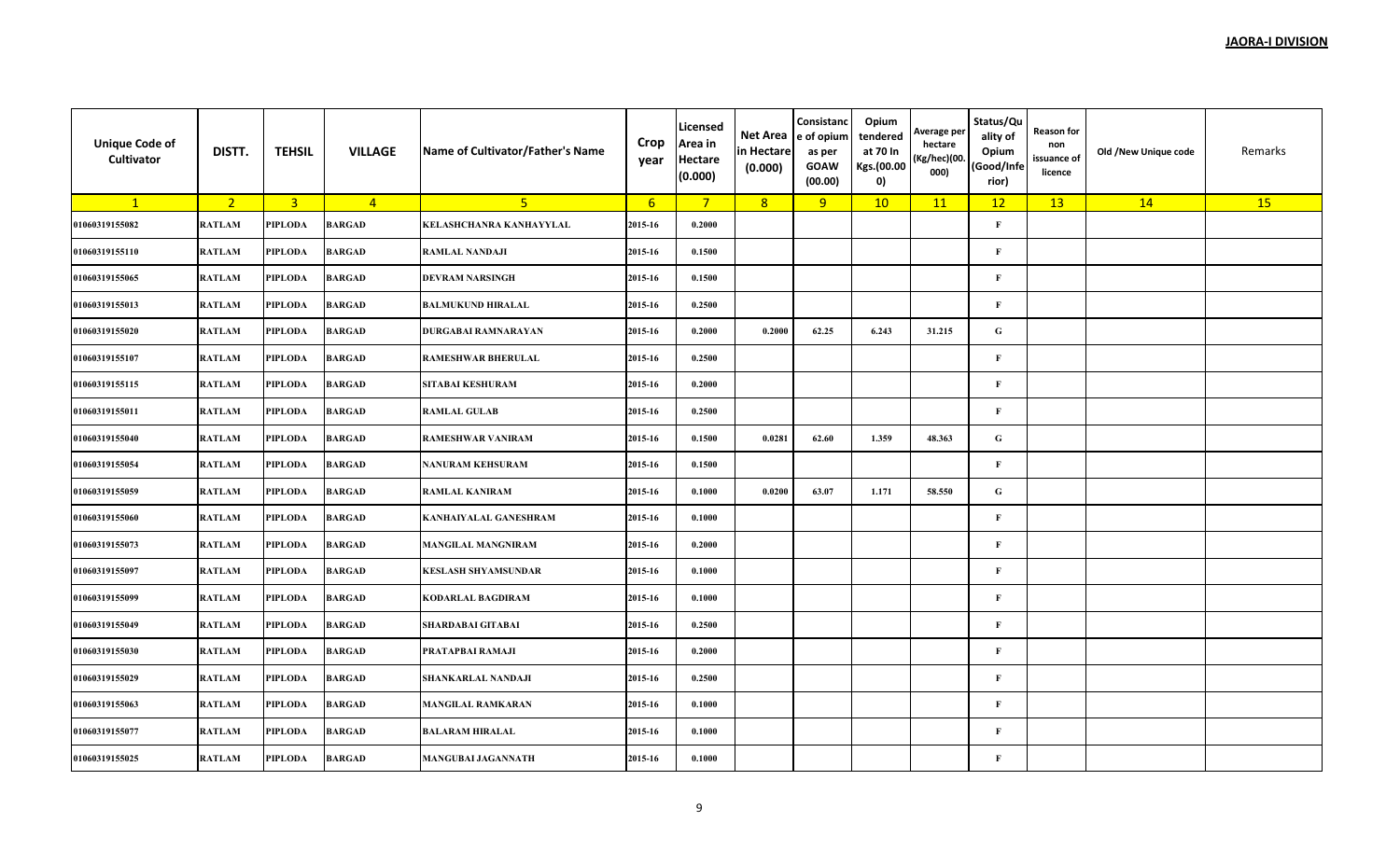**JAORA-I DIVISION**

| Unique Code of Cultivator | DISTT. | TEHSIL | VILLAGE | Name of Cultivator/Father's Name | Crop year | Licensed Area in Hectare (0.000) | Net Area in Hectare (0.000) | Consistance of opium as per GOAW (00.00) | Opium tendered at 70 In Kgs.(00.000) | Average per hectare (Kg/hec)(00.000) | Status/Quality of Opium (Good/Inferior) | Reason for non issuance of licence | Old /New Unique code | Remarks |
|---|---|---|---|---|---|---|---|---|---|---|---|---|---|---|
| 1 | 2 | 3 | 4 | 5 | 6 | 7 | 8 | 9 | 10 | 11 | 12 | 13 | 14 | 15 |
| 01060319155082 | RATLAM | PIPLODA | BARGAD | KELASHCHANRA KANHAYYLAL | 2015-16 | 0.2000 | | | | | F | | | |
| 01060319155110 | RATLAM | PIPLODA | BARGAD | RAMLAL NANDAJI | 2015-16 | 0.1500 | | | | | F | | | |
| 01060319155065 | RATLAM | PIPLODA | BARGAD | DEVRAM NARSINGH | 2015-16 | 0.1500 | | | | | F | | | |
| 01060319155013 | RATLAM | PIPLODA | BARGAD | BALMUKUND HIRALAL | 2015-16 | 0.2500 | | | | | F | | | |
| 01060319155020 | RATLAM | PIPLODA | BARGAD | DURGABAI RAMNARAYAN | 2015-16 | 0.2000 | 0.2000 | 62.25 | 6.243 | 31.215 | G | | | |
| 01060319155107 | RATLAM | PIPLODA | BARGAD | RAMESHWAR BHERULAL | 2015-16 | 0.2500 | | | | | F | | | |
| 01060319155115 | RATLAM | PIPLODA | BARGAD | SITABAI KESHURAM | 2015-16 | 0.2000 | | | | | F | | | |
| 01060319155011 | RATLAM | PIPLODA | BARGAD | RAMLAL GULAB | 2015-16 | 0.2500 | | | | | F | | | |
| 01060319155040 | RATLAM | PIPLODA | BARGAD | RAMESHWAR VANIRAM | 2015-16 | 0.1500 | 0.0281 | 62.60 | 1.359 | 48.363 | G | | | |
| 01060319155054 | RATLAM | PIPLODA | BARGAD | NANURAM KEHSURAM | 2015-16 | 0.1500 | | | | | F | | | |
| 01060319155059 | RATLAM | PIPLODA | BARGAD | RAMLAL KANIRAM | 2015-16 | 0.1000 | 0.0200 | 63.07 | 1.171 | 58.550 | G | | | |
| 01060319155060 | RATLAM | PIPLODA | BARGAD | KANHAIYALAL GANESHRAM | 2015-16 | 0.1000 | | | | | F | | | |
| 01060319155073 | RATLAM | PIPLODA | BARGAD | MANGILAL MANGNIRAM | 2015-16 | 0.2000 | | | | | F | | | |
| 01060319155097 | RATLAM | PIPLODA | BARGAD | KESLASH SHYAMSUNDAR | 2015-16 | 0.1000 | | | | | F | | | |
| 01060319155099 | RATLAM | PIPLODA | BARGAD | KODARLAL BAGDIRAM | 2015-16 | 0.1000 | | | | | F | | | |
| 01060319155049 | RATLAM | PIPLODA | BARGAD | SHARDABAI GITABAI | 2015-16 | 0.2500 | | | | | F | | | |
| 01060319155030 | RATLAM | PIPLODA | BARGAD | PRATAPBAI RAMAJI | 2015-16 | 0.2000 | | | | | F | | | |
| 01060319155029 | RATLAM | PIPLODA | BARGAD | SHANKARLAL NANDAJI | 2015-16 | 0.2500 | | | | | F | | | |
| 01060319155063 | RATLAM | PIPLODA | BARGAD | MANGILAL RAMKARAN | 2015-16 | 0.1000 | | | | | F | | | |
| 01060319155077 | RATLAM | PIPLODA | BARGAD | BALARAM HIRALAL | 2015-16 | 0.1000 | | | | | F | | | |
| 01060319155025 | RATLAM | PIPLODA | BARGAD | MANGUBAI JAGANNATH | 2015-16 | 0.1000 | | | | | F | | | |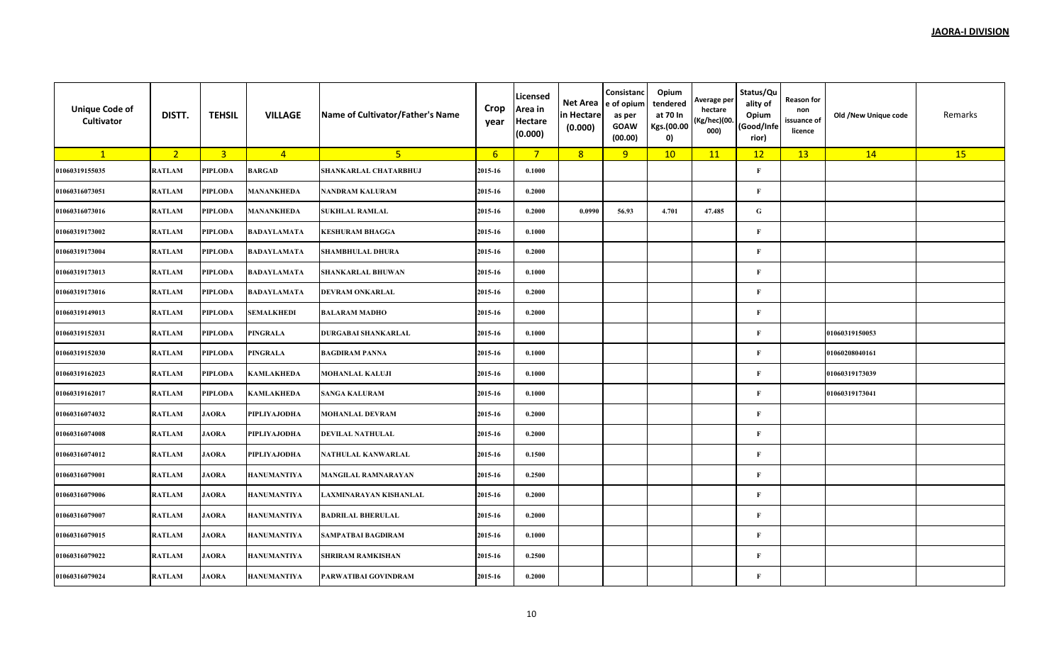**JAORA-I DIVISION**

| Unique Code of Cultivator | DISTT. | TEHSIL | VILLAGE | Name of Cultivator/Father's Name | Crop year | Licensed Area in Hectare (0.000) | Net Area in Hectare (0.000) | Consistance of opium as per GOAW (00.00) | Opium tendered at 70 In Kgs.(00.000) | Average per hectare (Kg/hec)(00.000) | Status/Quality of Opium (Good/Inferior) | Reason for non issuance of licence | Old /New Unique code | Remarks |
|---|---|---|---|---|---|---|---|---|---|---|---|---|---|---|
| 1 | 2 | 3 | 4 | 5 | 6 | 7 | 8 | 9 | 10 | 11 | 12 | 13 | 14 | 15 |
| 01060319155035 | RATLAM | PIPLODA | BARGAD | SHANKARLAL CHATARBHUJ | 2015-16 | 0.1000 | | | | | F | | | |
| 01060316073051 | RATLAM | PIPLODA | MANANKHEDA | NANDRAM KALURAM | 2015-16 | 0.2000 | | | | | F | | | |
| 01060316073016 | RATLAM | PIPLODA | MANANKHEDA | SUKHLAL RAMLAL | 2015-16 | 0.2000 | 0.0990 | 56.93 | 4.701 | 47.485 | G | | | |
| 01060319173002 | RATLAM | PIPLODA | BADAYLAMATA | KESHURAM BHAGGA | 2015-16 | 0.1000 | | | | | F | | | |
| 01060319173004 | RATLAM | PIPLODA | BADAYLAMATA | SHAMBHULAL DHURA | 2015-16 | 0.2000 | | | | | F | | | |
| 01060319173013 | RATLAM | PIPLODA | BADAYLAMATA | SHANKARLAL BHUWAN | 2015-16 | 0.1000 | | | | | F | | | |
| 01060319173016 | RATLAM | PIPLODA | BADAYLAMATA | DEVRAM ONKARLAL | 2015-16 | 0.2000 | | | | | F | | | |
| 01060319149013 | RATLAM | PIPLODA | SEMALKHEDI | BALARAM MADHO | 2015-16 | 0.2000 | | | | | F | | | |
| 01060319152031 | RATLAM | PIPLODA | PINGRALA | DURGABAI SHANKARLAL | 2015-16 | 0.1000 | | | | | F | | 01060319150053 | |
| 01060319152030 | RATLAM | PIPLODA | PINGRALA | BAGDIRAM PANNA | 2015-16 | 0.1000 | | | | | F | | 01060208040161 | |
| 01060319162023 | RATLAM | PIPLODA | KAMLAKHEDA | MOHANLAL KALUJI | 2015-16 | 0.1000 | | | | | F | | 01060319173039 | |
| 01060319162017 | RATLAM | PIPLODA | KAMLAKHEDA | SANGA KALURAM | 2015-16 | 0.1000 | | | | | F | | 01060319173041 | |
| 01060316074032 | RATLAM | JAORA | PIPLIYAJODHA | MOHANLAL DEVRAM | 2015-16 | 0.2000 | | | | | F | | | |
| 01060316074008 | RATLAM | JAORA | PIPLIYAJODHA | DEVILAL NATHULAL | 2015-16 | 0.2000 | | | | | F | | | |
| 01060316074012 | RATLAM | JAORA | PIPLIYAJODHA | NATHULAL KANWARLAL | 2015-16 | 0.1500 | | | | | F | | | |
| 01060316079001 | RATLAM | JAORA | HANUMANTIYA | MANGILAL RAMNARAYAN | 2015-16 | 0.2500 | | | | | F | | | |
| 01060316079006 | RATLAM | JAORA | HANUMANTIYA | LAXMINARAYAN KISHANLAL | 2015-16 | 0.2000 | | | | | F | | | |
| 01060316079007 | RATLAM | JAORA | HANUMANTIYA | BADRILAL BHERULAL | 2015-16 | 0.2000 | | | | | F | | | |
| 01060316079015 | RATLAM | JAORA | HANUMANTIYA | SAMPATBAI BAGDIRAM | 2015-16 | 0.1000 | | | | | F | | | |
| 01060316079022 | RATLAM | JAORA | HANUMANTIYA | SHRIRAM RAMKISHAN | 2015-16 | 0.2500 | | | | | F | | | |
| 01060316079024 | RATLAM | JAORA | HANUMANTIYA | PARWATIBAI GOVINDRAM | 2015-16 | 0.2000 | | | | | F | | | |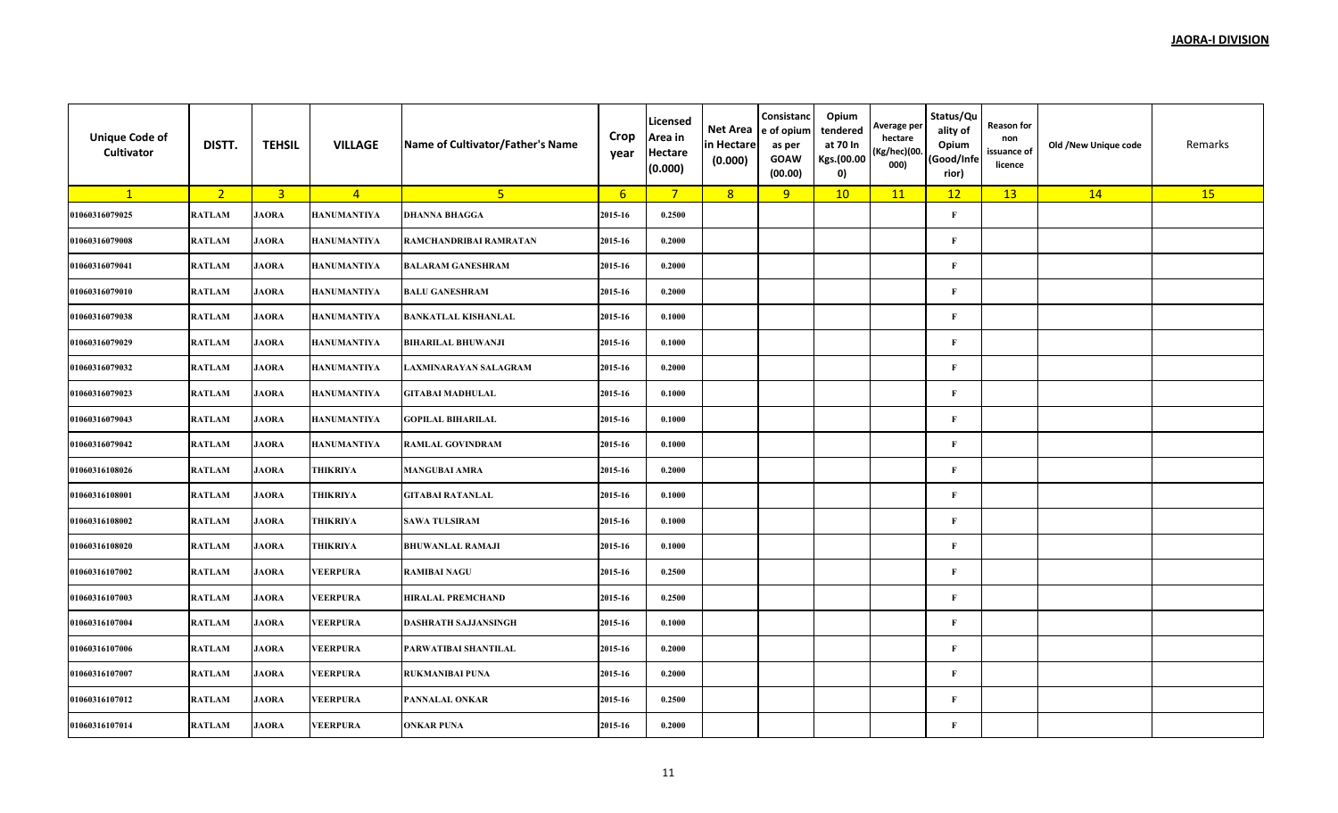**JAORA-I DIVISION**

| Unique Code of Cultivator | DISTT. | TEHSIL | VILLAGE | Name of Cultivator/Father's Name | Crop year | Licensed Area in Hectare (0.000) | Net Area in Hectare (0.000) | Consistance of opium as per GOAW (00.00) | Opium tendered at 70 In Kgs.(00.000) | Average per hectare (Kg/hec)(00.000) | Status/Quality of Opium (Good/Inferior) | Reason for non issuance of licence | Old /New Unique code | Remarks |
|---|---|---|---|---|---|---|---|---|---|---|---|---|---|---|
| 1 | 2 | 3 | 4 | 5 | 6 | 7 | 8 | 9 | 10 | 11 | 12 | 13 | 14 | 15 |
| 01060316079025 | RATLAM | JAORA | HANUMANTIYA | DHANNA BHAGGA | 2015-16 | 0.2500 | | | | | F | | | |
| 01060316079008 | RATLAM | JAORA | HANUMANTIYA | RAMCHANDRIBAI RAMRATAN | 2015-16 | 0.2000 | | | | | F | | | |
| 01060316079041 | RATLAM | JAORA | HANUMANTIYA | BALARAM GANESHRAM | 2015-16 | 0.2000 | | | | | F | | | |
| 01060316079010 | RATLAM | JAORA | HANUMANTIYA | BALU GANESHRAM | 2015-16 | 0.2000 | | | | | F | | | |
| 01060316079038 | RATLAM | JAORA | HANUMANTIYA | BANKATLAL KISHANLAL | 2015-16 | 0.1000 | | | | | F | | | |
| 01060316079029 | RATLAM | JAORA | HANUMANTIYA | BIHARILAL BHUWANJI | 2015-16 | 0.1000 | | | | | F | | | |
| 01060316079032 | RATLAM | JAORA | HANUMANTIYA | LAXMINARAYAN SALAGRAM | 2015-16 | 0.2000 | | | | | F | | | |
| 01060316079023 | RATLAM | JAORA | HANUMANTIYA | GITABAI MADHULAL | 2015-16 | 0.1000 | | | | | F | | | |
| 01060316079043 | RATLAM | JAORA | HANUMANTIYA | GOPILAL BIHARILAL | 2015-16 | 0.1000 | | | | | F | | | |
| 01060316079042 | RATLAM | JAORA | HANUMANTIYA | RAMLAL GOVINDRAM | 2015-16 | 0.1000 | | | | | F | | | |
| 01060316108026 | RATLAM | JAORA | THIKRIYA | MANGUBAI AMRA | 2015-16 | 0.2000 | | | | | F | | | |
| 01060316108001 | RATLAM | JAORA | THIKRIYA | GITABAI RATANLAL | 2015-16 | 0.1000 | | | | | F | | | |
| 01060316108002 | RATLAM | JAORA | THIKRIYA | SAWA TULSIRAM | 2015-16 | 0.1000 | | | | | F | | | |
| 01060316108020 | RATLAM | JAORA | THIKRIYA | BHUWANLAL RAMAJI | 2015-16 | 0.1000 | | | | | F | | | |
| 01060316107002 | RATLAM | JAORA | VEERPURA | RAMIBAI NAGU | 2015-16 | 0.2500 | | | | | F | | | |
| 01060316107003 | RATLAM | JAORA | VEERPURA | HIRALAL PREMCHAND | 2015-16 | 0.2500 | | | | | F | | | |
| 01060316107004 | RATLAM | JAORA | VEERPURA | DASHRATH SAJJANSINGH | 2015-16 | 0.1000 | | | | | F | | | |
| 01060316107006 | RATLAM | JAORA | VEERPURA | PARWATIBAI SHANTILAL | 2015-16 | 0.2000 | | | | | F | | | |
| 01060316107007 | RATLAM | JAORA | VEERPURA | RUKMANIBAI PUNA | 2015-16 | 0.2000 | | | | | F | | | |
| 01060316107012 | RATLAM | JAORA | VEERPURA | PANNALAL ONKAR | 2015-16 | 0.2500 | | | | | F | | | |
| 01060316107014 | RATLAM | JAORA | VEERPURA | ONKAR PUNA | 2015-16 | 0.2000 | | | | | F | | | |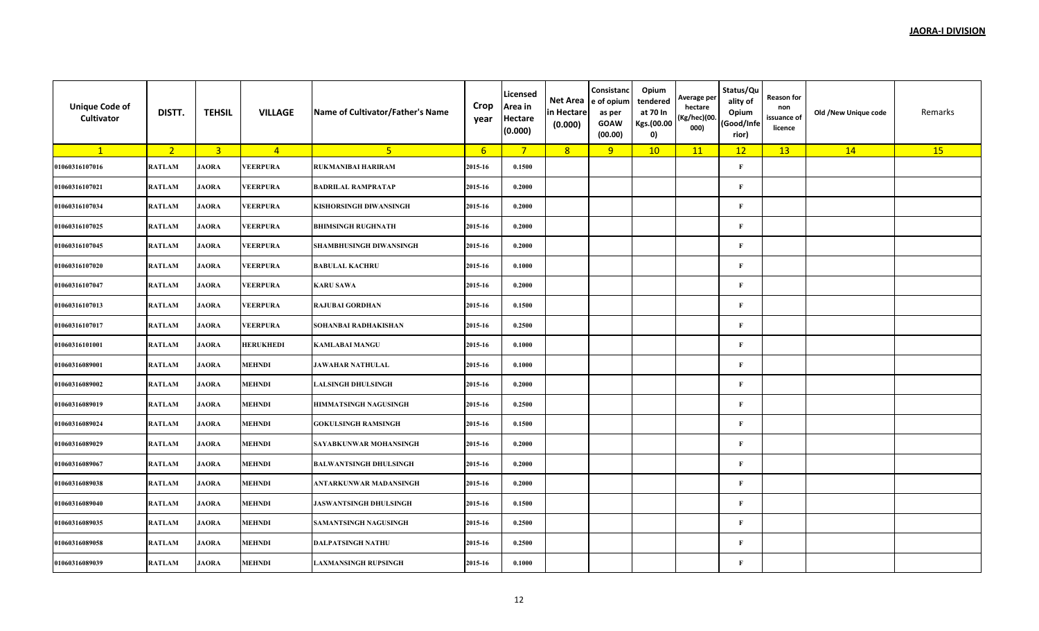**JAORA-I DIVISION**

| Unique Code of Cultivator | DISTT. | TEHSIL | VILLAGE | Name of Cultivator/Father's Name | Crop year | Licensed Area in Hectare (0.000) | Net Area in Hectare (0.000) | Consistance of opium as per GOAW (00.00) | Opium tendered at 70 In Kgs.(00.000) | Average per hectare (Kg/hec)(00.000) | Status/Quality of Opium (Good/Inferior) | Reason for non issuance of licence | Old /New Unique code | Remarks |
|---|---|---|---|---|---|---|---|---|---|---|---|---|---|---|
| 1 | 2 | 3 | 4 | 5 | 6 | 7 | 8 | 9 | 10 | 11 | 12 | 13 | 14 | 15 |
| 01060316107016 | RATLAM | JAORA | VEERPURA | RUKMANIBAI HARIRAM | 2015-16 | 0.1500 | | | | | F | | | |
| 01060316107021 | RATLAM | JAORA | VEERPURA | BADRILAL RAMPRATAP | 2015-16 | 0.2000 | | | | | F | | | |
| 01060316107034 | RATLAM | JAORA | VEERPURA | KISHORSINGH DIWANSINGH | 2015-16 | 0.2000 | | | | | F | | | |
| 01060316107025 | RATLAM | JAORA | VEERPURA | BHIMSINGH RUGHNATH | 2015-16 | 0.2000 | | | | | F | | | |
| 01060316107045 | RATLAM | JAORA | VEERPURA | SHAMBHUSINGH DIWANSINGH | 2015-16 | 0.2000 | | | | | F | | | |
| 01060316107020 | RATLAM | JAORA | VEERPURA | BABULAL KACHRU | 2015-16 | 0.1000 | | | | | F | | | |
| 01060316107047 | RATLAM | JAORA | VEERPURA | KARU SAWA | 2015-16 | 0.2000 | | | | | F | | | |
| 01060316107013 | RATLAM | JAORA | VEERPURA | RAJUBAI GORDHAN | 2015-16 | 0.1500 | | | | | F | | | |
| 01060316107017 | RATLAM | JAORA | VEERPURA | SOHANBAI RADHAKISHAN | 2015-16 | 0.2500 | | | | | F | | | |
| 01060316101001 | RATLAM | JAORA | HERUKHEDI | KAMLABAI MANGU | 2015-16 | 0.1000 | | | | | F | | | |
| 01060316089001 | RATLAM | JAORA | MEHNDI | JAWAHAR NATHULAL | 2015-16 | 0.1000 | | | | | F | | | |
| 01060316089002 | RATLAM | JAORA | MEHNDI | LALSINGH DHULSINGH | 2015-16 | 0.2000 | | | | | F | | | |
| 01060316089019 | RATLAM | JAORA | MEHNDI | HIMMATSINGH NAGUSINGH | 2015-16 | 0.2500 | | | | | F | | | |
| 01060316089024 | RATLAM | JAORA | MEHNDI | GOKULSINGH RAMSINGH | 2015-16 | 0.1500 | | | | | F | | | |
| 01060316089029 | RATLAM | JAORA | MEHNDI | SAYABKUNWAR MOHANSINGH | 2015-16 | 0.2000 | | | | | F | | | |
| 01060316089067 | RATLAM | JAORA | MEHNDI | BALWANTSINGH DHULSINGH | 2015-16 | 0.2000 | | | | | F | | | |
| 01060316089038 | RATLAM | JAORA | MEHNDI | ANTARKUNWAR MADANSINGH | 2015-16 | 0.2000 | | | | | F | | | |
| 01060316089040 | RATLAM | JAORA | MEHNDI | JASWANTSINGH DHULSINGH | 2015-16 | 0.1500 | | | | | F | | | |
| 01060316089035 | RATLAM | JAORA | MEHNDI | SAMANTSINGH NAGUSINGH | 2015-16 | 0.2500 | | | | | F | | | |
| 01060316089058 | RATLAM | JAORA | MEHNDI | DALPATSINGH NATHU | 2015-16 | 0.2500 | | | | | F | | | |
| 01060316089039 | RATLAM | JAORA | MEHNDI | LAXMANSINGH RUPSINGH | 2015-16 | 0.1000 | | | | | F | | | |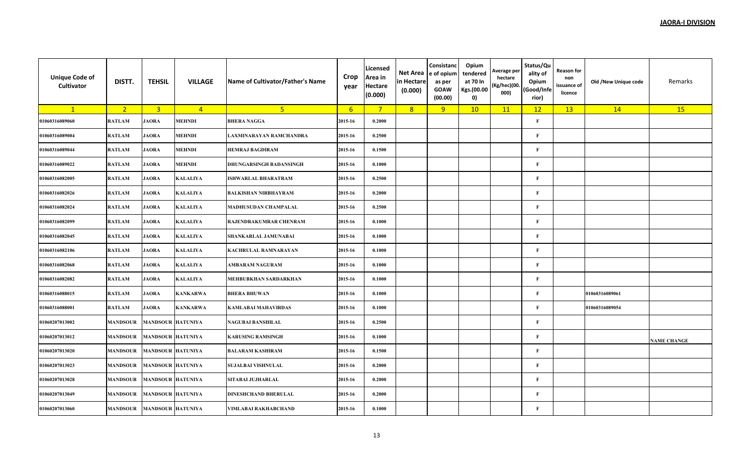**JAORA-I DIVISION**

| Unique Code of Cultivator | DISTT. | TEHSIL | VILLAGE | Name of Cultivator/Father's Name | Crop year | Licensed Area in Hectare (0.000) | Net Area in Hectare (0.000) | Consistance of opium as per GOAW (00.00) | Opium tendered at 70 In Kgs.(00.000) | Average per hectare (Kg/hec)(00.000) | Status/Quality of Opium (Good/Inferior) | Reason for non issuance of licence | Old /New Unique code | Remarks |
|---|---|---|---|---|---|---|---|---|---|---|---|---|---|---|
| 1 | 2 | 3 | 4 | 5 | 6 | 7 | 8 | 9 | 10 | 11 | 12 | 13 | 14 | 15 |
| 01060316089060 | RATLAM | JAORA | MEHNDI | BHERA NAGGA | 2015-16 | 0.2000 | | | | | F | | | |
| 01060316089004 | RATLAM | JAORA | MEHNDI | LAXMINARAYAN RAMCHANDRA | 2015-16 | 0.2500 | | | | | F | | | |
| 01060316089044 | RATLAM | JAORA | MEHNDI | HEMRAJ BAGDIRAM | 2015-16 | 0.1500 | | | | | F | | | |
| 01060316089022 | RATLAM | JAORA | MEHNDI | DHUNGARSINGH BADANSINGH | 2015-16 | 0.1000 | | | | | F | | | |
| 01060316082005 | RATLAM | JAORA | KALALIYA | ISHWARLAL BHARATRAM | 2015-16 | 0.2500 | | | | | F | | | |
| 01060316082026 | RATLAM | JAORA | KALALIYA | BALKISHAN NIRBHAYRAM | 2015-16 | 0.2000 | | | | | F | | | |
| 01060316082024 | RATLAM | JAORA | KALALIYA | MADHUSUDAN CHAMPALAL | 2015-16 | 0.2500 | | | | | F | | | |
| 01060316082099 | RATLAM | JAORA | KALALIYA | RAJENDRAKUMRAR CHENRAM | 2015-16 | 0.1000 | | | | | F | | | |
| 01060316082045 | RATLAM | JAORA | KALALIYA | SHANKARLAL JAMUNABAI | 2015-16 | 0.1000 | | | | | F | | | |
| 01060316082106 | RATLAM | JAORA | KALALIYA | KACHRULAL RAMNARAYAN | 2015-16 | 0.1000 | | | | | F | | | |
| 01060316082068 | RATLAM | JAORA | KALALIYA | AMBARAM NAGURAM | 2015-16 | 0.1000 | | | | | F | | | |
| 01060316082082 | RATLAM | JAORA | KALALIYA | MEHBUBKHAN SARDARKHAN | 2015-16 | 0.1000 | | | | | F | | | |
| 01060316088015 | RATLAM | JAORA | KANKARWA | BHERA BHUWAN | 2015-16 | 0.1000 | | | | | F | | 01060316089061 | |
| 01060316088001 | RATLAM | JAORA | KANKARWA | KAMLABAI MAHAVIRDAS | 2015-16 | 0.1000 | | | | | F | | 01060316089054 | |
| 01060207013002 | MANDSOUR | MANDSOUR | HATUNIYA | NAGUBAI BANSHILAL | 2015-16 | 0.2500 | | | | | F | | | |
| 01060207013012 | MANDSOUR | MANDSOUR | HATUNIYA | KARUSING RAMSINGH | 2015-16 | 0.1000 | | | | | F | | | NAME CHANGE |
| 01060207013020 | MANDSOUR | MANDSOUR | HATUNIYA | BALARAM KASHIRAM | 2015-16 | 0.1500 | | | | | F | | | |
| 01060207013023 | MANDSOUR | MANDSOUR | HATUNIYA | SUJALBAI VISHNULAL | 2015-16 | 0.2000 | | | | | F | | | |
| 01060207013028 | MANDSOUR | MANDSOUR | HATUNIYA | SITABAI JUJHARLAL | 2015-16 | 0.2000 | | | | | F | | | |
| 01060207013049 | MANDSOUR | MANDSOUR | HATUNIYA | DINESHCHAND BHERULAL | 2015-16 | 0.2000 | | | | | F | | | |
| 01060207013060 | MANDSOUR | MANDSOUR | HATUNIYA | VIMLABAI RAKHABCHAND | 2015-16 | 0.1000 | | | | | F | | | |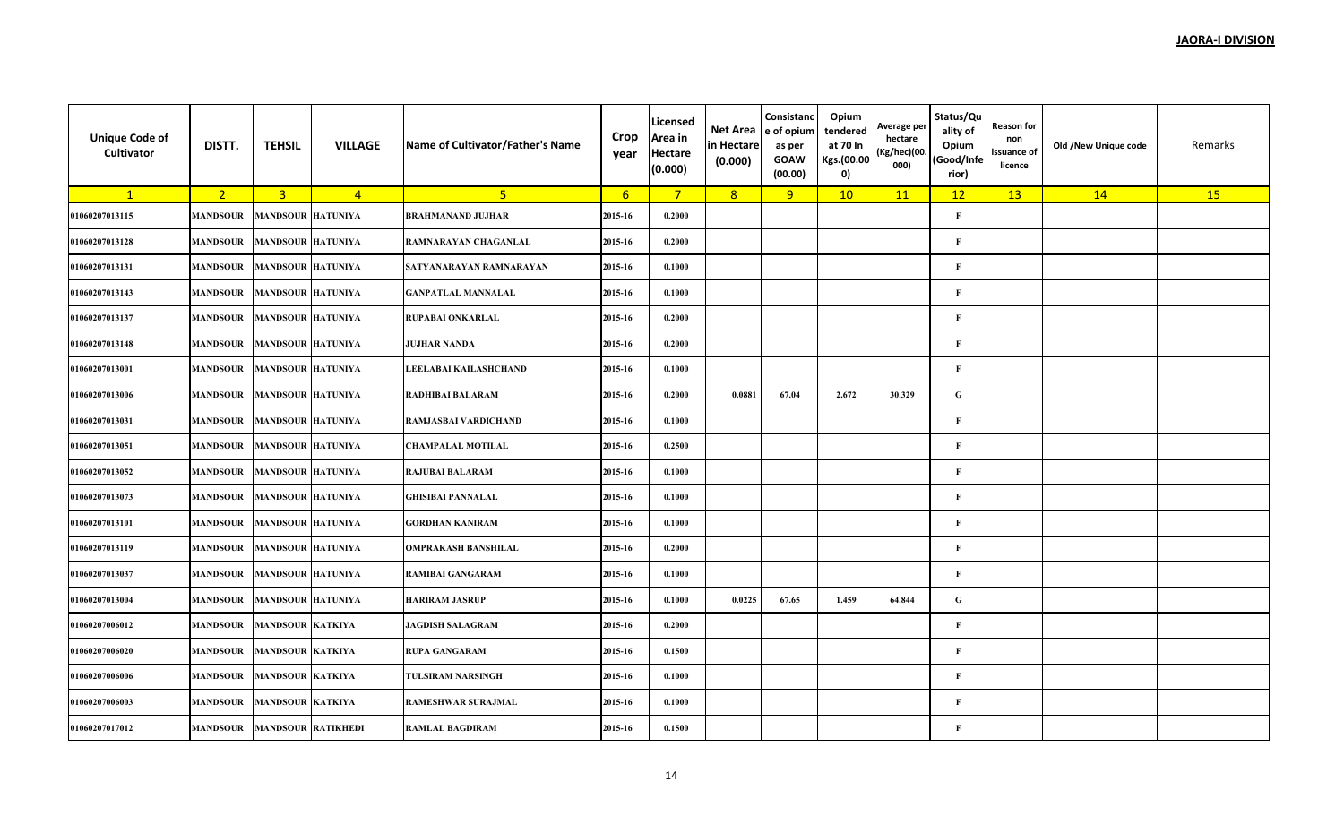**JAORA-I DIVISION**

| Unique Code of Cultivator | DISTT. | TEHSIL | VILLAGE | Name of Cultivator/Father's Name | Crop year | Licensed Area in Hectare (0.000) | Net Area in Hectare (0.000) | Consistance of opium as per GOAW (00.00) | Opium tendered at 70 In Kgs.(00.000) | Average per hectare (Kg/hec)(00.000) | Status/Quality of Opium (Good/Inferior) | Reason for non issuance of licence | Old /New Unique code | Remarks |
|---|---|---|---|---|---|---|---|---|---|---|---|---|---|---|
| 1 | 2 | 3 | 4 | 5 | 6 | 7 | 8 | 9 | 10 | 11 | 12 | 13 | 14 | 15 |
| 01060207013115 | MANDSOUR | MANDSOUR | HATUNIYA | BRAHMANAND JUJHAR | 2015-16 | 0.2000 | | | | | F | | | |
| 01060207013128 | MANDSOUR | MANDSOUR | HATUNIYA | RAMNARAYAN CHAGANLAL | 2015-16 | 0.2000 | | | | | F | | | |
| 01060207013131 | MANDSOUR | MANDSOUR | HATUNIYA | SATYANARAYAN RAMNARAYAN | 2015-16 | 0.1000 | | | | | F | | | |
| 01060207013143 | MANDSOUR | MANDSOUR | HATUNIYA | GANPATLAL MANNALAL | 2015-16 | 0.1000 | | | | | F | | | |
| 01060207013137 | MANDSOUR | MANDSOUR | HATUNIYA | RUPABAI ONKARLAL | 2015-16 | 0.2000 | | | | | F | | | |
| 01060207013148 | MANDSOUR | MANDSOUR | HATUNIYA | JUJHAR NANDA | 2015-16 | 0.2000 | | | | | F | | | |
| 01060207013001 | MANDSOUR | MANDSOUR | HATUNIYA | LEELABAI KAILASHCHAND | 2015-16 | 0.1000 | | | | | F | | | |
| 01060207013006 | MANDSOUR | MANDSOUR | HATUNIYA | RADHIBAI BALARAM | 2015-16 | 0.2000 | 0.0881 | 67.04 | 2.672 | 30.329 | G | | | |
| 01060207013031 | MANDSOUR | MANDSOUR | HATUNIYA | RAMJASBAI VARDICHAND | 2015-16 | 0.1000 | | | | | F | | | |
| 01060207013051 | MANDSOUR | MANDSOUR | HATUNIYA | CHAMPALAL MOTILAL | 2015-16 | 0.2500 | | | | | F | | | |
| 01060207013052 | MANDSOUR | MANDSOUR | HATUNIYA | RAJUBAI BALARAM | 2015-16 | 0.1000 | | | | | F | | | |
| 01060207013073 | MANDSOUR | MANDSOUR | HATUNIYA | GHISIBAI PANNALAL | 2015-16 | 0.1000 | | | | | F | | | |
| 01060207013101 | MANDSOUR | MANDSOUR | HATUNIYA | GORDHAN KANIRAM | 2015-16 | 0.1000 | | | | | F | | | |
| 01060207013119 | MANDSOUR | MANDSOUR | HATUNIYA | OMPRAKASH BANSHILAL | 2015-16 | 0.2000 | | | | | F | | | |
| 01060207013037 | MANDSOUR | MANDSOUR | HATUNIYA | RAMIBAI GANGARAM | 2015-16 | 0.1000 | | | | | F | | | |
| 01060207013004 | MANDSOUR | MANDSOUR | HATUNIYA | HARIRAM JASRUP | 2015-16 | 0.1000 | 0.0225 | 67.65 | 1.459 | 64.844 | G | | | |
| 01060207006012 | MANDSOUR | MANDSOUR | KATKIYA | JAGDISH SALAGRAM | 2015-16 | 0.2000 | | | | | F | | | |
| 01060207006020 | MANDSOUR | MANDSOUR | KATKIYA | RUPA GANGARAM | 2015-16 | 0.1500 | | | | | F | | | |
| 01060207006006 | MANDSOUR | MANDSOUR | KATKIYA | TULSIRAM NARSINGH | 2015-16 | 0.1000 | | | | | F | | | |
| 01060207006003 | MANDSOUR | MANDSOUR | KATKIYA | RAMESHWAR SURAJMAL | 2015-16 | 0.1000 | | | | | F | | | |
| 01060207017012 | MANDSOUR | MANDSOUR | RATIKHEDI | RAMLAL BAGDIRAM | 2015-16 | 0.1500 | | | | | F | | | |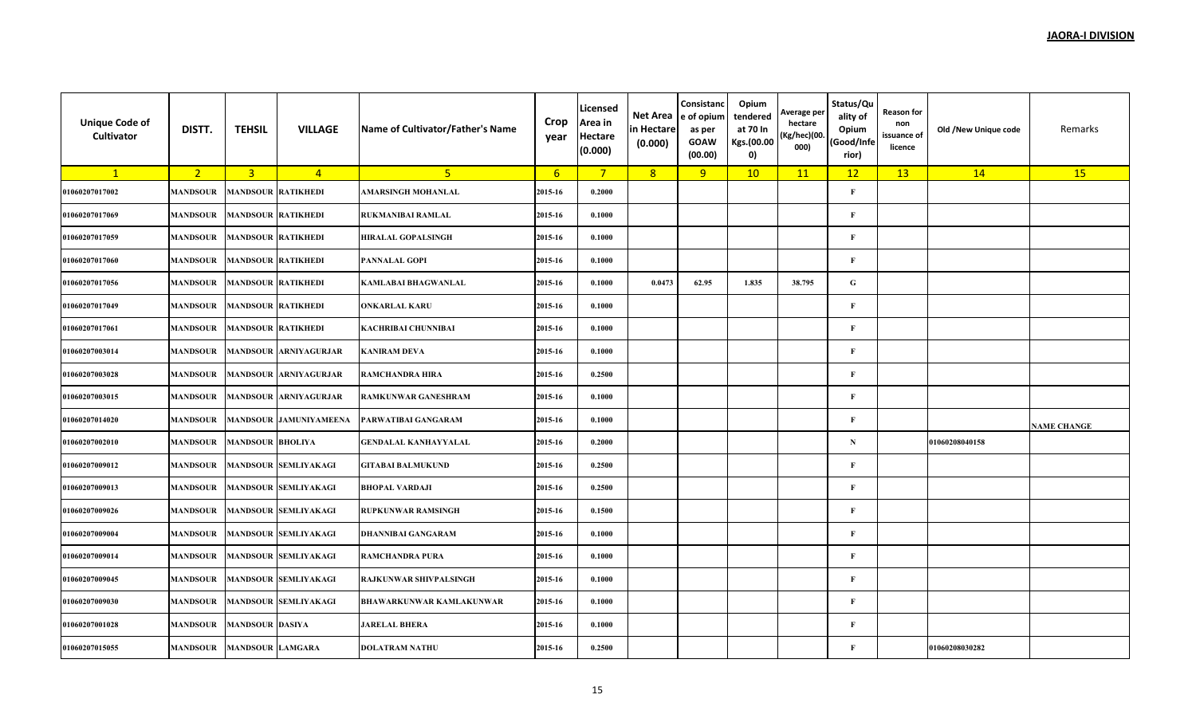**JAORA-I DIVISION**

| Unique Code of Cultivator | DISTT. | TEHSIL | VILLAGE | Name of Cultivator/Father's Name | Crop year | Licensed Area in Hectare (0.000) | Net Area in Hectare (0.000) | Consistance of opium as per GOAW (00.00) | Opium tendered at 70 In Kgs.(00.000) | Average per hectare (Kg/hec)(00.000) | Status/Quality of Opium (Good/Inferior) | Reason for non issuance of licence | Old /New Unique code | Remarks |
|---|---|---|---|---|---|---|---|---|---|---|---|---|---|---|
| 1 | 2 | 3 | 4 | 5 | 6 | 7 | 8 | 9 | 10 | 11 | 12 | 13 | 14 | 15 |
| 01060207017002 | MANDSOUR | MANDSOUR | RATIKHEDI | AMARSINGH MOHANLAL | 2015-16 | 0.2000 | | | | | F | | | |
| 01060207017069 | MANDSOUR | MANDSOUR | RATIKHEDI | RUKMANIBAI RAMLAL | 2015-16 | 0.1000 | | | | | F | | | |
| 01060207017059 | MANDSOUR | MANDSOUR | RATIKHEDI | HIRALAL GOPALSINGH | 2015-16 | 0.1000 | | | | | F | | | |
| 01060207017060 | MANDSOUR | MANDSOUR | RATIKHEDI | PANNALAL GOPI | 2015-16 | 0.1000 | | | | | F | | | |
| 01060207017056 | MANDSOUR | MANDSOUR | RATIKHEDI | KAMLABAI BHAGWANLAL | 2015-16 | 0.1000 | 0.0473 | 62.95 | 1.835 | 38.795 | G | | | |
| 01060207017049 | MANDSOUR | MANDSOUR | RATIKHEDI | ONKARLAL KARU | 2015-16 | 0.1000 | | | | | F | | | |
| 01060207017061 | MANDSOUR | MANDSOUR | RATIKHEDI | KACHRIBAI CHUNNIBAI | 2015-16 | 0.1000 | | | | | F | | | |
| 01060207003014 | MANDSOUR | MANDSOUR | ARNIYAGURJAR | KANIRAM DEVA | 2015-16 | 0.1000 | | | | | F | | | |
| 01060207003028 | MANDSOUR | MANDSOUR | ARNIYAGURJAR | RAMCHANDRA HIRA | 2015-16 | 0.2500 | | | | | F | | | |
| 01060207003015 | MANDSOUR | MANDSOUR | ARNIYAGURJAR | RAMKUNWAR GANESHRAM | 2015-16 | 0.1000 | | | | | F | | | |
| 01060207014020 | MANDSOUR | MANDSOUR | JAMUNIYAMEENA | PARWATIBAI GANGARAM | 2015-16 | 0.1000 | | | | | F | | | NAME CHANGE |
| 01060207002010 | MANDSOUR | MANDSOUR | BHOLIYA | GENDALAL KANHAYYALAL | 2015-16 | 0.2000 | | | | | N | | 01060208040158 | |
| 01060207009012 | MANDSOUR | MANDSOUR | SEMLIYAKAGI | GITABAI BALMUKUND | 2015-16 | 0.2500 | | | | | F | | | |
| 01060207009013 | MANDSOUR | MANDSOUR | SEMLIYAKAGI | BHOPAL VARDAJI | 2015-16 | 0.2500 | | | | | F | | | |
| 01060207009026 | MANDSOUR | MANDSOUR | SEMLIYAKAGI | RUPKUNWAR RAMSINGH | 2015-16 | 0.1500 | | | | | F | | | |
| 01060207009004 | MANDSOUR | MANDSOUR | SEMLIYAKAGI | DHANNIBAI GANGARAM | 2015-16 | 0.1000 | | | | | F | | | |
| 01060207009014 | MANDSOUR | MANDSOUR | SEMLIYAKAGI | RAMCHANDRA PURA | 2015-16 | 0.1000 | | | | | F | | | |
| 01060207009045 | MANDSOUR | MANDSOUR | SEMLIYAKAGI | RAJKUNWAR SHIVPALSINGH | 2015-16 | 0.1000 | | | | | F | | | |
| 01060207009030 | MANDSOUR | MANDSOUR | SEMLIYAKAGI | BHAWARKUNWAR KAMLAKUNWAR | 2015-16 | 0.1000 | | | | | F | | | |
| 01060207001028 | MANDSOUR | MANDSOUR | DASIYA | JARELAL BHERA | 2015-16 | 0.1000 | | | | | F | | | |
| 01060207015055 | MANDSOUR | MANDSOUR | LAMGARA | DOLATRAM NATHU | 2015-16 | 0.2500 | | | | | F | | 01060208030282 | |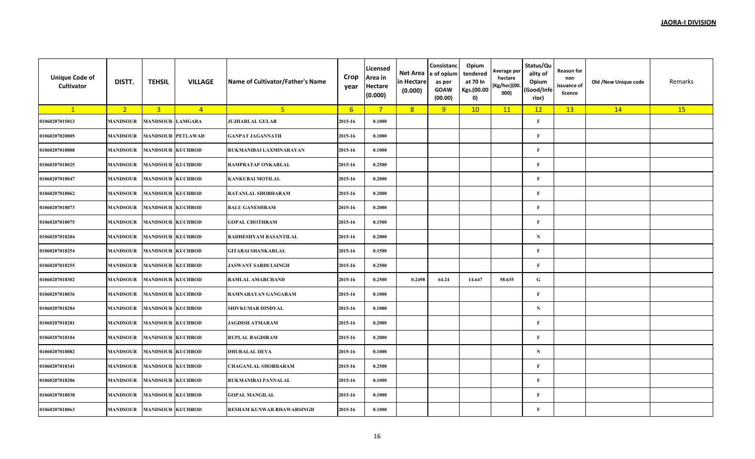**JAORA-I DIVISION**

| Unique Code of Cultivator | DISTT. | TEHSIL | VILLAGE | Name of Cultivator/Father's Name | Crop year | Licensed Area in Hectare (0.000) | Net Area in Hectare (0.000) | Consistance of opium as per GOAW (00.00) | Opium tendered at 70 In Kgs.(00.000) | Average per hectare (Kg/hec)(00.000) | Status/Quality of Opium (Good/Inferior) | Reason for non issuance of licence | Old /New Unique code | Remarks |
|---|---|---|---|---|---|---|---|---|---|---|---|---|---|---|
| 1 | 2 | 3 | 4 | 5 | 6 | 7 | 8 | 9 | 10 | 11 | 12 | 13 | 14 | 15 |
| 01060207015013 | MANDSOUR | MANDSOUR | LAMGARA | JUJHARLAL GULAB | 2015-16 | 0.1000 | | | | | F | | | |
| 01060207020005 | MANDSOUR | MANDSOUR | PETLAWAD | GANPAT JAGANNATH | 2015-16 | 0.1000 | | | | | F | | | |
| 01060207018008 | MANDSOUR | MANDSOUR | KUCHROD | RUKMANIBAI LAXMINARAYAN | 2015-16 | 0.1000 | | | | | F | | | |
| 01060207018025 | MANDSOUR | MANDSOUR | KUCHROD | RAMPRATAP ONKARLAL | 2015-16 | 0.2500 | | | | | F | | | |
| 01060207018047 | MANDSOUR | MANDSOUR | KUCHROD | KANKUBAI MOTILAL | 2015-16 | 0.2000 | | | | | F | | | |
| 01060207018062 | MANDSOUR | MANDSOUR | KUCHROD | RATANLAL SHOBHARAM | 2015-16 | 0.2000 | | | | | F | | | |
| 01060207018073 | MANDSOUR | MANDSOUR | KUCHROD | BALU GANESHRAM | 2015-16 | 0.2000 | | | | | F | | | |
| 01060207018075 | MANDSOUR | MANDSOUR | KUCHROD | GOPAL CHOTHRAM | 2015-16 | 0.1500 | | | | | F | | | |
| 01060207018204 | MANDSOUR | MANDSOUR | KUCHROD | RADHESHYAM BASANTILAL | 2015-16 | 0.2000 | | | | | N | | | |
| 01060207018254 | MANDSOUR | MANDSOUR | KUCHROD | GITABAI SHANKARLAL | 2015-16 | 0.1500 | | | | | F | | | |
| 01060207018255 | MANDSOUR | MANDSOUR | KUCHROD | JASWANT SARDULSINGH | 2015-16 | 0.2500 | | | | | F | | | |
| 01060207018302 | MANDSOUR | MANDSOUR | KUCHROD | RAMLAL AMARCHAND | 2015-16 | 0.2500 | 0.2498 | 64.24 | 14.647 | 58.635 | G | | | |
| 01060207018036 | MANDSOUR | MANDSOUR | KUCHROD | RAMNARAYAN GANGARAM | 2015-16 | 0.1000 | | | | | F | | | |
| 01060207018284 | MANDSOUR | MANDSOUR | KUCHROD | SHIVKUMAR DINDYAL | 2015-16 | 0.1000 | | | | | N | | | |
| 01060207018281 | MANDSOUR | MANDSOUR | KUCHROD | JAGDISH ATMARAM | 2015-16 | 0.2000 | | | | | F | | | |
| 01060207018104 | MANDSOUR | MANDSOUR | KUCHROD | RUPLAL BAGDIRAM | 2015-16 | 0.2000 | | | | | F | | | |
| 01060207018082 | MANDSOUR | MANDSOUR | KUCHROD | DHURALAL DEVA | 2015-16 | 0.1000 | | | | | N | | | |
| 01060207018341 | MANDSOUR | MANDSOUR | KUCHROD | CHAGANLAL SHOBHARAM | 2015-16 | 0.2500 | | | | | F | | | |
| 01060207018206 | MANDSOUR | MANDSOUR | KUCHROD | RUKMANIBAI PANNALAL | 2015-16 | 0.1000 | | | | | F | | | |
| 01060207018038 | MANDSOUR | MANDSOUR | KUCHROD | GOPAL MANGILAL | 2015-16 | 0.1000 | | | | | F | | | |
| 01060207018063 | MANDSOUR | MANDSOUR | KUCHROD | RESHAM KUNWAR BHAWARSINGH | 2015-16 | 0.1000 | | | | | F | | | |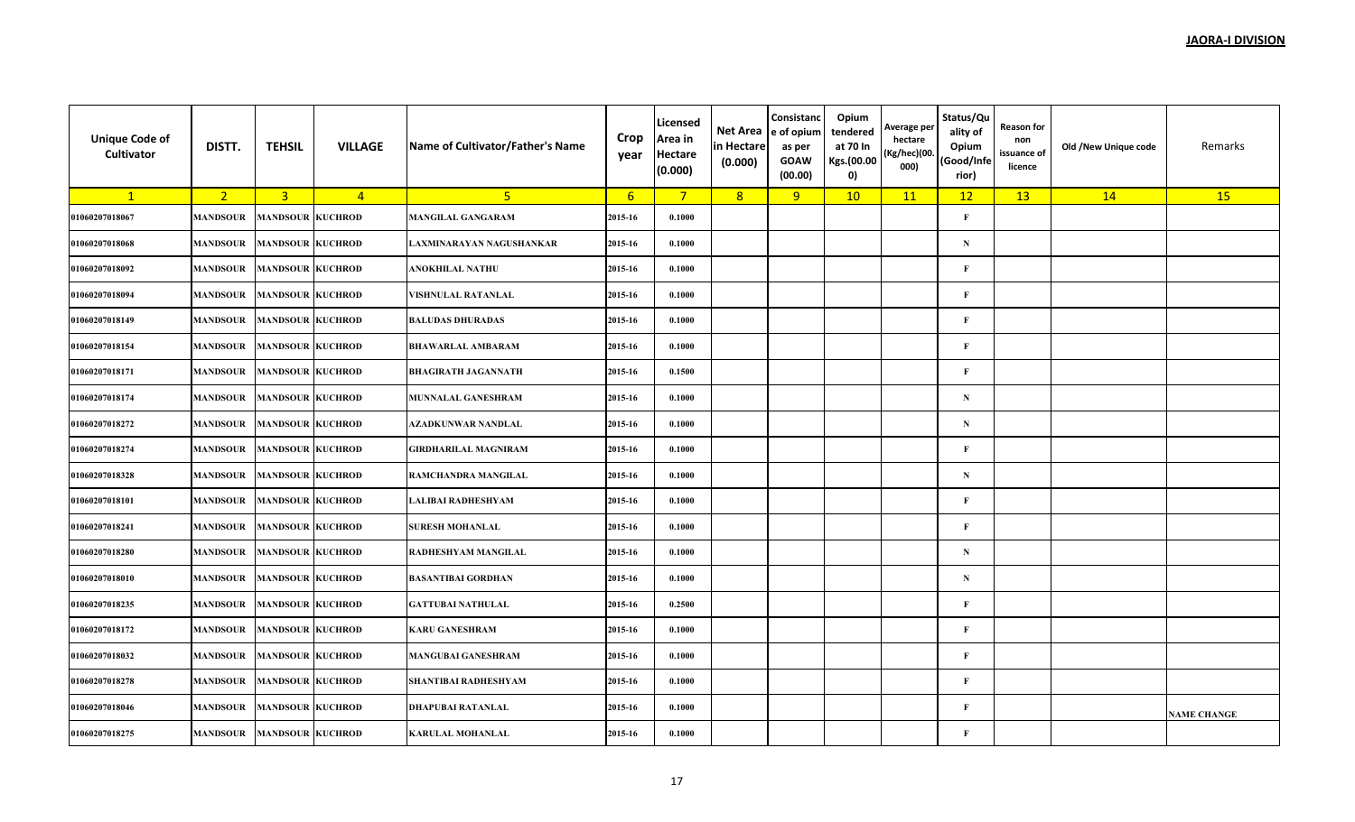**JAORA-I DIVISION**

| Unique Code of Cultivator | DISTT. | TEHSIL | VILLAGE | Name of Cultivator/Father's Name | Crop year | Licensed Area in Hectare (0.000) | Net Area in Hectare (0.000) | Consistance of opium as per GOAW (00.00) | Opium tendered at 70 In Kgs.(00.000) | Average per hectare (Kg/hec)(00.000) | Status/Quality of Opium (Good/Inferior) | Reason for non issuance of licence | Old /New Unique code | Remarks |
|---|---|---|---|---|---|---|---|---|---|---|---|---|---|---|
| 1 | 2 | 3 | 4 | 5 | 6 | 7 | 8 | 9 | 10 | 11 | 12 | 13 | 14 | 15 |
| 01060207018067 | MANDSOUR | MANDSOUR | KUCHROD | MANGILAL GANGARAM | 2015-16 | 0.1000 | | | | | F | | | |
| 01060207018068 | MANDSOUR | MANDSOUR | KUCHROD | LAXMINARAYAN NAGUSHANKAR | 2015-16 | 0.1000 | | | | | N | | | |
| 01060207018092 | MANDSOUR | MANDSOUR | KUCHROD | ANOKHILAL NATHU | 2015-16 | 0.1000 | | | | | F | | | |
| 01060207018094 | MANDSOUR | MANDSOUR | KUCHROD | VISHNULAL RATANLAL | 2015-16 | 0.1000 | | | | | F | | | |
| 01060207018149 | MANDSOUR | MANDSOUR | KUCHROD | BALUDAS DHURADAS | 2015-16 | 0.1000 | | | | | F | | | |
| 01060207018154 | MANDSOUR | MANDSOUR | KUCHROD | BHAWARLAL AMBARAM | 2015-16 | 0.1000 | | | | | F | | | |
| 01060207018171 | MANDSOUR | MANDSOUR | KUCHROD | BHAGIRATH JAGANNATH | 2015-16 | 0.1500 | | | | | F | | | |
| 01060207018174 | MANDSOUR | MANDSOUR | KUCHROD | MUNNALAL GANESHRAM | 2015-16 | 0.1000 | | | | | N | | | |
| 01060207018272 | MANDSOUR | MANDSOUR | KUCHROD | AZADKUNWAR NANDLAL | 2015-16 | 0.1000 | | | | | N | | | |
| 01060207018274 | MANDSOUR | MANDSOUR | KUCHROD | GIRDHARILAL MAGNIRAM | 2015-16 | 0.1000 | | | | | F | | | |
| 01060207018328 | MANDSOUR | MANDSOUR | KUCHROD | RAMCHANDRA MANGILAL | 2015-16 | 0.1000 | | | | | N | | | |
| 01060207018101 | MANDSOUR | MANDSOUR | KUCHROD | LALIBAI RADHESHYAM | 2015-16 | 0.1000 | | | | | F | | | |
| 01060207018241 | MANDSOUR | MANDSOUR | KUCHROD | SURESH MOHANLAL | 2015-16 | 0.1000 | | | | | F | | | |
| 01060207018280 | MANDSOUR | MANDSOUR | KUCHROD | RADHESHYAM MANGILAL | 2015-16 | 0.1000 | | | | | N | | | |
| 01060207018010 | MANDSOUR | MANDSOUR | KUCHROD | BASANTIBAI GORDHAN | 2015-16 | 0.1000 | | | | | N | | | |
| 01060207018235 | MANDSOUR | MANDSOUR | KUCHROD | GATTUBAI NATHULAL | 2015-16 | 0.2500 | | | | | F | | | |
| 01060207018172 | MANDSOUR | MANDSOUR | KUCHROD | KARU GANESHRAM | 2015-16 | 0.1000 | | | | | F | | | |
| 01060207018032 | MANDSOUR | MANDSOUR | KUCHROD | MANGUBAI GANESHRAM | 2015-16 | 0.1000 | | | | | F | | | |
| 01060207018278 | MANDSOUR | MANDSOUR | KUCHROD | SHANTIBAI RADHESHYAM | 2015-16 | 0.1000 | | | | | F | | | |
| 01060207018046 | MANDSOUR | MANDSOUR | KUCHROD | DHAPUBAI RATANLAL | 2015-16 | 0.1000 | | | | | F | | | NAME CHANGE |
| 01060207018275 | MANDSOUR | MANDSOUR | KUCHROD | KARULAL MOHANLAL | 2015-16 | 0.1000 | | | | | F | | | |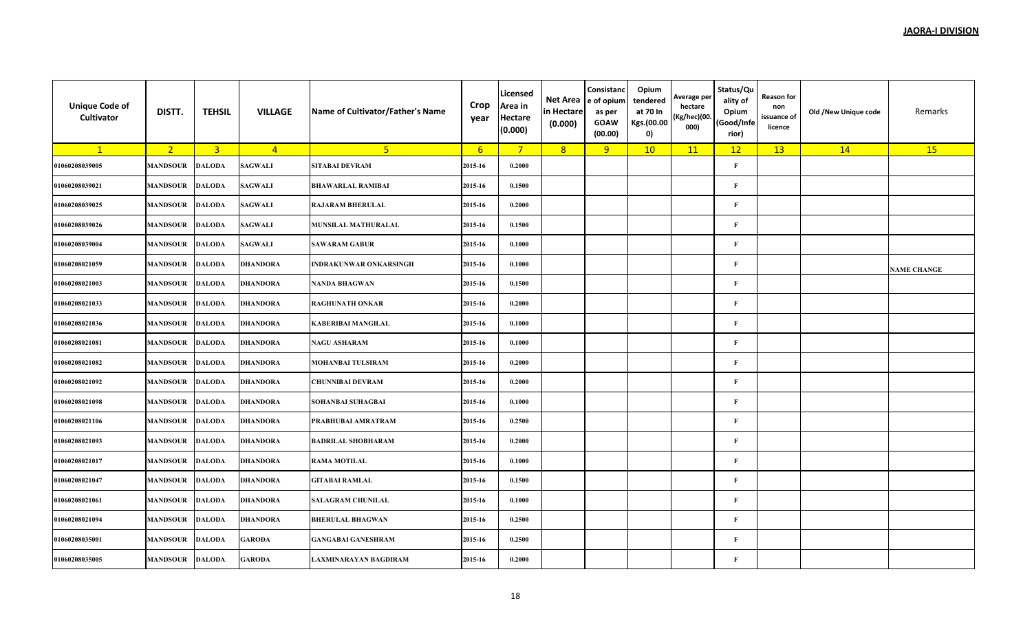**JAORA-I DIVISION**

| Unique Code of Cultivator | DISTT. | TEHSIL | VILLAGE | Name of Cultivator/Father's Name | Crop year | Licensed Area in Hectare (0.000) | Net Area in Hectare (0.000) | Consistance of opium as per GOAW (00.00) | Opium tendered at 70 In Kgs.(00.000) | Average per hectare (Kg/hec)(00.000) | Status/Quality of Opium (Good/Inferior) | Reason for non issuance of licence | Old /New Unique code | Remarks |
|---|---|---|---|---|---|---|---|---|---|---|---|---|---|---|
| 1 | 2 | 3 | 4 | 5 | 6 | 7 | 8 | 9 | 10 | 11 | 12 | 13 | 14 | 15 |
| 01060208039005 | MANDSOUR | DALODA | SAGWALI | SITABAI DEVRAM | 2015-16 | 0.2000 | | | | | F | | | |
| 01060208039021 | MANDSOUR | DALODA | SAGWALI | BHAWARLAL RAMIBAI | 2015-16 | 0.1500 | | | | | F | | | |
| 01060208039025 | MANDSOUR | DALODA | SAGWALI | RAJARAM BHERULAL | 2015-16 | 0.2000 | | | | | F | | | |
| 01060208039026 | MANDSOUR | DALODA | SAGWALI | MUNSILAL MATHURALAL | 2015-16 | 0.1500 | | | | | F | | | |
| 01060208039004 | MANDSOUR | DALODA | SAGWALI | SAWARAM GABUR | 2015-16 | 0.1000 | | | | | F | | | |
| 01060208021059 | MANDSOUR | DALODA | DHANDORA | INDRAKUNWAR ONKARSINGH | 2015-16 | 0.1000 | | | | | F | | | NAME CHANGE |
| 01060208021003 | MANDSOUR | DALODA | DHANDORA | NANDA BHAGWAN | 2015-16 | 0.1500 | | | | | F | | | |
| 01060208021033 | MANDSOUR | DALODA | DHANDORA | RAGHUNATH ONKAR | 2015-16 | 0.2000 | | | | | F | | | |
| 01060208021036 | MANDSOUR | DALODA | DHANDORA | KABERIBAI MANGILAL | 2015-16 | 0.1000 | | | | | F | | | |
| 01060208021081 | MANDSOUR | DALODA | DHANDORA | NAGU ASHARAM | 2015-16 | 0.1000 | | | | | F | | | |
| 01060208021082 | MANDSOUR | DALODA | DHANDORA | MOHANBAI TULSIRAM | 2015-16 | 0.2000 | | | | | F | | | |
| 01060208021092 | MANDSOUR | DALODA | DHANDORA | CHUNNIBAI DEVRAM | 2015-16 | 0.2000 | | | | | F | | | |
| 01060208021098 | MANDSOUR | DALODA | DHANDORA | SOHANBAI SUHAGBAI | 2015-16 | 0.1000 | | | | | F | | | |
| 01060208021106 | MANDSOUR | DALODA | DHANDORA | PRABHUBAI AMRATRAM | 2015-16 | 0.2500 | | | | | F | | | |
| 01060208021093 | MANDSOUR | DALODA | DHANDORA | BADRILAL SHOBHARAM | 2015-16 | 0.2000 | | | | | F | | | |
| 01060208021017 | MANDSOUR | DALODA | DHANDORA | RAMA MOTILAL | 2015-16 | 0.1000 | | | | | F | | | |
| 01060208021047 | MANDSOUR | DALODA | DHANDORA | GITABAI RAMLAL | 2015-16 | 0.1500 | | | | | F | | | |
| 01060208021061 | MANDSOUR | DALODA | DHANDORA | SALAGRAM CHUNILAL | 2015-16 | 0.1000 | | | | | F | | | |
| 01060208021094 | MANDSOUR | DALODA | DHANDORA | BHERULAL BHAGWAN | 2015-16 | 0.2500 | | | | | F | | | |
| 01060208035001 | MANDSOUR | DALODA | GARODA | GANGABAI GANESHRAM | 2015-16 | 0.2500 | | | | | F | | | |
| 01060208035005 | MANDSOUR | DALODA | GARODA | LAXMINARAYAN BAGDIRAM | 2015-16 | 0.2000 | | | | | F | | | |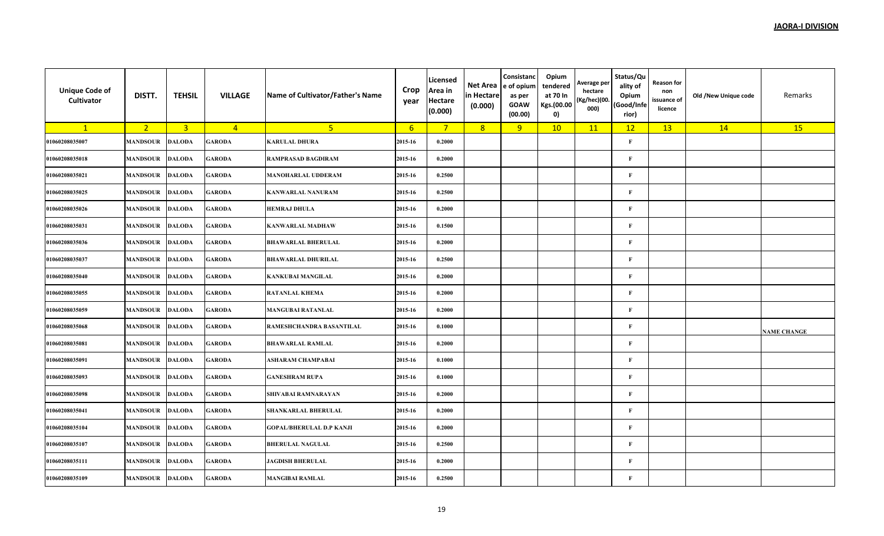**JAORA-I DIVISION**

| Unique Code of Cultivator | DISTT. | TEHSIL | VILLAGE | Name of Cultivator/Father's Name | Crop year | Licensed Area in Hectare (0.000) | Net Area in Hectare (0.000) | Consistance of opium as per GOAW (00.00) | Opium tendered at 70 In Kgs.(00.000) | Average per hectare (Kg/hec)(00.000) | Status/Quality of Opium (Good/Inferior) | Reason for non issuance of licence | Old /New Unique code | Remarks |
|---|---|---|---|---|---|---|---|---|---|---|---|---|---|---|
| 1 | 2 | 3 | 4 | 5 | 6 | 7 | 8 | 9 | 10 | 11 | 12 | 13 | 14 | 15 |
| 01060208035007 | MANDSOUR | DALODA | GARODA | KARULAL DHURA | 2015-16 | 0.2000 | | | | | F | | | |
| 01060208035018 | MANDSOUR | DALODA | GARODA | RAMPRASAD BAGDIRAM | 2015-16 | 0.2000 | | | | | F | | | |
| 01060208035021 | MANDSOUR | DALODA | GARODA | MANOHARLAL UDDERAM | 2015-16 | 0.2500 | | | | | F | | | |
| 01060208035025 | MANDSOUR | DALODA | GARODA | KANWARLAL NANURAM | 2015-16 | 0.2500 | | | | | F | | | |
| 01060208035026 | MANDSOUR | DALODA | GARODA | HEMRAJ DHULA | 2015-16 | 0.2000 | | | | | F | | | |
| 01060208035031 | MANDSOUR | DALODA | GARODA | KANWARLAL MADHAW | 2015-16 | 0.1500 | | | | | F | | | |
| 01060208035036 | MANDSOUR | DALODA | GARODA | BHAWARLAL BHERULAL | 2015-16 | 0.2000 | | | | | F | | | |
| 01060208035037 | MANDSOUR | DALODA | GARODA | BHAWARLAL DHURILAL | 2015-16 | 0.2500 | | | | | F | | | |
| 01060208035040 | MANDSOUR | DALODA | GARODA | KANKUBAI MANGILAL | 2015-16 | 0.2000 | | | | | F | | | |
| 01060208035055 | MANDSOUR | DALODA | GARODA | RATANLAL KHEMA | 2015-16 | 0.2000 | | | | | F | | | |
| 01060208035059 | MANDSOUR | DALODA | GARODA | MANGUBAI RATANLAL | 2015-16 | 0.2000 | | | | | F | | | |
| 01060208035068 | MANDSOUR | DALODA | GARODA | RAMESHCHANDRA BASANTILAL | 2015-16 | 0.1000 | | | | | F | | | NAME CHANGE |
| 01060208035081 | MANDSOUR | DALODA | GARODA | BHAWARLAL RAMLAL | 2015-16 | 0.2000 | | | | | F | | | |
| 01060208035091 | MANDSOUR | DALODA | GARODA | ASHARAM CHAMPABAI | 2015-16 | 0.1000 | | | | | F | | | |
| 01060208035093 | MANDSOUR | DALODA | GARODA | GANESHRAM RUPA | 2015-16 | 0.1000 | | | | | F | | | |
| 01060208035098 | MANDSOUR | DALODA | GARODA | SHIVABAI RAMNARAYAN | 2015-16 | 0.2000 | | | | | F | | | |
| 01060208035041 | MANDSOUR | DALODA | GARODA | SHANKARLAL BHERULAL | 2015-16 | 0.2000 | | | | | F | | | |
| 01060208035104 | MANDSOUR | DALODA | GARODA | GOPAL/BHERULAL D.P KANJI | 2015-16 | 0.2000 | | | | | F | | | |
| 01060208035107 | MANDSOUR | DALODA | GARODA | BHERULAL NAGULAL | 2015-16 | 0.2500 | | | | | F | | | |
| 01060208035111 | MANDSOUR | DALODA | GARODA | JAGDISH BHERULAL | 2015-16 | 0.2000 | | | | | F | | | |
| 01060208035109 | MANDSOUR | DALODA | GARODA | MANGIBAI RAMLAL | 2015-16 | 0.2500 | | | | | F | | | |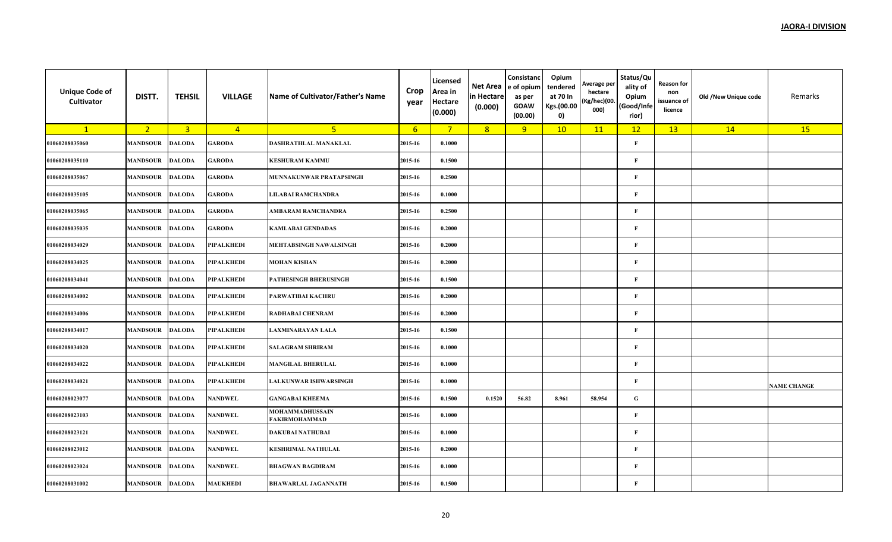**JAORA-I DIVISION**

| Unique Code of Cultivator | DISTT. | TEHSIL | VILLAGE | Name of Cultivator/Father's Name | Crop year | Licensed Area in Hectare (0.000) | Net Area in Hectare (0.000) | Consistance of opium as per GOAW (00.00) | Opium tendered at 70 In Kgs.(00.000) | Average per hectare (Kg/hec)(00.000) | Status/Quality of Opium (Good/Inferior) | Reason for non issuance of licence | Old /New Unique code | Remarks |
|---|---|---|---|---|---|---|---|---|---|---|---|---|---|---|
| 1 | 2 | 3 | 4 | 5 | 6 | 7 | 8 | 9 | 10 | 11 | 12 | 13 | 14 | 15 |
| 01060208035060 | MANDSOUR | DALODA | GARODA | DASHRATHLAL MANAKLAL | 2015-16 | 0.1000 | | | | | F | | | |
| 01060208035110 | MANDSOUR | DALODA | GARODA | KESHURAM KAMMU | 2015-16 | 0.1500 | | | | | F | | | |
| 01060208035067 | MANDSOUR | DALODA | GARODA | MUNNAKUNWAR PRATAPSINGH | 2015-16 | 0.2500 | | | | | F | | | |
| 01060208035105 | MANDSOUR | DALODA | GARODA | LILABAI RAMCHANDRA | 2015-16 | 0.1000 | | | | | F | | | |
| 01060208035065 | MANDSOUR | DALODA | GARODA | AMBARAM RAMCHANDRA | 2015-16 | 0.2500 | | | | | F | | | |
| 01060208035035 | MANDSOUR | DALODA | GARODA | KAMLABAI GENDADAS | 2015-16 | 0.2000 | | | | | F | | | |
| 01060208034029 | MANDSOUR | DALODA | PIPALKHEDI | MEHTABSINGH NAWALSINGH | 2015-16 | 0.2000 | | | | | F | | | |
| 01060208034025 | MANDSOUR | DALODA | PIPALKHEDI | MOHAN KISHAN | 2015-16 | 0.2000 | | | | | F | | | |
| 01060208034041 | MANDSOUR | DALODA | PIPALKHEDI | PATHESINGH BHERUSINGH | 2015-16 | 0.1500 | | | | | F | | | |
| 01060208034002 | MANDSOUR | DALODA | PIPALKHEDI | PARWATIBAI KACHRU | 2015-16 | 0.2000 | | | | | F | | | |
| 01060208034006 | MANDSOUR | DALODA | PIPALKHEDI | RADHABAI CHENRAM | 2015-16 | 0.2000 | | | | | F | | | |
| 01060208034017 | MANDSOUR | DALODA | PIPALKHEDI | LAXMINARAYAN LALA | 2015-16 | 0.1500 | | | | | F | | | |
| 01060208034020 | MANDSOUR | DALODA | PIPALKHEDI | SALAGRAM SHRIRAM | 2015-16 | 0.1000 | | | | | F | | | |
| 01060208034022 | MANDSOUR | DALODA | PIPALKHEDI | MANGILAL BHERULAL | 2015-16 | 0.1000 | | | | | F | | | |
| 01060208034021 | MANDSOUR | DALODA | PIPALKHEDI | LALKUNWAR ISHWARSINGH | 2015-16 | 0.1000 | | | | | F | | | NAME CHANGE |
| 01060208023077 | MANDSOUR | DALODA | NANDWEL | GANGABAI KHEEMA | 2015-16 | 0.1500 | 0.1520 | 56.82 | 8.961 | 58.954 | G | | | |
| 01060208023103 | MANDSOUR | DALODA | NANDWEL | MOHAMMADHUSSAIN FAKIRMOHAMMAD | 2015-16 | 0.1000 | | | | | F | | | |
| 01060208023121 | MANDSOUR | DALODA | NANDWEL | DAKUBAI NATHUBAI | 2015-16 | 0.1000 | | | | | F | | | |
| 01060208023012 | MANDSOUR | DALODA | NANDWEL | KESHRIMAL NATHULAL | 2015-16 | 0.2000 | | | | | F | | | |
| 01060208023024 | MANDSOUR | DALODA | NANDWEL | BHAGWAN BAGDIRAM | 2015-16 | 0.1000 | | | | | F | | | |
| 01060208031002 | MANDSOUR | DALODA | MAUKHEDI | BHAWARLAL JAGANNATH | 2015-16 | 0.1500 | | | | | F | | | |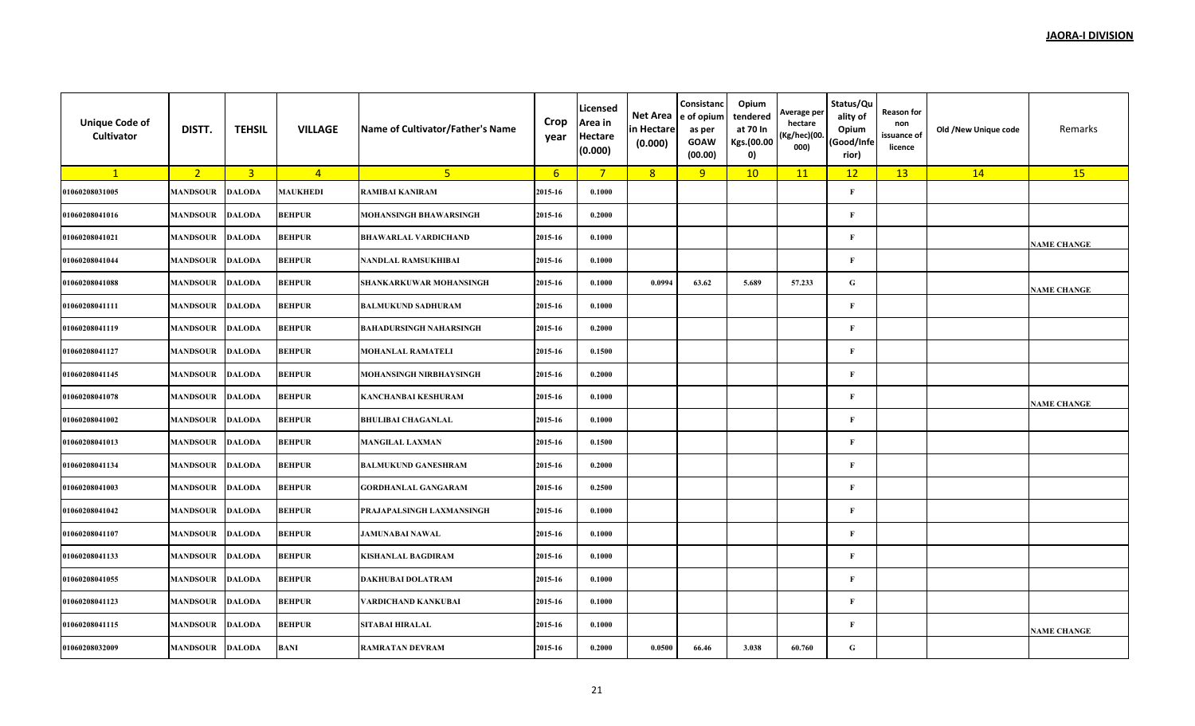**JAORA-I DIVISION**

| Unique Code of Cultivator | DISTT. | TEHSIL | VILLAGE | Name of Cultivator/Father's Name | Crop year | Licensed Area in Hectare (0.000) | Net Area in Hectare (0.000) | Consistance of opium as per GOAW (00.00) | Opium tendered at 70 In Kgs.(00.000) | Average per hectare (Kg/hec)(00.000) | Status/Quality of Opium (Good/Inferior) | Reason for non issuance of licence | Old /New Unique code | Remarks |
|---|---|---|---|---|---|---|---|---|---|---|---|---|---|---|
| 1 | 2 | 3 | 4 | 5 | 6 | 7 | 8 | 9 | 10 | 11 | 12 | 13 | 14 | 15 |
| 01060208031005 | MANDSOUR | DALODA | MAUKHEDI | RAMIBAI KANIRAM | 2015-16 | 0.1000 | | | | | F | | | |
| 01060208041016 | MANDSOUR | DALODA | BEHPUR | MOHANSINGH BHAWARSINGH | 2015-16 | 0.2000 | | | | | F | | | |
| 01060208041021 | MANDSOUR | DALODA | BEHPUR | BHAWARLAL VARDICHAND | 2015-16 | 0.1000 | | | | | F | | | NAME CHANGE |
| 01060208041044 | MANDSOUR | DALODA | BEHPUR | NANDLAL RAMSUKHIBAI | 2015-16 | 0.1000 | | | | | F | | | |
| 01060208041088 | MANDSOUR | DALODA | BEHPUR | SHANKARKUWAR MOHANSINGH | 2015-16 | 0.1000 | 0.0994 | 63.62 | 5.689 | 57.233 | G | | | NAME CHANGE |
| 01060208041111 | MANDSOUR | DALODA | BEHPUR | BALMUKUND SADHURAM | 2015-16 | 0.1000 | | | | | F | | | |
| 01060208041119 | MANDSOUR | DALODA | BEHPUR | BAHADURSINGH NAHARSINGH | 2015-16 | 0.2000 | | | | | F | | | |
| 01060208041127 | MANDSOUR | DALODA | BEHPUR | MOHANLAL RAMATELI | 2015-16 | 0.1500 | | | | | F | | | |
| 01060208041145 | MANDSOUR | DALODA | BEHPUR | MOHANSINGH NIRBHAYSINGH | 2015-16 | 0.2000 | | | | | F | | | |
| 01060208041078 | MANDSOUR | DALODA | BEHPUR | KANCHANBAI KESHURAM | 2015-16 | 0.1000 | | | | | F | | | NAME CHANGE |
| 01060208041002 | MANDSOUR | DALODA | BEHPUR | BHULIBAI CHAGANLAL | 2015-16 | 0.1000 | | | | | F | | | |
| 01060208041013 | MANDSOUR | DALODA | BEHPUR | MANGILAL LAXMAN | 2015-16 | 0.1500 | | | | | F | | | |
| 01060208041134 | MANDSOUR | DALODA | BEHPUR | BALMUKUND GANESHRAM | 2015-16 | 0.2000 | | | | | F | | | |
| 01060208041003 | MANDSOUR | DALODA | BEHPUR | GORDHANLAL GANGARAM | 2015-16 | 0.2500 | | | | | F | | | |
| 01060208041042 | MANDSOUR | DALODA | BEHPUR | PRAJAPALSINGH LAXMANSINGH | 2015-16 | 0.1000 | | | | | F | | | |
| 01060208041107 | MANDSOUR | DALODA | BEHPUR | JAMUNABAI NAWAL | 2015-16 | 0.1000 | | | | | F | | | |
| 01060208041133 | MANDSOUR | DALODA | BEHPUR | KISHANLAL BAGDIRAM | 2015-16 | 0.1000 | | | | | F | | | |
| 01060208041055 | MANDSOUR | DALODA | BEHPUR | DAKHUBAI DOLATRAM | 2015-16 | 0.1000 | | | | | F | | | |
| 01060208041123 | MANDSOUR | DALODA | BEHPUR | VARDICHAND KANKUBAI | 2015-16 | 0.1000 | | | | | F | | | |
| 01060208041115 | MANDSOUR | DALODA | BEHPUR | SITABAI HIRALAL | 2015-16 | 0.1000 | | | | | F | | | NAME CHANGE |
| 01060208032009 | MANDSOUR | DALODA | BANI | RAMRATAN DEVRAM | 2015-16 | 0.2000 | 0.0500 | 66.46 | 3.038 | 60.760 | G | | | |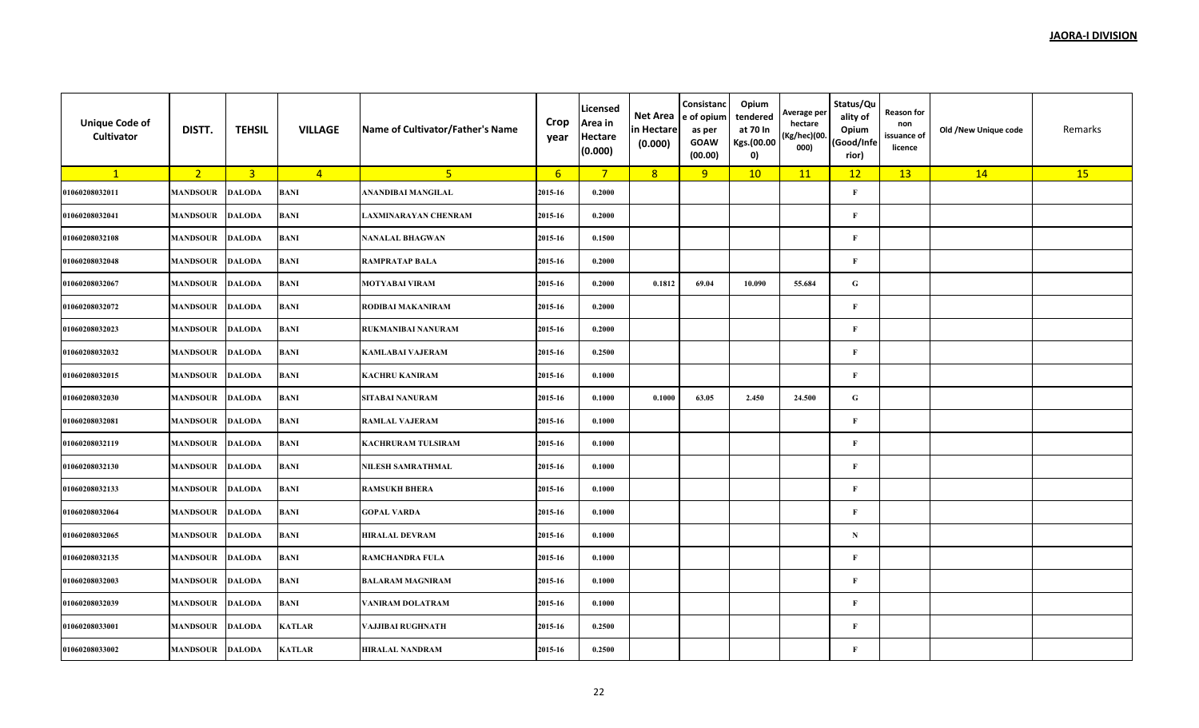**JAORA-I DIVISION**

| Unique Code of Cultivator | DISTT. | TEHSIL | VILLAGE | Name of Cultivator/Father's Name | Crop year | Licensed Area in Hectare (0.000) | Net Area in Hectare (0.000) | Consistance of opium as per GOAW (00.00) | Opium tendered at 70 In Kgs.(00.000) | Average per hectare (Kg/hec)(00.000) | Status/Quality of Opium (Good/Inferior) | Reason for non issuance of licence | Old /New Unique code | Remarks |
|---|---|---|---|---|---|---|---|---|---|---|---|---|---|---|
| 1 | 2 | 3 | 4 | 5 | 6 | 7 | 8 | 9 | 10 | 11 | 12 | 13 | 14 | 15 |
| 01060208032011 | MANDSOUR | DALODA | BANI | ANANDIBAI MANGILAL | 2015-16 | 0.2000 | | | | | F | | | |
| 01060208032041 | MANDSOUR | DALODA | BANI | LAXMINARAYAN CHENRAM | 2015-16 | 0.2000 | | | | | F | | | |
| 01060208032108 | MANDSOUR | DALODA | BANI | NANALAL BHAGWAN | 2015-16 | 0.1500 | | | | | F | | | |
| 01060208032048 | MANDSOUR | DALODA | BANI | RAMPRATAP BALA | 2015-16 | 0.2000 | | | | | F | | | |
| 01060208032067 | MANDSOUR | DALODA | BANI | MOTYABAI VIRAM | 2015-16 | 0.2000 | 0.1812 | 69.04 | 10.090 | 55.684 | G | | | |
| 01060208032072 | MANDSOUR | DALODA | BANI | RODIBAI MAKANIRAM | 2015-16 | 0.2000 | | | | | F | | | |
| 01060208032023 | MANDSOUR | DALODA | BANI | RUKMANIBAI NANURAM | 2015-16 | 0.2000 | | | | | F | | | |
| 01060208032032 | MANDSOUR | DALODA | BANI | KAMLABAI VAJERAM | 2015-16 | 0.2500 | | | | | F | | | |
| 01060208032015 | MANDSOUR | DALODA | BANI | KACHRU KANIRAM | 2015-16 | 0.1000 | | | | | F | | | |
| 01060208032030 | MANDSOUR | DALODA | BANI | SITABAI NANURAM | 2015-16 | 0.1000 | 0.1000 | 63.05 | 2.450 | 24.500 | G | | | |
| 01060208032081 | MANDSOUR | DALODA | BANI | RAMLAL VAJERAM | 2015-16 | 0.1000 | | | | | F | | | |
| 01060208032119 | MANDSOUR | DALODA | BANI | KACHRURAM TULSIRAM | 2015-16 | 0.1000 | | | | | F | | | |
| 01060208032130 | MANDSOUR | DALODA | BANI | NILESH SAMRATHMAL | 2015-16 | 0.1000 | | | | | F | | | |
| 01060208032133 | MANDSOUR | DALODA | BANI | RAMSUKH BHERA | 2015-16 | 0.1000 | | | | | F | | | |
| 01060208032064 | MANDSOUR | DALODA | BANI | GOPAL VARDA | 2015-16 | 0.1000 | | | | | F | | | |
| 01060208032065 | MANDSOUR | DALODA | BANI | HIRALAL DEVRAM | 2015-16 | 0.1000 | | | | | N | | | |
| 01060208032135 | MANDSOUR | DALODA | BANI | RAMCHANDRA FULA | 2015-16 | 0.1000 | | | | | F | | | |
| 01060208032003 | MANDSOUR | DALODA | BANI | BALARAM MAGNIRAM | 2015-16 | 0.1000 | | | | | F | | | |
| 01060208032039 | MANDSOUR | DALODA | BANI | VANIRAM DOLATRAM | 2015-16 | 0.1000 | | | | | F | | | |
| 01060208033001 | MANDSOUR | DALODA | KATLAR | VAJJIBAI RUGHNATH | 2015-16 | 0.2500 | | | | | F | | | |
| 01060208033002 | MANDSOUR | DALODA | KATLAR | HIRALAL NANDRAM | 2015-16 | 0.2500 | | | | | F | | | |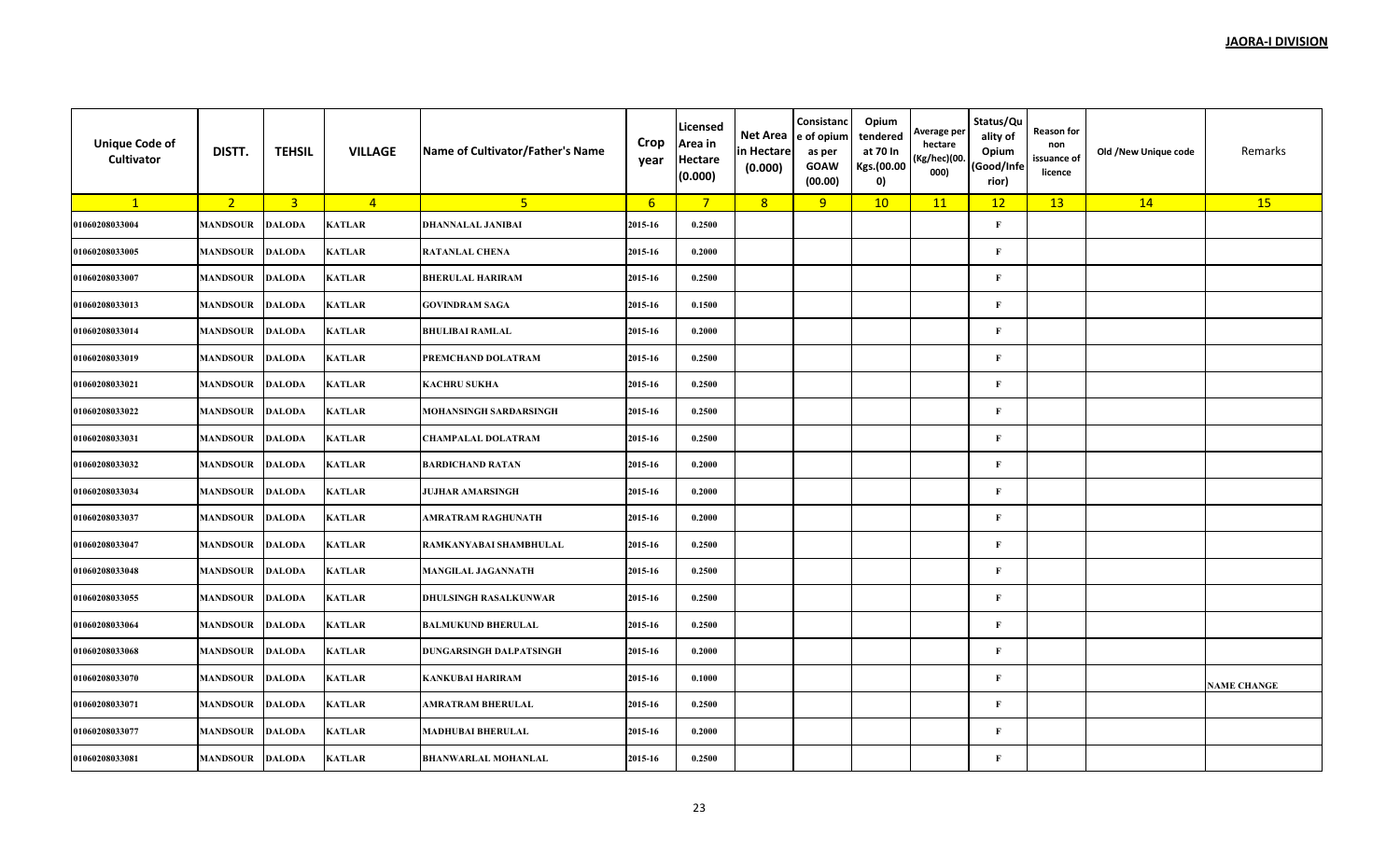**JAORA-I DIVISION**

| Unique Code of Cultivator | DISTT. | TEHSIL | VILLAGE | Name of Cultivator/Father's Name | Crop year | Licensed Area in Hectare (0.000) | Net Area in Hectare (0.000) | Consistance of opium as per GOAW (00.00) | Opium tendered at 70 In Kgs.(00.000) | Average per hectare (Kg/hec)(00.000) | Status/Quality of Opium (Good/Inferior) | Reason for non issuance of licence | Old /New Unique code | Remarks |
|---|---|---|---|---|---|---|---|---|---|---|---|---|---|---|
| 1 | 2 | 3 | 4 | 5 | 6 | 7 | 8 | 9 | 10 | 11 | 12 | 13 | 14 | 15 |
| 01060208033004 | MANDSOUR | DALODA | KATLAR | DHANNALAL JANIBAI | 2015-16 | 0.2500 | | | | | F | | | |
| 01060208033005 | MANDSOUR | DALODA | KATLAR | RATANLAL CHENA | 2015-16 | 0.2000 | | | | | F | | | |
| 01060208033007 | MANDSOUR | DALODA | KATLAR | BHERULAL HARIRAM | 2015-16 | 0.2500 | | | | | F | | | |
| 01060208033013 | MANDSOUR | DALODA | KATLAR | GOVINDRAM SAGA | 2015-16 | 0.1500 | | | | | F | | | |
| 01060208033014 | MANDSOUR | DALODA | KATLAR | BHULIBAI RAMLAL | 2015-16 | 0.2000 | | | | | F | | | |
| 01060208033019 | MANDSOUR | DALODA | KATLAR | PREMCHAND DOLATRAM | 2015-16 | 0.2500 | | | | | F | | | |
| 01060208033021 | MANDSOUR | DALODA | KATLAR | KACHRU SUKHA | 2015-16 | 0.2500 | | | | | F | | | |
| 01060208033022 | MANDSOUR | DALODA | KATLAR | MOHANSINGH SARDARSINGH | 2015-16 | 0.2500 | | | | | F | | | |
| 01060208033031 | MANDSOUR | DALODA | KATLAR | CHAMPALAL DOLATRAM | 2015-16 | 0.2500 | | | | | F | | | |
| 01060208033032 | MANDSOUR | DALODA | KATLAR | BARDICHAND RATAN | 2015-16 | 0.2000 | | | | | F | | | |
| 01060208033034 | MANDSOUR | DALODA | KATLAR | JUJHAR AMARSINGH | 2015-16 | 0.2000 | | | | | F | | | |
| 01060208033037 | MANDSOUR | DALODA | KATLAR | AMRATRAM RAGHUNATH | 2015-16 | 0.2000 | | | | | F | | | |
| 01060208033047 | MANDSOUR | DALODA | KATLAR | RAMKANYABAI SHAMBHULAL | 2015-16 | 0.2500 | | | | | F | | | |
| 01060208033048 | MANDSOUR | DALODA | KATLAR | MANGILAL JAGANNATH | 2015-16 | 0.2500 | | | | | F | | | |
| 01060208033055 | MANDSOUR | DALODA | KATLAR | DHULSINGH RASALKUNWAR | 2015-16 | 0.2500 | | | | | F | | | |
| 01060208033064 | MANDSOUR | DALODA | KATLAR | BALMUKUND BHERULAL | 2015-16 | 0.2500 | | | | | F | | | |
| 01060208033068 | MANDSOUR | DALODA | KATLAR | DUNGARSINGH DALPATSINGH | 2015-16 | 0.2000 | | | | | F | | | |
| 01060208033070 | MANDSOUR | DALODA | KATLAR | KANKUBAI HARIRAM | 2015-16 | 0.1000 | | | | | F | | | NAME CHANGE |
| 01060208033071 | MANDSOUR | DALODA | KATLAR | AMRATRAM BHERULAL | 2015-16 | 0.2500 | | | | | F | | | |
| 01060208033077 | MANDSOUR | DALODA | KATLAR | MADHUBAI BHERULAL | 2015-16 | 0.2000 | | | | | F | | | |
| 01060208033081 | MANDSOUR | DALODA | KATLAR | BHANWARLAL MOHANLAL | 2015-16 | 0.2500 | | | | | F | | | |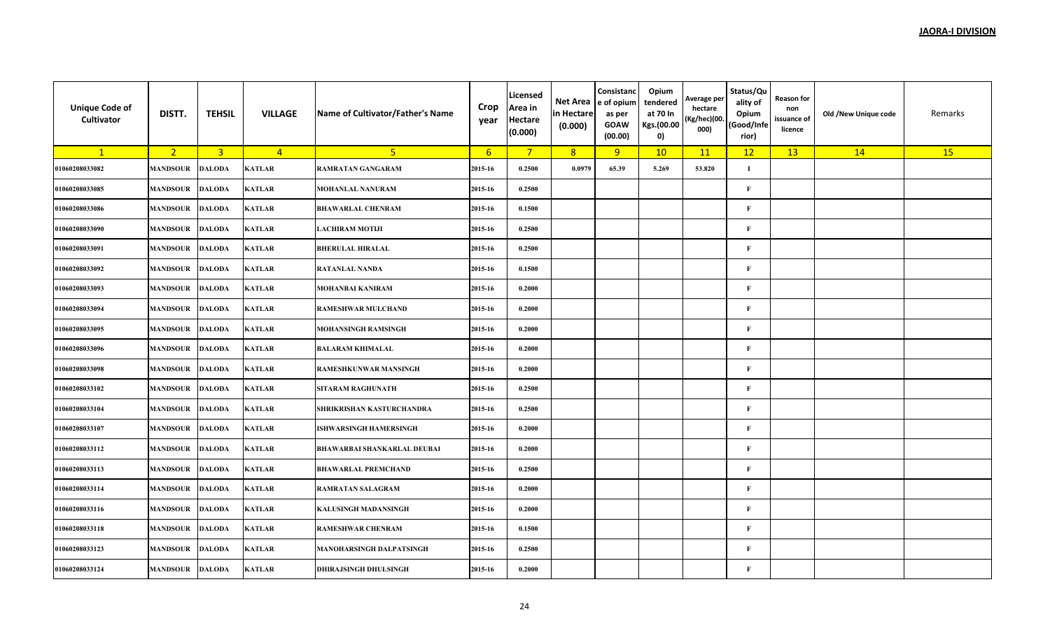**JAORA-I DIVISION**

| Unique Code of Cultivator | DISTT. | TEHSIL | VILLAGE | Name of Cultivator/Father's Name | Crop year | Licensed Area in Hectare (0.000) | Net Area in Hectare (0.000) | Consistance of opium as per GOAW (00.00) | Opium tendered at 70 In Kgs.(00.000) | Average per hectare (Kg/hec)(00.000) | Status/Quality of Opium (Good/Inferior) | Reason for non issuance of licence | Old /New Unique code | Remarks |
|---|---|---|---|---|---|---|---|---|---|---|---|---|---|---|
| 1 | 2 | 3 | 4 | 5 | 6 | 7 | 8 | 9 | 10 | 11 | 12 | 13 | 14 | 15 |
| 01060208033082 | MANDSOUR | DALODA | KATLAR | RAMRATAN GANGARAM | 2015-16 | 0.2500 | 0.0979 | 65.39 | 5.269 | 53.820 | I | | | |
| 01060208033085 | MANDSOUR | DALODA | KATLAR | MOHANLAL NANURAM | 2015-16 | 0.2500 | | | | | F | | | |
| 01060208033086 | MANDSOUR | DALODA | KATLAR | BHAWARLAL CHENRAM | 2015-16 | 0.1500 | | | | | F | | | |
| 01060208033090 | MANDSOUR | DALODA | KATLAR | LACHIRAM MOTIJI | 2015-16 | 0.2500 | | | | | F | | | |
| 01060208033091 | MANDSOUR | DALODA | KATLAR | BHERULAL HIRALAL | 2015-16 | 0.2500 | | | | | F | | | |
| 01060208033092 | MANDSOUR | DALODA | KATLAR | RATANLAL NANDA | 2015-16 | 0.1500 | | | | | F | | | |
| 01060208033093 | MANDSOUR | DALODA | KATLAR | MOHANBAI KANIRAM | 2015-16 | 0.2000 | | | | | F | | | |
| 01060208033094 | MANDSOUR | DALODA | KATLAR | RAMESHWAR MULCHAND | 2015-16 | 0.2000 | | | | | F | | | |
| 01060208033095 | MANDSOUR | DALODA | KATLAR | MOHANSINGH RAMSINGH | 2015-16 | 0.2000 | | | | | F | | | |
| 01060208033096 | MANDSOUR | DALODA | KATLAR | BALARAM KHIMALAL | 2015-16 | 0.2000 | | | | | F | | | |
| 01060208033098 | MANDSOUR | DALODA | KATLAR | RAMESHKUNWAR MANSINGH | 2015-16 | 0.2000 | | | | | F | | | |
| 01060208033102 | MANDSOUR | DALODA | KATLAR | SITARAM RAGHUNATH | 2015-16 | 0.2500 | | | | | F | | | |
| 01060208033104 | MANDSOUR | DALODA | KATLAR | SHRIKRISHAN KASTURCHANDRA | 2015-16 | 0.2500 | | | | | F | | | |
| 01060208033107 | MANDSOUR | DALODA | KATLAR | ISHWARSINGH HAMERSINGH | 2015-16 | 0.2000 | | | | | F | | | |
| 01060208033112 | MANDSOUR | DALODA | KATLAR | BHAWARBAI SHANKARLAL DEUBAI | 2015-16 | 0.2000 | | | | | F | | | |
| 01060208033113 | MANDSOUR | DALODA | KATLAR | BHAWARLAL PREMCHAND | 2015-16 | 0.2500 | | | | | F | | | |
| 01060208033114 | MANDSOUR | DALODA | KATLAR | RAMRATAN SALAGRAM | 2015-16 | 0.2000 | | | | | F | | | |
| 01060208033116 | MANDSOUR | DALODA | KATLAR | KALUSINGH MADANSINGH | 2015-16 | 0.2000 | | | | | F | | | |
| 01060208033118 | MANDSOUR | DALODA | KATLAR | RAMESHWAR CHENRAM | 2015-16 | 0.1500 | | | | | F | | | |
| 01060208033123 | MANDSOUR | DALODA | KATLAR | MANOHARSINGH DALPATSINGH | 2015-16 | 0.2500 | | | | | F | | | |
| 01060208033124 | MANDSOUR | DALODA | KATLAR | DHIRAJSINGH DHULSINGH | 2015-16 | 0.2000 | | | | | F | | | |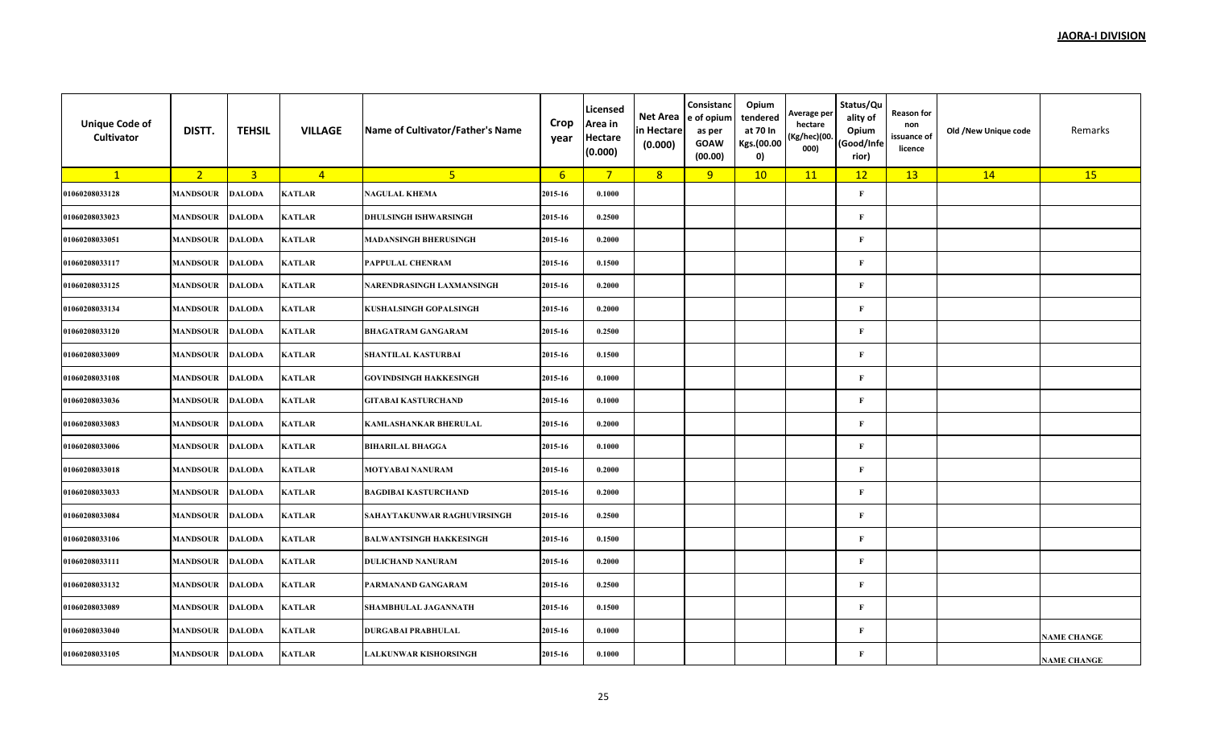**JAORA-I DIVISION**

| Unique Code of Cultivator | DISTT. | TEHSIL | VILLAGE | Name of Cultivator/Father's Name | Crop year | Licensed Area in Hectare (0.000) | Net Area in Hectare (0.000) | Consistance of opium as per GOAW (00.00) | Opium tendered at 70 In Kgs.(00.000) | Average per hectare (Kg/hec)(00.000) | Status/Quality of Opium (Good/Inferior) | Reason for non issuance of licence | Old /New Unique code | Remarks |
|---|---|---|---|---|---|---|---|---|---|---|---|---|---|---|
| 1 | 2 | 3 | 4 | 5 | 6 | 7 | 8 | 9 | 10 | 11 | 12 | 13 | 14 | 15 |
| 01060208033128 | MANDSOUR | DALODA | KATLAR | NAGULAL KHEMA | 2015-16 | 0.1000 | | | | | F | | | |
| 01060208033023 | MANDSOUR | DALODA | KATLAR | DHULSINGH ISHWARSINGH | 2015-16 | 0.2500 | | | | | F | | | |
| 01060208033051 | MANDSOUR | DALODA | KATLAR | MADANSINGH BHERUSINGH | 2015-16 | 0.2000 | | | | | F | | | |
| 01060208033117 | MANDSOUR | DALODA | KATLAR | PAPPULAL CHENRAM | 2015-16 | 0.1500 | | | | | F | | | |
| 01060208033125 | MANDSOUR | DALODA | KATLAR | NARENDRASINGH LAXMANSINGH | 2015-16 | 0.2000 | | | | | F | | | |
| 01060208033134 | MANDSOUR | DALODA | KATLAR | KUSHALSINGH GOPALSINGH | 2015-16 | 0.2000 | | | | | F | | | |
| 01060208033120 | MANDSOUR | DALODA | KATLAR | BHAGATRAM GANGARAM | 2015-16 | 0.2500 | | | | | F | | | |
| 01060208033009 | MANDSOUR | DALODA | KATLAR | SHANTILAL KASTURBAI | 2015-16 | 0.1500 | | | | | F | | | |
| 01060208033108 | MANDSOUR | DALODA | KATLAR | GOVINDSINGH HAKKESINGH | 2015-16 | 0.1000 | | | | | F | | | |
| 01060208033036 | MANDSOUR | DALODA | KATLAR | GITABAI KASTURCHAND | 2015-16 | 0.1000 | | | | | F | | | |
| 01060208033083 | MANDSOUR | DALODA | KATLAR | KAMLASHANKAR BHERULAL | 2015-16 | 0.2000 | | | | | F | | | |
| 01060208033006 | MANDSOUR | DALODA | KATLAR | BIHARILAL BHAGGA | 2015-16 | 0.1000 | | | | | F | | | |
| 01060208033018 | MANDSOUR | DALODA | KATLAR | MOTYABAI NANURAM | 2015-16 | 0.2000 | | | | | F | | | |
| 01060208033033 | MANDSOUR | DALODA | KATLAR | BAGDIBAI KASTURCHAND | 2015-16 | 0.2000 | | | | | F | | | |
| 01060208033084 | MANDSOUR | DALODA | KATLAR | SAHAYTAKUNWAR RAGHUVIRSINGH | 2015-16 | 0.2500 | | | | | F | | | |
| 01060208033106 | MANDSOUR | DALODA | KATLAR | BALWANTSINGH HAKKESINGH | 2015-16 | 0.1500 | | | | | F | | | |
| 01060208033111 | MANDSOUR | DALODA | KATLAR | DULICHAND NANURAM | 2015-16 | 0.2000 | | | | | F | | | |
| 01060208033132 | MANDSOUR | DALODA | KATLAR | PARMANAND GANGARAM | 2015-16 | 0.2500 | | | | | F | | | |
| 01060208033089 | MANDSOUR | DALODA | KATLAR | SHAMBHULAL JAGANNATH | 2015-16 | 0.1500 | | | | | F | | | |
| 01060208033040 | MANDSOUR | DALODA | KATLAR | DURGABAI PRABHULAL | 2015-16 | 0.1000 | | | | | F | | | NAME CHANGE |
| 01060208033105 | MANDSOUR | DALODA | KATLAR | LALKUNWAR KISHORSINGH | 2015-16 | 0.1000 | | | | | F | | | NAME CHANGE |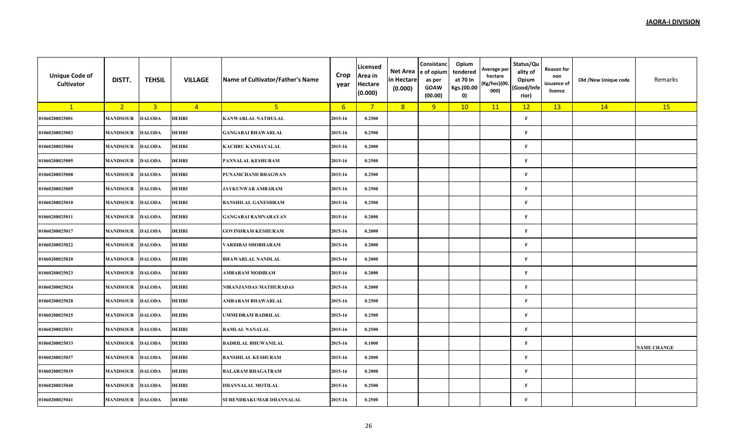**JAORA-I DIVISION**

| Unique Code of Cultivator | DISTT. | TEHSIL | VILLAGE | Name of Cultivator/Father's Name | Crop year | Licensed Area in Hectare (0.000) | Net Area in Hectare (0.000) | Consistance of opium as per GOAW (00.00) | Opium tendered at 70 In Kgs.(00.000) | Average per hectare (Kg/hec)(00.000) | Status/Quality of Opium (Good/Inferior) | Reason for non issuance of licence | Old /New Unique code | Remarks |
|---|---|---|---|---|---|---|---|---|---|---|---|---|---|---|
| 1 | 2 | 3 | 4 | 5 | 6 | 7 | 8 | 9 | 10 | 11 | 12 | 13 | 14 | 15 |
| 01060208025001 | MANDSOUR | DALODA | DEHRI | KANWARLAL NATHULAL | 2015-16 | 0.2500 | | | | | F | | | |
| 01060208025003 | MANDSOUR | DALODA | DEHRI | GANGABAI BHAWARLAL | 2015-16 | 0.2500 | | | | | F | | | |
| 01060208025004 | MANDSOUR | DALODA | DEHRI | KACHRU KANHAYALAL | 2015-16 | 0.2000 | | | | | F | | | |
| 01060208025005 | MANDSOUR | DALODA | DEHRI | PANNALAL KESHURAM | 2015-16 | 0.2500 | | | | | F | | | |
| 01060208025008 | MANDSOUR | DALODA | DEHRI | PUNAMCHAND BHAGWAN | 2015-16 | 0.2500 | | | | | F | | | |
| 01060208025009 | MANDSOUR | DALODA | DEHRI | JAYKUNWAR AMBARAM | 2015-16 | 0.2500 | | | | | F | | | |
| 01060208025010 | MANDSOUR | DALODA | DEHRI | BANSHILAL GANESHRAM | 2015-16 | 0.2500 | | | | | F | | | |
| 01060208025011 | MANDSOUR | DALODA | DEHRI | GANGABAI RAMNARAYAN | 2015-16 | 0.2000 | | | | | F | | | |
| 01060208025017 | MANDSOUR | DALODA | DEHRI | GOVINDRAM KESHURAM | 2015-16 | 0.2000 | | | | | F | | | |
| 01060208025022 | MANDSOUR | DALODA | DEHRI | VARDIBAI SHOBHARAM | 2015-16 | 0.2000 | | | | | F | | | |
| 01060208025020 | MANDSOUR | DALODA | DEHRI | BHAWARLAL NANDLAL | 2015-16 | 0.2000 | | | | | F | | | |
| 01060208025023 | MANDSOUR | DALODA | DEHRI | AMBARAM MODIRAM | 2015-16 | 0.2000 | | | | | F | | | |
| 01060208025024 | MANDSOUR | DALODA | DEHRI | NIRANJANDAS MATHURADAS | 2015-16 | 0.2000 | | | | | F | | | |
| 01060208025028 | MANDSOUR | DALODA | DEHRI | AMBARAM BHAWARLAL | 2015-16 | 0.2500 | | | | | F | | | |
| 01060208025025 | MANDSOUR | DALODA | DEHRI | UMMEDRAM BADRILAL | 2015-16 | 0.2500 | | | | | F | | | |
| 01060208025031 | MANDSOUR | DALODA | DEHRI | RAMLAL NANALAL | 2015-16 | 0.2500 | | | | | F | | | |
| 01060208025033 | MANDSOUR | DALODA | DEHRI | BADRILAL BHUWANILAL | 2015-16 | 0.1000 | | | | | F | | | NAME CHANGE |
| 01060208025037 | MANDSOUR | DALODA | DEHRI | BANSHILAL KESHURAM | 2015-16 | 0.2000 | | | | | F | | | |
| 01060208025039 | MANDSOUR | DALODA | DEHRI | BALARAM BHAGATRAM | 2015-16 | 0.2000 | | | | | F | | | |
| 01060208025040 | MANDSOUR | DALODA | DEHRI | DHANNALAL MOTILAL | 2015-16 | 0.2500 | | | | | F | | | |
| 01060208025041 | MANDSOUR | DALODA | DEHRI | SURENDRAKUMAR DHANNALAL | 2015-16 | 0.2500 | | | | | F | | | |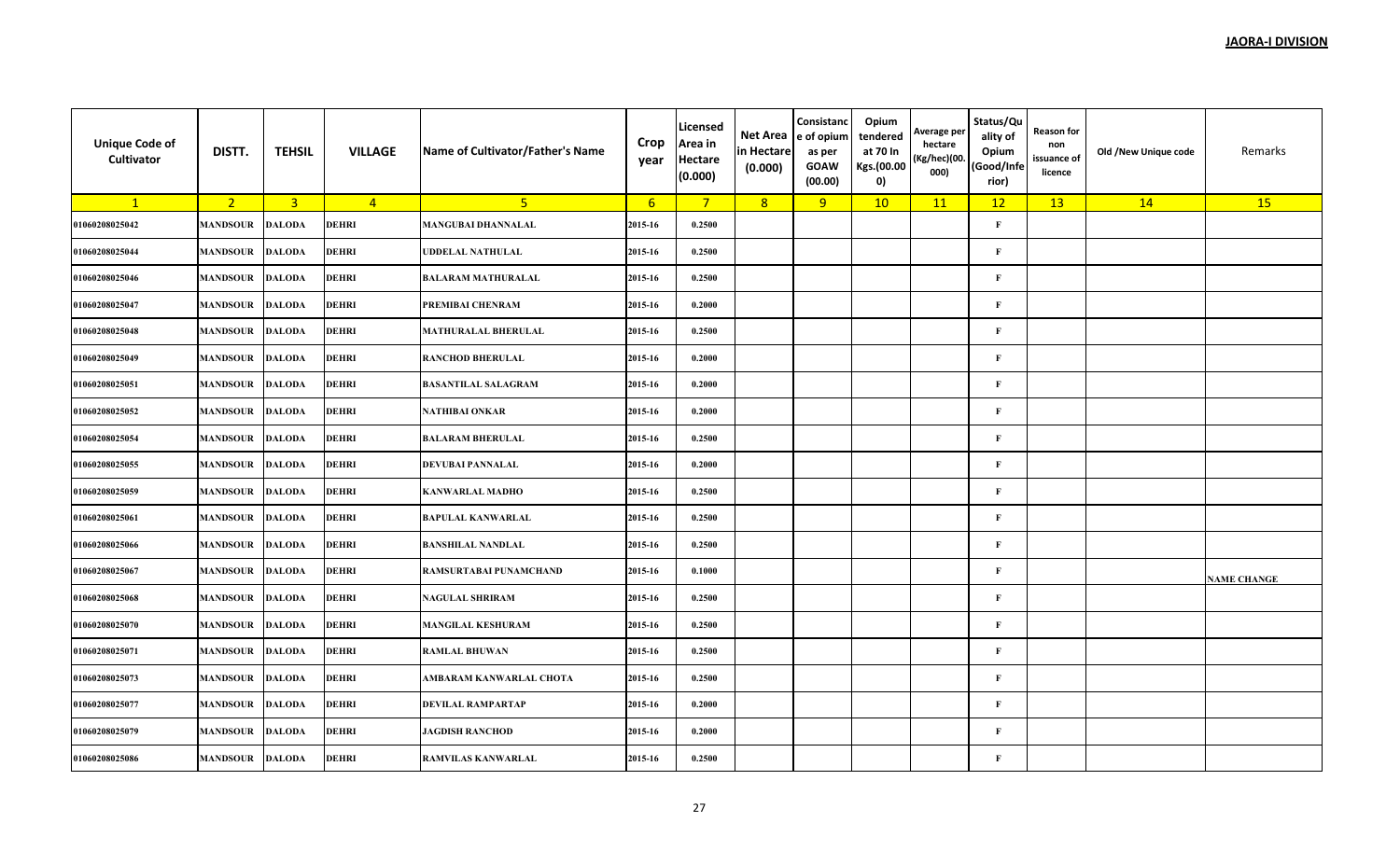**JAORA-I DIVISION**

| Unique Code of Cultivator | DISTT. | TEHSIL | VILLAGE | Name of Cultivator/Father's Name | Crop year | Licensed Area in Hectare (0.000) | Net Area in Hectare (0.000) | Consistance of opium as per GOAW (00.00) | Opium tendered at 70 In Kgs.(00.000) | Average per hectare (Kg/hec)(00.000) | Status/Quality of Opium (Good/Inferior) | Reason for non issuance of licence | Old /New Unique code | Remarks |
|---|---|---|---|---|---|---|---|---|---|---|---|---|---|---|
| 1 | 2 | 3 | 4 | 5 | 6 | 7 | 8 | 9 | 10 | 11 | 12 | 13 | 14 | 15 |
| 01060208025042 | MANDSOUR | DALODA | DEHRI | MANGUBAI DHANNALAL | 2015-16 | 0.2500 | | | | | F | | | |
| 01060208025044 | MANDSOUR | DALODA | DEHRI | UDDELAL NATHULAL | 2015-16 | 0.2500 | | | | | F | | | |
| 01060208025046 | MANDSOUR | DALODA | DEHRI | BALARAM MATHURALAL | 2015-16 | 0.2500 | | | | | F | | | |
| 01060208025047 | MANDSOUR | DALODA | DEHRI | PREMIBAI CHENRAM | 2015-16 | 0.2000 | | | | | F | | | |
| 01060208025048 | MANDSOUR | DALODA | DEHRI | MATHURALAL BHERULAL | 2015-16 | 0.2500 | | | | | F | | | |
| 01060208025049 | MANDSOUR | DALODA | DEHRI | RANCHOD BHERULAL | 2015-16 | 0.2000 | | | | | F | | | |
| 01060208025051 | MANDSOUR | DALODA | DEHRI | BASANTILAL SALAGRAM | 2015-16 | 0.2000 | | | | | F | | | |
| 01060208025052 | MANDSOUR | DALODA | DEHRI | NATHIBAI ONKAR | 2015-16 | 0.2000 | | | | | F | | | |
| 01060208025054 | MANDSOUR | DALODA | DEHRI | BALARAM BHERULAL | 2015-16 | 0.2500 | | | | | F | | | |
| 01060208025055 | MANDSOUR | DALODA | DEHRI | DEVUBAI PANNALAL | 2015-16 | 0.2000 | | | | | F | | | |
| 01060208025059 | MANDSOUR | DALODA | DEHRI | KANWARLAL MADHO | 2015-16 | 0.2500 | | | | | F | | | |
| 01060208025061 | MANDSOUR | DALODA | DEHRI | BAPULAL KANWARLAL | 2015-16 | 0.2500 | | | | | F | | | |
| 01060208025066 | MANDSOUR | DALODA | DEHRI | BANSHILAL NANDLAL | 2015-16 | 0.2500 | | | | | F | | | |
| 01060208025067 | MANDSOUR | DALODA | DEHRI | RAMSURTABAI PUNAMCHAND | 2015-16 | 0.1000 | | | | | F | | | NAME CHANGE |
| 01060208025068 | MANDSOUR | DALODA | DEHRI | NAGULAL SHRIRAM | 2015-16 | 0.2500 | | | | | F | | | |
| 01060208025070 | MANDSOUR | DALODA | DEHRI | MANGILAL KESHURAM | 2015-16 | 0.2500 | | | | | F | | | |
| 01060208025071 | MANDSOUR | DALODA | DEHRI | RAMLAL BHUWAN | 2015-16 | 0.2500 | | | | | F | | | |
| 01060208025073 | MANDSOUR | DALODA | DEHRI | AMBARAM KANWARLAL CHOTA | 2015-16 | 0.2500 | | | | | F | | | |
| 01060208025077 | MANDSOUR | DALODA | DEHRI | DEVILAL RAMPARTAP | 2015-16 | 0.2000 | | | | | F | | | |
| 01060208025079 | MANDSOUR | DALODA | DEHRI | JAGDISH RANCHOD | 2015-16 | 0.2000 | | | | | F | | | |
| 01060208025086 | MANDSOUR | DALODA | DEHRI | RAMVILAS KANWARLAL | 2015-16 | 0.2500 | | | | | F | | | |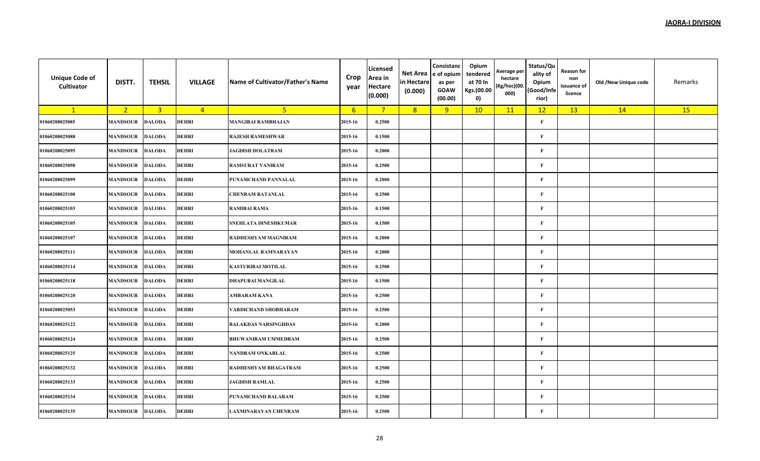**JAORA-I DIVISION**

| Unique Code of Cultivator | DISTT. | TEHSIL | VILLAGE | Name of Cultivator/Father's Name | Crop year | Licensed Area in Hectare (0.000) | Net Area in Hectare (0.000) | Consistance of opium as per GOAW (00.00) | Opium tendered at 70 In Kgs.(00.000) | Average per hectare (Kg/hec)(00.000) | Status/Quality of Opium (Good/Inferior) | Reason for non issuance of licence | Old /New Unique code | Remarks |
|---|---|---|---|---|---|---|---|---|---|---|---|---|---|---|
| 1 | 2 | 3 | 4 | 5 | 6 | 7 | 8 | 9 | 10 | 11 | 12 | 13 | 14 | 15 |
| 01060208025085 | MANDSOUR | DALODA | DEHRI | MANGIBAI RAMBHAJAN | 2015-16 | 0.2500 | | | | | F | | | |
| 01060208025088 | MANDSOUR | DALODA | DEHRI | RAJESH RAMESHWAR | 2015-16 | 0.1500 | | | | | F | | | |
| 01060208025095 | MANDSOUR | DALODA | DEHRI | JAGDISH DOLATRAM | 2015-16 | 0.2000 | | | | | F | | | |
| 01060208025098 | MANDSOUR | DALODA | DEHRI | RAMSURAT VANIRAM | 2015-16 | 0.2500 | | | | | F | | | |
| 01060208025099 | MANDSOUR | DALODA | DEHRI | PUNAMCHAND PANNALAL | 2015-16 | 0.2000 | | | | | F | | | |
| 01060208025100 | MANDSOUR | DALODA | DEHRI | CHENRAM RATANLAL | 2015-16 | 0.2500 | | | | | F | | | |
| 01060208025103 | MANDSOUR | DALODA | DEHRI | RAMIBAI RAMA | 2015-16 | 0.1500 | | | | | F | | | |
| 01060208025105 | MANDSOUR | DALODA | DEHRI | SNEHLATA DINESHKUMAR | 2015-16 | 0.1500 | | | | | F | | | |
| 01060208025107 | MANDSOUR | DALODA | DEHRI | RADHESHYAM MAGNIRAM | 2015-16 | 0.2000 | | | | | F | | | |
| 01060208025111 | MANDSOUR | DALODA | DEHRI | MOHANLAL RAMNARAYAN | 2015-16 | 0.2000 | | | | | F | | | |
| 01060208025114 | MANDSOUR | DALODA | DEHRI | KASTURIBAI MOTILAL | 2015-16 | 0.2500 | | | | | F | | | |
| 01060208025118 | MANDSOUR | DALODA | DEHRI | DHAPUBAI MANGILAL | 2015-16 | 0.1500 | | | | | F | | | |
| 01060208025120 | MANDSOUR | DALODA | DEHRI | AMBARAM KANA | 2015-16 | 0.2500 | | | | | F | | | |
| 01060208025053 | MANDSOUR | DALODA | DEHRI | VARDICHAND SHOBHARAM | 2015-16 | 0.2500 | | | | | F | | | |
| 01060208025122 | MANDSOUR | DALODA | DEHRI | BALAKDAS NARSINGHDAS | 2015-16 | 0.2000 | | | | | F | | | |
| 01060208025124 | MANDSOUR | DALODA | DEHRI | BHUWANIRAM UMMEDRAM | 2015-16 | 0.2500 | | | | | F | | | |
| 01060208025125 | MANDSOUR | DALODA | DEHRI | NANDRAM ONKARLAL | 2015-16 | 0.2500 | | | | | F | | | |
| 01060208025132 | MANDSOUR | DALODA | DEHRI | RADHESHYAM BHAGATRAM | 2015-16 | 0.2500 | | | | | F | | | |
| 01060208025133 | MANDSOUR | DALODA | DEHRI | JAGDISH RAMLAL | 2015-16 | 0.2500 | | | | | F | | | |
| 01060208025134 | MANDSOUR | DALODA | DEHRI | PUNAMCHAND BALARAM | 2015-16 | 0.2500 | | | | | F | | | |
| 01060208025135 | MANDSOUR | DALODA | DEHRI | LAXMINARAYAN CHENRAM | 2015-16 | 0.2500 | | | | | F | | | |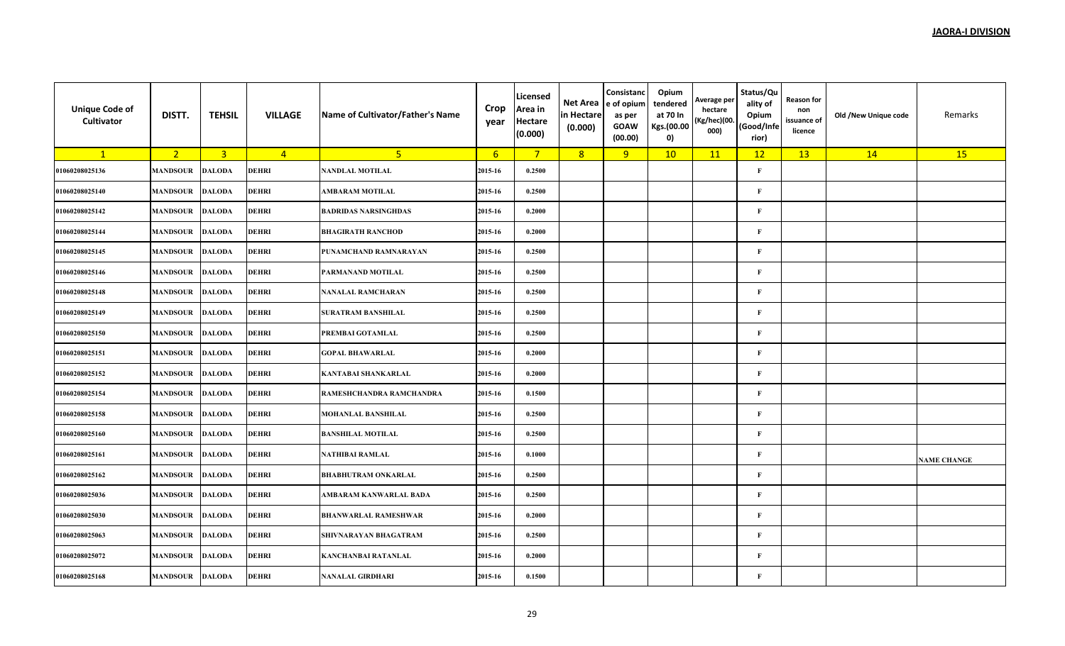**JAORA-I DIVISION**

| Unique Code of Cultivator | DISTT. | TEHSIL | VILLAGE | Name of Cultivator/Father's Name | Crop year | Licensed Area in Hectare (0.000) | Net Area in Hectare (0.000) | Consistance of opium as per GOAW (00.00) | Opium tendered at 70 In Kgs.(00.000) | Average per hectare (Kg/hec)(00.000) | Status/Quality of Opium (Good/Inferior) | Reason for non issuance of licence | Old /New Unique code | Remarks |
|---|---|---|---|---|---|---|---|---|---|---|---|---|---|---|
| 1 | 2 | 3 | 4 | 5 | 6 | 7 | 8 | 9 | 10 | 11 | 12 | 13 | 14 | 15 |
| 01060208025136 | MANDSOUR | DALODA | DEHRI | NANDLAL MOTILAL | 2015-16 | 0.2500 | | | | | F | | | |
| 01060208025140 | MANDSOUR | DALODA | DEHRI | AMBARAM MOTILAL | 2015-16 | 0.2500 | | | | | F | | | |
| 01060208025142 | MANDSOUR | DALODA | DEHRI | BADRIDAS NARSINGHDAS | 2015-16 | 0.2000 | | | | | F | | | |
| 01060208025144 | MANDSOUR | DALODA | DEHRI | BHAGIRATH RANCHOD | 2015-16 | 0.2000 | | | | | F | | | |
| 01060208025145 | MANDSOUR | DALODA | DEHRI | PUNAMCHAND RAMNARAYAN | 2015-16 | 0.2500 | | | | | F | | | |
| 01060208025146 | MANDSOUR | DALODA | DEHRI | PARMANAND MOTILAL | 2015-16 | 0.2500 | | | | | F | | | |
| 01060208025148 | MANDSOUR | DALODA | DEHRI | NANALAL RAMCHARAN | 2015-16 | 0.2500 | | | | | F | | | |
| 01060208025149 | MANDSOUR | DALODA | DEHRI | SURATRAM BANSHILAL | 2015-16 | 0.2500 | | | | | F | | | |
| 01060208025150 | MANDSOUR | DALODA | DEHRI | PREMBAI GOTAMLAL | 2015-16 | 0.2500 | | | | | F | | | |
| 01060208025151 | MANDSOUR | DALODA | DEHRI | GOPAL BHAWARLAL | 2015-16 | 0.2000 | | | | | F | | | |
| 01060208025152 | MANDSOUR | DALODA | DEHRI | KANTABAI SHANKARLAL | 2015-16 | 0.2000 | | | | | F | | | |
| 01060208025154 | MANDSOUR | DALODA | DEHRI | RAMESHCHANDRA RAMCHANDRA | 2015-16 | 0.1500 | | | | | F | | | |
| 01060208025158 | MANDSOUR | DALODA | DEHRI | MOHANLAL BANSHILAL | 2015-16 | 0.2500 | | | | | F | | | |
| 01060208025160 | MANDSOUR | DALODA | DEHRI | BANSHILAL MOTILAL | 2015-16 | 0.2500 | | | | | F | | | |
| 01060208025161 | MANDSOUR | DALODA | DEHRI | NATHIBAI RAMLAL | 2015-16 | 0.1000 | | | | | F | | | NAME CHANGE |
| 01060208025162 | MANDSOUR | DALODA | DEHRI | BHABHUTRAM ONKARLAL | 2015-16 | 0.2500 | | | | | F | | | |
| 01060208025036 | MANDSOUR | DALODA | DEHRI | AMBARAM KANWARLAL BADA | 2015-16 | 0.2500 | | | | | F | | | |
| 01060208025030 | MANDSOUR | DALODA | DEHRI | BHANWARLAL RAMESHWAR | 2015-16 | 0.2000 | | | | | F | | | |
| 01060208025063 | MANDSOUR | DALODA | DEHRI | SHIVNARAYAN BHAGATRAM | 2015-16 | 0.2500 | | | | | F | | | |
| 01060208025072 | MANDSOUR | DALODA | DEHRI | KANCHANBAI RATANLAL | 2015-16 | 0.2000 | | | | | F | | | |
| 01060208025168 | MANDSOUR | DALODA | DEHRI | NANALAL GIRDHARI | 2015-16 | 0.1500 | | | | | F | | | |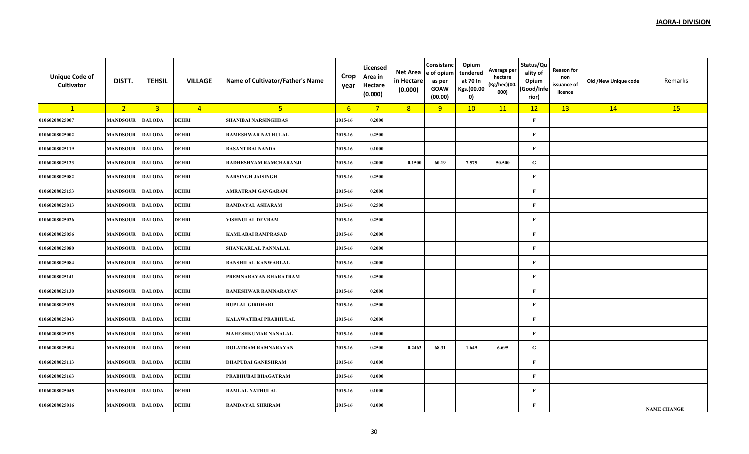**JAORA-I DIVISION**

| Unique Code of Cultivator | DISTT. | TEHSIL | VILLAGE | Name of Cultivator/Father's Name | Crop year | Licensed Area in Hectare (0.000) | Net Area in Hectare (0.000) | Consistance of opium as per GOAW (00.00) | Opium tendered at 70 In Kgs.(00.000) | Average per hectare (Kg/hec)(00.000) | Status/Quality of Opium (Good/Inferior) | Reason for non issuance of licence | Old /New Unique code | Remarks |
|---|---|---|---|---|---|---|---|---|---|---|---|---|---|---|
| 1 | 2 | 3 | 4 | 5 | 6 | 7 | 8 | 9 | 10 | 11 | 12 | 13 | 14 | 15 |
| 01060208025007 | MANDSOUR | DALODA | DEHRI | SHANIBAI NARSINGHDAS | 2015-16 | 0.2000 | | | | | F | | | |
| 01060208025002 | MANDSOUR | DALODA | DEHRI | RAMESHWAR NATHULAL | 2015-16 | 0.2500 | | | | | F | | | |
| 01060208025119 | MANDSOUR | DALODA | DEHRI | BASANTIBAI NANDA | 2015-16 | 0.1000 | | | | | F | | | |
| 01060208025123 | MANDSOUR | DALODA | DEHRI | RADHESHYAM RAMCHARANJI | 2015-16 | 0.2000 | 0.1500 | 60.19 | 7.575 | 50.500 | G | | | |
| 01060208025082 | MANDSOUR | DALODA | DEHRI | NARSINGH JAISINGH | 2015-16 | 0.2500 | | | | | F | | | |
| 01060208025153 | MANDSOUR | DALODA | DEHRI | AMRATRAM GANGARAM | 2015-16 | 0.2000 | | | | | F | | | |
| 01060208025013 | MANDSOUR | DALODA | DEHRI | RAMDAYAL ASHARAM | 2015-16 | 0.2500 | | | | | F | | | |
| 01060208025026 | MANDSOUR | DALODA | DEHRI | VISHNULAL DEVRAM | 2015-16 | 0.2500 | | | | | F | | | |
| 01060208025056 | MANDSOUR | DALODA | DEHRI | KAMLABAI RAMPRASAD | 2015-16 | 0.2000 | | | | | F | | | |
| 01060208025080 | MANDSOUR | DALODA | DEHRI | SHANKARLAL PANNALAL | 2015-16 | 0.2000 | | | | | F | | | |
| 01060208025084 | MANDSOUR | DALODA | DEHRI | BANSHILAL KANWARLAL | 2015-16 | 0.2000 | | | | | F | | | |
| 01060208025141 | MANDSOUR | DALODA | DEHRI | PREMNARAYAN BHARATRAM | 2015-16 | 0.2500 | | | | | F | | | |
| 01060208025130 | MANDSOUR | DALODA | DEHRI | RAMESHWAR RAMNARAYAN | 2015-16 | 0.2000 | | | | | F | | | |
| 01060208025035 | MANDSOUR | DALODA | DEHRI | RUPLAL GIRDHARI | 2015-16 | 0.2500 | | | | | F | | | |
| 01060208025043 | MANDSOUR | DALODA | DEHRI | KALAWATIBAI PRABHULAL | 2015-16 | 0.2000 | | | | | F | | | |
| 01060208025075 | MANDSOUR | DALODA | DEHRI | MAHESHKUMAR NANALAL | 2015-16 | 0.1000 | | | | | F | | | |
| 01060208025094 | MANDSOUR | DALODA | DEHRI | DOLATRAM RAMNARAYAN | 2015-16 | 0.2500 | 0.2463 | 68.31 | 1.649 | 6.695 | G | | | |
| 01060208025113 | MANDSOUR | DALODA | DEHRI | DHAPUBAI GANESHRAM | 2015-16 | 0.1000 | | | | | F | | | |
| 01060208025163 | MANDSOUR | DALODA | DEHRI | PRABHUBAI BHAGATRAM | 2015-16 | 0.1000 | | | | | F | | | |
| 01060208025045 | MANDSOUR | DALODA | DEHRI | RAMLAL NATHULAL | 2015-16 | 0.1000 | | | | | F | | | |
| 01060208025016 | MANDSOUR | DALODA | DEHRI | RAMDAYAL SHRIRAM | 2015-16 | 0.1000 | | | | | F | | | NAME CHANGE |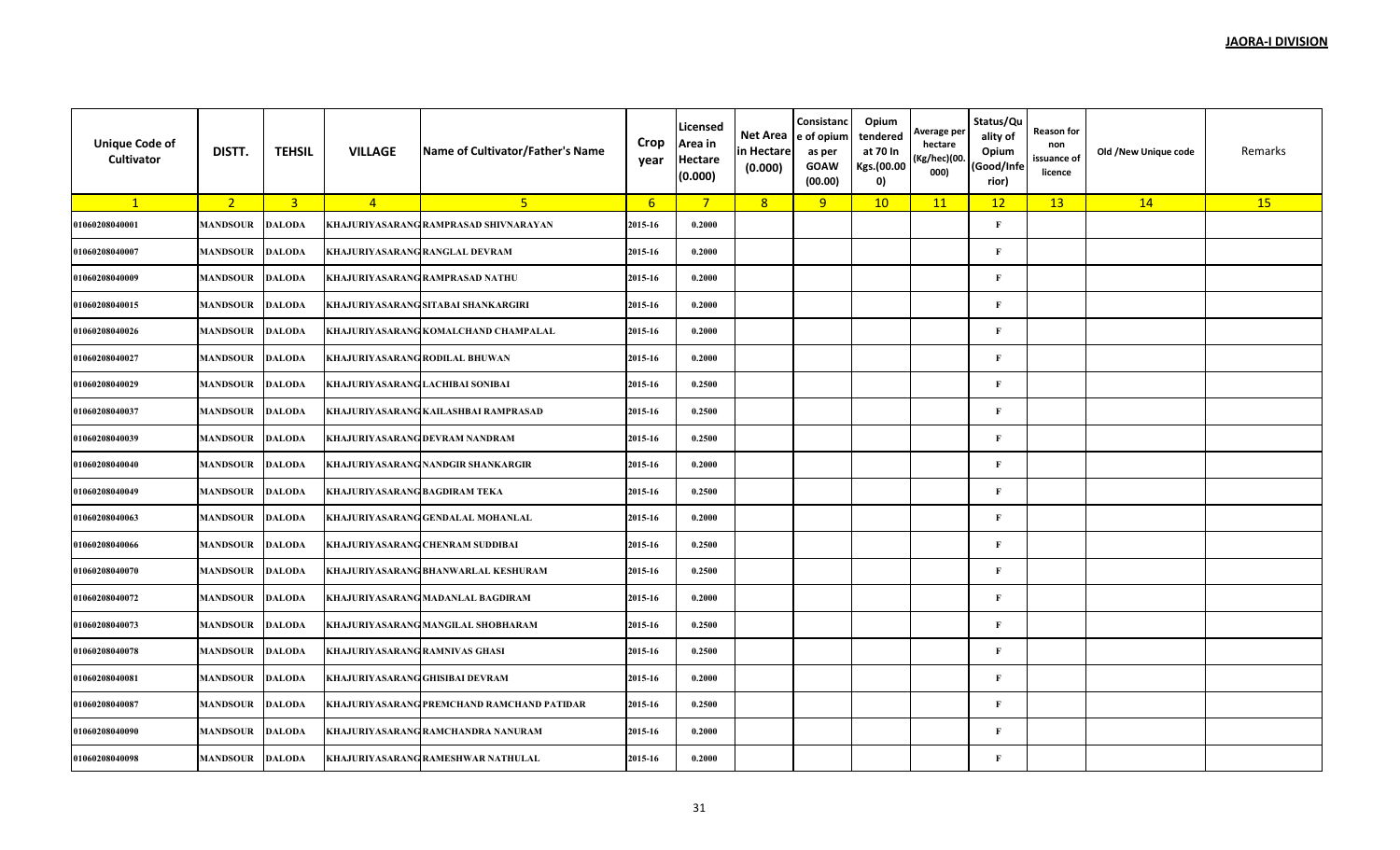**JAORA-I DIVISION**

| Unique Code of Cultivator | DISTT. | TEHSIL | VILLAGE | Name of Cultivator/Father's Name | Crop year | Licensed Area in Hectare (0.000) | Net Area in Hectare (0.000) | Consistance of opium as per GOAW (00.00) | Opium tendered at 70 In Kgs.(00.000) | Average per hectare (Kg/hec)(00.000) | Status/Quality of Opium (Good/Inferior) | Reason for non issuance of licence | Old /New Unique code | Remarks |
|---|---|---|---|---|---|---|---|---|---|---|---|---|---|---|
| 1 | 2 | 3 | 4 | 5 | 6 | 7 | 8 | 9 | 10 | 11 | 12 | 13 | 14 | 15 |
| 01060208040001 | MANDSOUR | DALODA | KHAJURIYASARANG | RAMPRASAD SHIVNARAYAN | 2015-16 | 0.2000 | | | | | F | | | |
| 01060208040007 | MANDSOUR | DALODA | KHAJURIYASARANG | RANGLAL DEVRAM | 2015-16 | 0.2000 | | | | | F | | | |
| 01060208040009 | MANDSOUR | DALODA | KHAJURIYASARANG | RAMPRASAD NATHU | 2015-16 | 0.2000 | | | | | F | | | |
| 01060208040015 | MANDSOUR | DALODA | KHAJURIYASARANG | SITABAI SHANKARGIRI | 2015-16 | 0.2000 | | | | | F | | | |
| 01060208040026 | MANDSOUR | DALODA | KHAJURIYASARANG | KOMALCHAND CHAMPALAL | 2015-16 | 0.2000 | | | | | F | | | |
| 01060208040027 | MANDSOUR | DALODA | KHAJURIYASARANG | RODILAL BHUWAN | 2015-16 | 0.2000 | | | | | F | | | |
| 01060208040029 | MANDSOUR | DALODA | KHAJURIYASARANG | LACHIBAI SONIBAI | 2015-16 | 0.2500 | | | | | F | | | |
| 01060208040037 | MANDSOUR | DALODA | KHAJURIYASARANG | KAILASHBAI RAMPRASAD | 2015-16 | 0.2500 | | | | | F | | | |
| 01060208040039 | MANDSOUR | DALODA | KHAJURIYASARANG | DEVRAM NANDRAM | 2015-16 | 0.2500 | | | | | F | | | |
| 01060208040040 | MANDSOUR | DALODA | KHAJURIYASARANG | NANDGIR SHANKARGIR | 2015-16 | 0.2000 | | | | | F | | | |
| 01060208040049 | MANDSOUR | DALODA | KHAJURIYASARANG | BAGDIRAM TEKA | 2015-16 | 0.2500 | | | | | F | | | |
| 01060208040063 | MANDSOUR | DALODA | KHAJURIYASARANG | GENDALAL MOHANLAL | 2015-16 | 0.2000 | | | | | F | | | |
| 01060208040066 | MANDSOUR | DALODA | KHAJURIYASARANG | CHENRAM SUDDIBAI | 2015-16 | 0.2500 | | | | | F | | | |
| 01060208040070 | MANDSOUR | DALODA | KHAJURIYASARANG | BHANWARLAL KESHURAM | 2015-16 | 0.2500 | | | | | F | | | |
| 01060208040072 | MANDSOUR | DALODA | KHAJURIYASARANG | MADANLAL BAGDIRAM | 2015-16 | 0.2000 | | | | | F | | | |
| 01060208040073 | MANDSOUR | DALODA | KHAJURIYASARANG | MANGILAL SHOBHARAM | 2015-16 | 0.2500 | | | | | F | | | |
| 01060208040078 | MANDSOUR | DALODA | KHAJURIYASARANG | RAMNIVAS GHASI | 2015-16 | 0.2500 | | | | | F | | | |
| 01060208040081 | MANDSOUR | DALODA | KHAJURIYASARANG | GHISIBAI DEVRAM | 2015-16 | 0.2000 | | | | | F | | | |
| 01060208040087 | MANDSOUR | DALODA | KHAJURIYASARANG | PREMCHAND RAMCHAND PATIDAR | 2015-16 | 0.2500 | | | | | F | | | |
| 01060208040090 | MANDSOUR | DALODA | KHAJURIYASARANG | RAMCHANDRA NANURAM | 2015-16 | 0.2000 | | | | | F | | | |
| 01060208040098 | MANDSOUR | DALODA | KHAJURIYASARANG | RAMESHWAR NATHULAL | 2015-16 | 0.2000 | | | | | F | | | |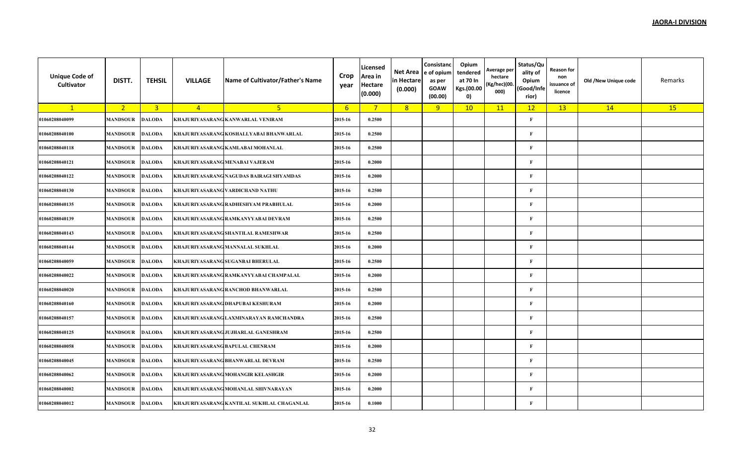**JAORA-I DIVISION**

| Unique Code of Cultivator | DISTT. | TEHSIL | VILLAGE | Name of Cultivator/Father's Name | Crop year | Licensed Area in Hectare (0.000) | Net Area in Hectare (0.000) | Consistance of opium as per GOAW (00.00) | Opium tendered at 70 In Kgs.(00.000) | Average per hectare (Kg/hec)(00.000) | Status/Quality of Opium (Good/Inferior) | Reason for non issuance of licence | Old /New Unique code | Remarks |
|---|---|---|---|---|---|---|---|---|---|---|---|---|---|---|
| 1 | 2 | 3 | 4 | 5 | 6 | 7 | 8 | 9 | 10 | 11 | 12 | 13 | 14 | 15 |
| 01060208040099 | MANDSOUR | DALODA | KHAJURIYASARANG | KANWARLAL VENIRAM | 2015-16 | 0.2500 | | | | | F | | | |
| 01060208040100 | MANDSOUR | DALODA | KHAJURIYASARANG | KOSHALLYABAI BHANWARLAL | 2015-16 | 0.2500 | | | | | F | | | |
| 01060208040118 | MANDSOUR | DALODA | KHAJURIYASARANG | KAMLABAI MOHANLAL | 2015-16 | 0.2500 | | | | | F | | | |
| 01060208040121 | MANDSOUR | DALODA | KHAJURIYASARANG | MENABAI VAJERAM | 2015-16 | 0.2000 | | | | | F | | | |
| 01060208040122 | MANDSOUR | DALODA | KHAJURIYASARANG | NAGUDAS BAIRAGI SHYAMDAS | 2015-16 | 0.2000 | | | | | F | | | |
| 01060208040130 | MANDSOUR | DALODA | KHAJURIYASARANG | VARDICHAND NATHU | 2015-16 | 0.2500 | | | | | F | | | |
| 01060208040135 | MANDSOUR | DALODA | KHAJURIYASARANG | RADHESHYAM PRABHULAL | 2015-16 | 0.2000 | | | | | F | | | |
| 01060208040139 | MANDSOUR | DALODA | KHAJURIYASARANG | RAMKANYYABAI DEVRAM | 2015-16 | 0.2500 | | | | | F | | | |
| 01060208040143 | MANDSOUR | DALODA | KHAJURIYASARANG | SHANTILAL RAMESHWAR | 2015-16 | 0.2500 | | | | | F | | | |
| 01060208040144 | MANDSOUR | DALODA | KHAJURIYASARANG | MANNALAL SUKHLAL | 2015-16 | 0.2000 | | | | | F | | | |
| 01060208040059 | MANDSOUR | DALODA | KHAJURIYASARANG | SUGANBAI BHERULAL | 2015-16 | 0.2500 | | | | | F | | | |
| 01060208040022 | MANDSOUR | DALODA | KHAJURIYASARANG | RAMKANYYABAI CHAMPALAL | 2015-16 | 0.2000 | | | | | F | | | |
| 01060208040020 | MANDSOUR | DALODA | KHAJURIYASARANG | RANCHOD BHANWARLAL | 2015-16 | 0.2500 | | | | | F | | | |
| 01060208040160 | MANDSOUR | DALODA | KHAJURIYASARANG | DHAPUBAI KESHURAM | 2015-16 | 0.2000 | | | | | F | | | |
| 01060208040157 | MANDSOUR | DALODA | KHAJURIYASARANG | LAXMINARAYAN RAMCHANDRA | 2015-16 | 0.2500 | | | | | F | | | |
| 01060208040125 | MANDSOUR | DALODA | KHAJURIYASARANG | JUJHARLAL GANESHRAM | 2015-16 | 0.2500 | | | | | F | | | |
| 01060208040058 | MANDSOUR | DALODA | KHAJURIYASARANG | BAPULAL CHENRAM | 2015-16 | 0.2000 | | | | | F | | | |
| 01060208040045 | MANDSOUR | DALODA | KHAJURIYASARANG | BHANWARLAL DEVRAM | 2015-16 | 0.2500 | | | | | F | | | |
| 01060208040062 | MANDSOUR | DALODA | KHAJURIYASARANG | MOHANGIR KELASHGIR | 2015-16 | 0.2000 | | | | | F | | | |
| 01060208040002 | MANDSOUR | DALODA | KHAJURIYASARANG | MOHANLAL SHIVNARAYAN | 2015-16 | 0.2000 | | | | | F | | | |
| 01060208040012 | MANDSOUR | DALODA | KHAJURIYASARANG | KANTILAL SUKHLAL CHAGANLAL | 2015-16 | 0.1000 | | | | | F | | | |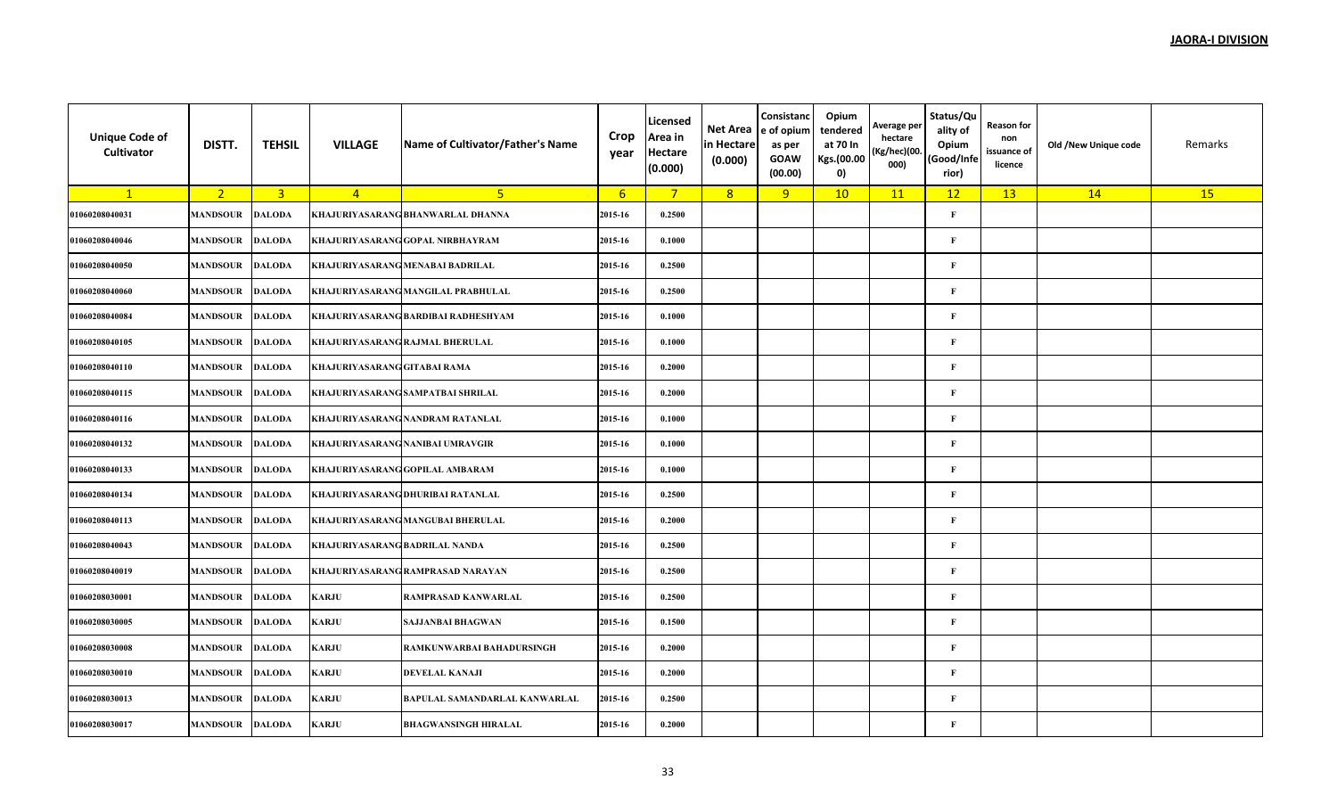**JAORA-I DIVISION**

| Unique Code of Cultivator | DISTT. | TEHSIL | VILLAGE | Name of Cultivator/Father's Name | Crop year | Licensed Area in Hectare (0.000) | Net Area in Hectare (0.000) | Consistance of opium as per GOAW (00.00) | Opium tendered at 70 In Kgs.(00.000) | Average per hectare (Kg/hec)(00.000) | Status/Quality of Opium (Good/Inferior) | Reason for non issuance of licence | Old /New Unique code | Remarks |
|---|---|---|---|---|---|---|---|---|---|---|---|---|---|---|
| 1 | 2 | 3 | 4 | 5 | 6 | 7 | 8 | 9 | 10 | 11 | 12 | 13 | 14 | 15 |
| 01060208040031 | MANDSOUR | DALODA | KHAJURIYASARANG | BHANWARLAL DHANNA | 2015-16 | 0.2500 | | | | | F | | | |
| 01060208040046 | MANDSOUR | DALODA | KHAJURIYASARANG | GOPAL NIRBHAYRAM | 2015-16 | 0.1000 | | | | | F | | | |
| 01060208040050 | MANDSOUR | DALODA | KHAJURIYASARANG | MENABAI BADRILAL | 2015-16 | 0.2500 | | | | | F | | | |
| 01060208040060 | MANDSOUR | DALODA | KHAJURIYASARANG | MANGILAL PRABHULAL | 2015-16 | 0.2500 | | | | | F | | | |
| 01060208040084 | MANDSOUR | DALODA | KHAJURIYASARANG | BARDIBAI RADHESHYAM | 2015-16 | 0.1000 | | | | | F | | | |
| 01060208040105 | MANDSOUR | DALODA | KHAJURIYASARANG | RAJMAL BHERULAL | 2015-16 | 0.1000 | | | | | F | | | |
| 01060208040110 | MANDSOUR | DALODA | KHAJURIYASARANG | GITABAI RAMA | 2015-16 | 0.2000 | | | | | F | | | |
| 01060208040115 | MANDSOUR | DALODA | KHAJURIYASARANG | SAMPATBAI SHRILAL | 2015-16 | 0.2000 | | | | | F | | | |
| 01060208040116 | MANDSOUR | DALODA | KHAJURIYASARANG | NANDRAM RATANLAL | 2015-16 | 0.1000 | | | | | F | | | |
| 01060208040132 | MANDSOUR | DALODA | KHAJURIYASARANG | NANIBAI UMRAVGIR | 2015-16 | 0.1000 | | | | | F | | | |
| 01060208040133 | MANDSOUR | DALODA | KHAJURIYASARANG | GOPILAL AMBARAM | 2015-16 | 0.1000 | | | | | F | | | |
| 01060208040134 | MANDSOUR | DALODA | KHAJURIYASARANG | DHURIBAI RATANLAL | 2015-16 | 0.2500 | | | | | F | | | |
| 01060208040113 | MANDSOUR | DALODA | KHAJURIYASARANG | MANGUBAI BHERULAL | 2015-16 | 0.2000 | | | | | F | | | |
| 01060208040043 | MANDSOUR | DALODA | KHAJURIYASARANG | BADRILAL NANDA | 2015-16 | 0.2500 | | | | | F | | | |
| 01060208040019 | MANDSOUR | DALODA | KHAJURIYASARANG | RAMPRASAD NARAYAN | 2015-16 | 0.2500 | | | | | F | | | |
| 01060208030001 | MANDSOUR | DALODA | KARJU | RAMPRASAD KANWARLAL | 2015-16 | 0.2500 | | | | | F | | | |
| 01060208030005 | MANDSOUR | DALODA | KARJU | SAJJANBAI BHAGWAN | 2015-16 | 0.1500 | | | | | F | | | |
| 01060208030008 | MANDSOUR | DALODA | KARJU | RAMKUNWARBAI BAHADURSINGH | 2015-16 | 0.2000 | | | | | F | | | |
| 01060208030010 | MANDSOUR | DALODA | KARJU | DEVELAL KANAJI | 2015-16 | 0.2000 | | | | | F | | | |
| 01060208030013 | MANDSOUR | DALODA | KARJU | BAPULAL SAMANDARLAL KANWARLAL | 2015-16 | 0.2500 | | | | | F | | | |
| 01060208030017 | MANDSOUR | DALODA | KARJU | BHAGWANSINGH HIRALAL | 2015-16 | 0.2000 | | | | | F | | | |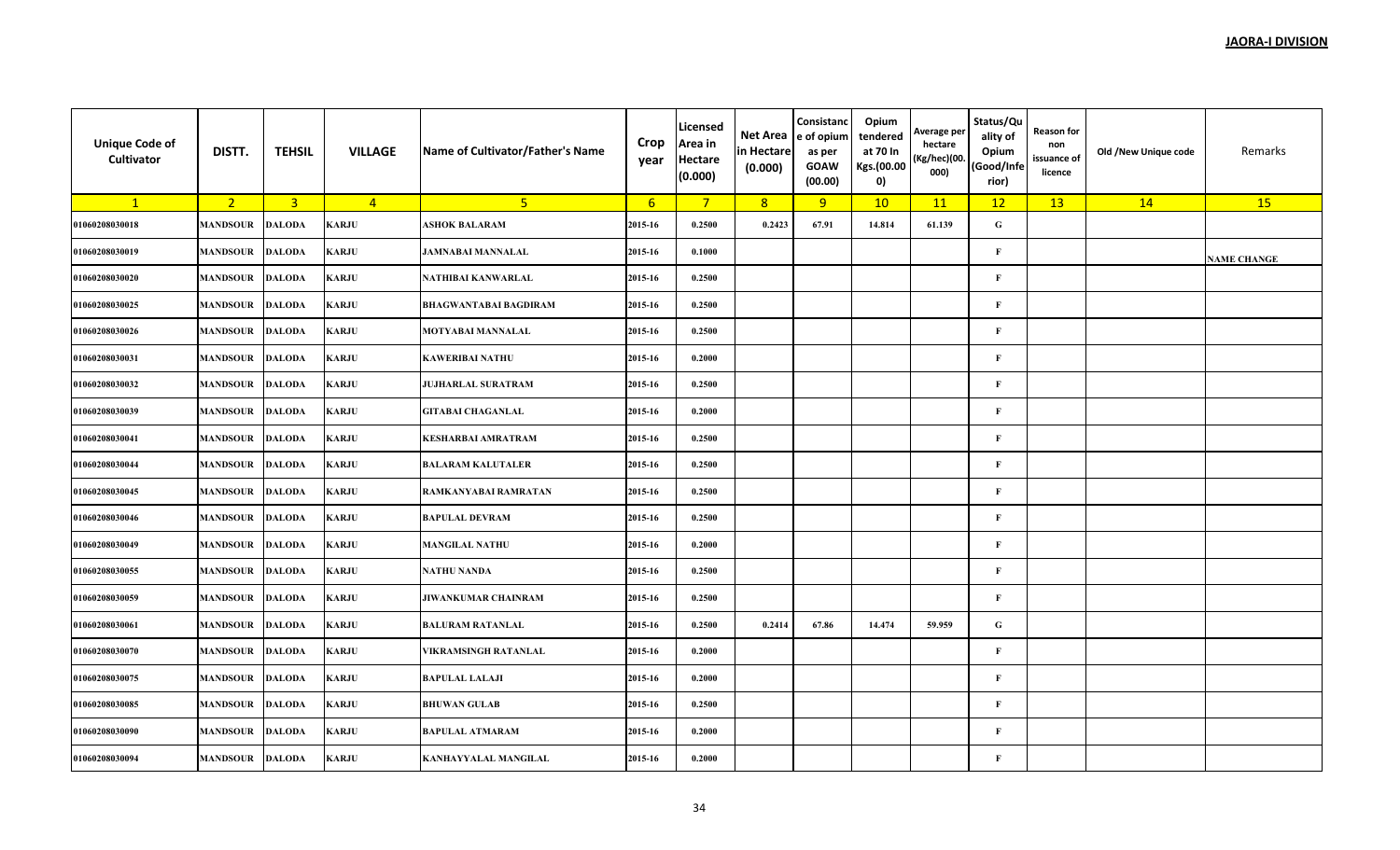**JAORA-I DIVISION**

| Unique Code of Cultivator | DISTT. | TEHSIL | VILLAGE | Name of Cultivator/Father's Name | Crop year | Licensed Area in Hectare (0.000) | Net Area in Hectare (0.000) | Consistance of opium as per GOAW (00.00) | Opium tendered at 70 In Kgs.(00.000) | Average per hectare (Kg/hec)(00.000) | Status/Quality of Opium (Good/Inferior) | Reason for non issuance of licence | Old /New Unique code | Remarks |
|---|---|---|---|---|---|---|---|---|---|---|---|---|---|---|
| 1 | 2 | 3 | 4 | 5 | 6 | 7 | 8 | 9 | 10 | 11 | 12 | 13 | 14 | 15 |
| 01060208030018 | MANDSOUR | DALODA | KARJU | ASHOK BALARAM | 2015-16 | 0.2500 | 0.2423 | 67.91 | 14.814 | 61.139 | G | | | |
| 01060208030019 | MANDSOUR | DALODA | KARJU | JAMNABAI MANNALAL | 2015-16 | 0.1000 | | | | | F | | | NAME CHANGE |
| 01060208030020 | MANDSOUR | DALODA | KARJU | NATHIBAI KANWARLAL | 2015-16 | 0.2500 | | | | | F | | | |
| 01060208030025 | MANDSOUR | DALODA | KARJU | BHAGWANTABAI BAGDIRAM | 2015-16 | 0.2500 | | | | | F | | | |
| 01060208030026 | MANDSOUR | DALODA | KARJU | MOTYABAI MANNALAL | 2015-16 | 0.2500 | | | | | F | | | |
| 01060208030031 | MANDSOUR | DALODA | KARJU | KAWERIBAI NATHU | 2015-16 | 0.2000 | | | | | F | | | |
| 01060208030032 | MANDSOUR | DALODA | KARJU | JUJHARLAL SURATRAM | 2015-16 | 0.2500 | | | | | F | | | |
| 01060208030039 | MANDSOUR | DALODA | KARJU | GITABAI CHAGANLAL | 2015-16 | 0.2000 | | | | | F | | | |
| 01060208030041 | MANDSOUR | DALODA | KARJU | KESHARBAI AMRATRAM | 2015-16 | 0.2500 | | | | | F | | | |
| 01060208030044 | MANDSOUR | DALODA | KARJU | BALARAM KALUTALER | 2015-16 | 0.2500 | | | | | F | | | |
| 01060208030045 | MANDSOUR | DALODA | KARJU | RAMKANYABAI RAMRATAN | 2015-16 | 0.2500 | | | | | F | | | |
| 01060208030046 | MANDSOUR | DALODA | KARJU | BAPULAL DEVRAM | 2015-16 | 0.2500 | | | | | F | | | |
| 01060208030049 | MANDSOUR | DALODA | KARJU | MANGILAL NATHU | 2015-16 | 0.2000 | | | | | F | | | |
| 01060208030055 | MANDSOUR | DALODA | KARJU | NATHU NANDA | 2015-16 | 0.2500 | | | | | F | | | |
| 01060208030059 | MANDSOUR | DALODA | KARJU | JIWANKUMAR CHAINRAM | 2015-16 | 0.2500 | | | | | F | | | |
| 01060208030061 | MANDSOUR | DALODA | KARJU | BALURAM RATANLAL | 2015-16 | 0.2500 | 0.2414 | 67.86 | 14.474 | 59.959 | G | | | |
| 01060208030070 | MANDSOUR | DALODA | KARJU | VIKRAMSINGH RATANLAL | 2015-16 | 0.2000 | | | | | F | | | |
| 01060208030075 | MANDSOUR | DALODA | KARJU | BAPULAL LALAJI | 2015-16 | 0.2000 | | | | | F | | | |
| 01060208030085 | MANDSOUR | DALODA | KARJU | BHUWAN GULAB | 2015-16 | 0.2500 | | | | | F | | | |
| 01060208030090 | MANDSOUR | DALODA | KARJU | BAPULAL ATMARAM | 2015-16 | 0.2000 | | | | | F | | | |
| 01060208030094 | MANDSOUR | DALODA | KARJU | KANHAYYALAL MANGILAL | 2015-16 | 0.2000 | | | | | F | | | |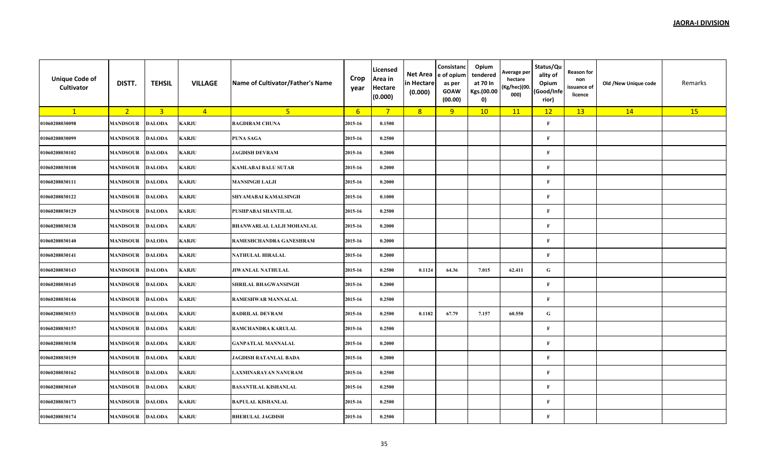**JAORA-I DIVISION**

| Unique Code of Cultivator | DISTT. | TEHSIL | VILLAGE | Name of Cultivator/Father's Name | Crop year | Licensed Area in Hectare (0.000) | Net Area in Hectare (0.000) | Consistance of opium as per GOAW (00.00) | Opium tendered at 70 In Kgs.(00.000) | Average per hectare (Kg/hec)(00.000) | Status/Quality of Opium (Good/Inferior) | Reason for non issuance of licence | Old /New Unique code | Remarks |
|---|---|---|---|---|---|---|---|---|---|---|---|---|---|---|
| 1 | 2 | 3 | 4 | 5 | 6 | 7 | 8 | 9 | 10 | 11 | 12 | 13 | 14 | 15 |
| 01060208030098 | MANDSOUR | DALODA | KARJU | BAGDIRAM CHUNA | 2015-16 | 0.1500 | | | | | F | | | |
| 01060208030099 | MANDSOUR | DALODA | KARJU | PUNA SAGA | 2015-16 | 0.2500 | | | | | F | | | |
| 01060208030102 | MANDSOUR | DALODA | KARJU | JAGDISH DEVRAM | 2015-16 | 0.2000 | | | | | F | | | |
| 01060208030108 | MANDSOUR | DALODA | KARJU | KAMLABAI BALU SUTAR | 2015-16 | 0.2000 | | | | | F | | | |
| 01060208030111 | MANDSOUR | DALODA | KARJU | MANSINGH LALJI | 2015-16 | 0.2000 | | | | | F | | | |
| 01060208030122 | MANDSOUR | DALODA | KARJU | SHYAMABAI KAMALSINGH | 2015-16 | 0.1000 | | | | | F | | | |
| 01060208030129 | MANDSOUR | DALODA | KARJU | PUSHPABAI SHANTILAL | 2015-16 | 0.2500 | | | | | F | | | |
| 01060208030138 | MANDSOUR | DALODA | KARJU | BHANWARLAL LALJI MOHANLAL | 2015-16 | 0.2000 | | | | | F | | | |
| 01060208030140 | MANDSOUR | DALODA | KARJU | RAMESHCHANDRA GANESHRAM | 2015-16 | 0.2000 | | | | | F | | | |
| 01060208030141 | MANDSOUR | DALODA | KARJU | NATHULAL HIRALAL | 2015-16 | 0.2000 | | | | | F | | | |
| 01060208030143 | MANDSOUR | DALODA | KARJU | JIWANLAL NATHULAL | 2015-16 | 0.2500 | 0.1124 | 64.36 | 7.015 | 62.411 | G | | | |
| 01060208030145 | MANDSOUR | DALODA | KARJU | SHRILAL BHAGWANSINGH | 2015-16 | 0.2000 | | | | | F | | | |
| 01060208030146 | MANDSOUR | DALODA | KARJU | RAMESHWAR MANNALAL | 2015-16 | 0.2500 | | | | | F | | | |
| 01060208030153 | MANDSOUR | DALODA | KARJU | BADRILAL DEVRAM | 2015-16 | 0.2500 | 0.1182 | 67.79 | 7.157 | 60.550 | G | | | |
| 01060208030157 | MANDSOUR | DALODA | KARJU | RAMCHANDRA KARULAL | 2015-16 | 0.2500 | | | | | F | | | |
| 01060208030158 | MANDSOUR | DALODA | KARJU | GANPATLAL MANNALAL | 2015-16 | 0.2000 | | | | | F | | | |
| 01060208030159 | MANDSOUR | DALODA | KARJU | JAGDISH RATANLAL BADA | 2015-16 | 0.2000 | | | | | F | | | |
| 01060208030162 | MANDSOUR | DALODA | KARJU | LAXMINARAYAN NANURAM | 2015-16 | 0.2500 | | | | | F | | | |
| 01060208030169 | MANDSOUR | DALODA | KARJU | BASANTILAL KISHANLAL | 2015-16 | 0.2500 | | | | | F | | | |
| 01060208030173 | MANDSOUR | DALODA | KARJU | BAPULAL KISHANLAL | 2015-16 | 0.2500 | | | | | F | | | |
| 01060208030174 | MANDSOUR | DALODA | KARJU | BHERULAL JAGDISH | 2015-16 | 0.2500 | | | | | F | | | |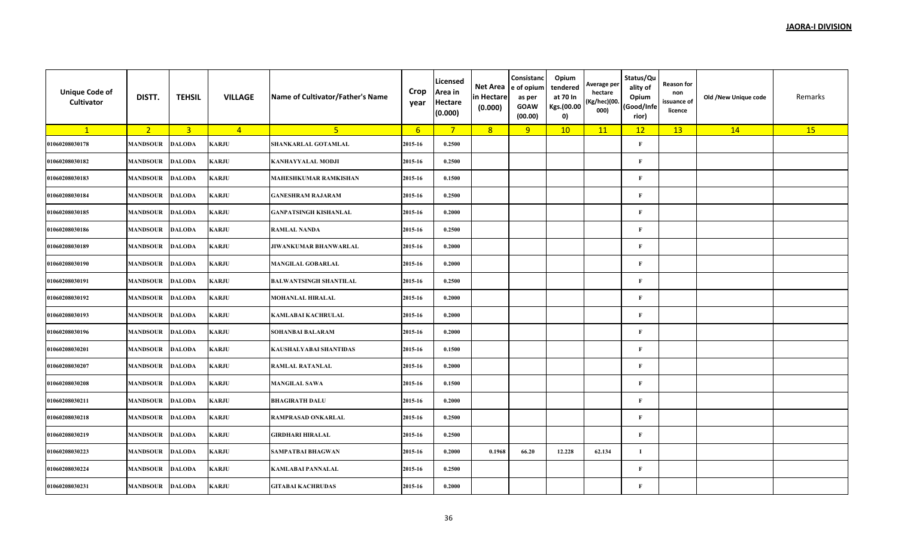**JAORA-I DIVISION**

| Unique Code of Cultivator | DISTT. | TEHSIL | VILLAGE | Name of Cultivator/Father's Name | Crop year | Licensed Area in Hectare (0.000) | Net Area in Hectare (0.000) | Consistance of opium as per GOAW (00.00) | Opium tendered at 70 In Kgs.(00.000) | Average per hectare (Kg/hec)(00.000) | Status/Quality of Opium (Good/Inferior) | Reason for non issuance of licence | Old /New Unique code | Remarks |
|---|---|---|---|---|---|---|---|---|---|---|---|---|---|---|
| 1 | 2 | 3 | 4 | 5 | 6 | 7 | 8 | 9 | 10 | 11 | 12 | 13 | 14 | 15 |
| 01060208030178 | MANDSOUR | DALODA | KARJU | SHANKARLAL GOTAMLAL | 2015-16 | 0.2500 | | | | | F | | | |
| 01060208030182 | MANDSOUR | DALODA | KARJU | KANHAYYALAL MODJI | 2015-16 | 0.2500 | | | | | F | | | |
| 01060208030183 | MANDSOUR | DALODA | KARJU | MAHESHKUMAR RAMKISHAN | 2015-16 | 0.1500 | | | | | F | | | |
| 01060208030184 | MANDSOUR | DALODA | KARJU | GANESHRAM RAJARAM | 2015-16 | 0.2500 | | | | | F | | | |
| 01060208030185 | MANDSOUR | DALODA | KARJU | GANPATSINGH KISHANLAL | 2015-16 | 0.2000 | | | | | F | | | |
| 01060208030186 | MANDSOUR | DALODA | KARJU | RAMLAL NANDA | 2015-16 | 0.2500 | | | | | F | | | |
| 01060208030189 | MANDSOUR | DALODA | KARJU | JIWANKUMAR BHANWARLAL | 2015-16 | 0.2000 | | | | | F | | | |
| 01060208030190 | MANDSOUR | DALODA | KARJU | MANGILAL GOBARLAL | 2015-16 | 0.2000 | | | | | F | | | |
| 01060208030191 | MANDSOUR | DALODA | KARJU | BALWANTSINGH SHANTILAL | 2015-16 | 0.2500 | | | | | F | | | |
| 01060208030192 | MANDSOUR | DALODA | KARJU | MOHANLAL HIRALAL | 2015-16 | 0.2000 | | | | | F | | | |
| 01060208030193 | MANDSOUR | DALODA | KARJU | KAMLABAI KACHRULAL | 2015-16 | 0.2000 | | | | | F | | | |
| 01060208030196 | MANDSOUR | DALODA | KARJU | SOHANBAI BALARAM | 2015-16 | 0.2000 | | | | | F | | | |
| 01060208030201 | MANDSOUR | DALODA | KARJU | KAUSHALYABAI SHANTIDAS | 2015-16 | 0.1500 | | | | | F | | | |
| 01060208030207 | MANDSOUR | DALODA | KARJU | RAMLAL RATANLAL | 2015-16 | 0.2000 | | | | | F | | | |
| 01060208030208 | MANDSOUR | DALODA | KARJU | MANGILAL SAWA | 2015-16 | 0.1500 | | | | | F | | | |
| 01060208030211 | MANDSOUR | DALODA | KARJU | BHAGIRATH DALU | 2015-16 | 0.2000 | | | | | F | | | |
| 01060208030218 | MANDSOUR | DALODA | KARJU | RAMPRASAD ONKARLAL | 2015-16 | 0.2500 | | | | | F | | | |
| 01060208030219 | MANDSOUR | DALODA | KARJU | GIRDHARI HIRALAL | 2015-16 | 0.2500 | | | | | F | | | |
| 01060208030223 | MANDSOUR | DALODA | KARJU | SAMPATBAI BHAGWAN | 2015-16 | 0.2000 | 0.1968 | 66.20 | 12.228 | 62.134 | I | | | |
| 01060208030224 | MANDSOUR | DALODA | KARJU | KAMLABAI PANNALAL | 2015-16 | 0.2500 | | | | | F | | | |
| 01060208030231 | MANDSOUR | DALODA | KARJU | GITABAI KACHRUDAS | 2015-16 | 0.2000 | | | | | F | | | |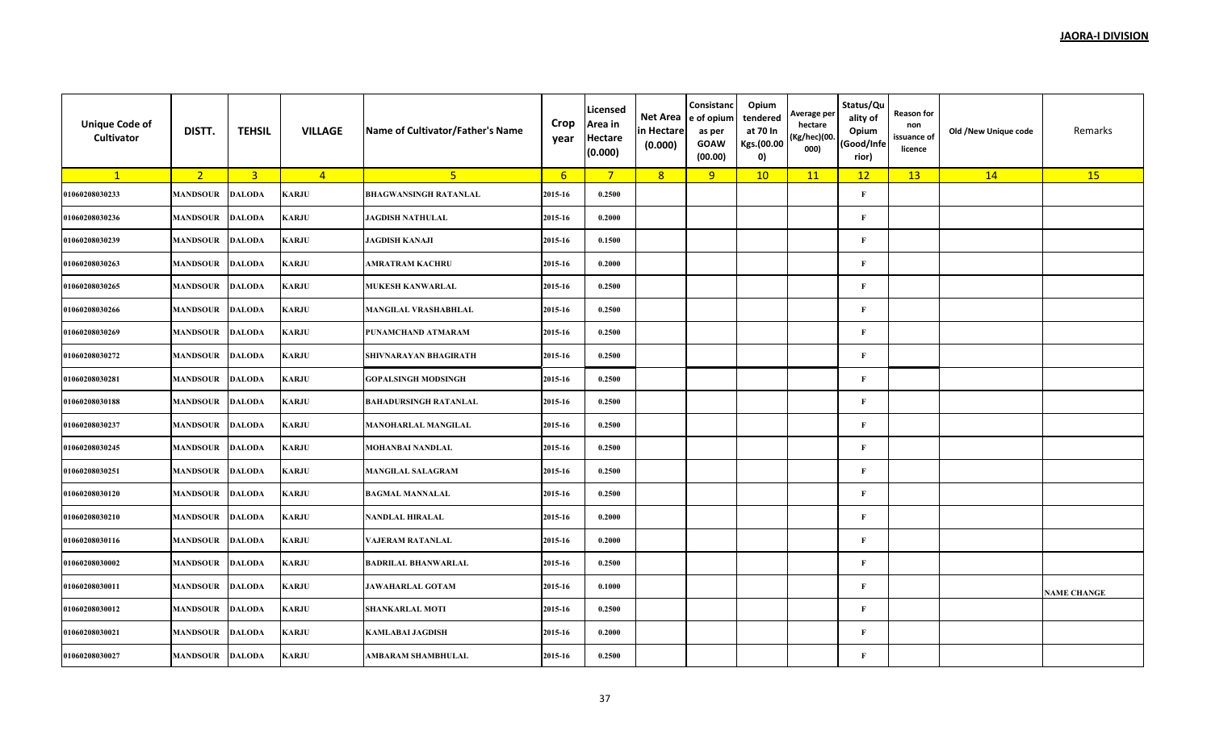**JAORA-I DIVISION**

| Unique Code of Cultivator | DISTT. | TEHSIL | VILLAGE | Name of Cultivator/Father's Name | Crop year | Licensed Area in Hectare (0.000) | Net Area in Hectare (0.000) | Consistance of opium as per GOAW (00.00) | Opium tendered at 70 In Kgs.(00.000) | Average per hectare (Kg/hec)(00.000) | Status/Quality of Opium (Good/Inferior) | Reason for non issuance of licence | Old /New Unique code | Remarks |
|---|---|---|---|---|---|---|---|---|---|---|---|---|---|---|
| 1 | 2 | 3 | 4 | 5 | 6 | 7 | 8 | 9 | 10 | 11 | 12 | 13 | 14 | 15 |
| 01060208030233 | MANDSOUR | DALODA | KARJU | BHAGWANSINGH RATANLAL | 2015-16 | 0.2500 | | | | | F | | | |
| 01060208030236 | MANDSOUR | DALODA | KARJU | JAGDISH NATHULAL | 2015-16 | 0.2000 | | | | | F | | | |
| 01060208030239 | MANDSOUR | DALODA | KARJU | JAGDISH KANAJI | 2015-16 | 0.1500 | | | | | F | | | |
| 01060208030263 | MANDSOUR | DALODA | KARJU | AMRATRAM KACHRU | 2015-16 | 0.2000 | | | | | F | | | |
| 01060208030265 | MANDSOUR | DALODA | KARJU | MUKESH KANWARLAL | 2015-16 | 0.2500 | | | | | F | | | |
| 01060208030266 | MANDSOUR | DALODA | KARJU | MANGILAL VRASHABHLAL | 2015-16 | 0.2500 | | | | | F | | | |
| 01060208030269 | MANDSOUR | DALODA | KARJU | PUNAMCHAND ATMARAM | 2015-16 | 0.2500 | | | | | F | | | |
| 01060208030272 | MANDSOUR | DALODA | KARJU | SHIVNARAYAN BHAGIRATH | 2015-16 | 0.2500 | | | | | F | | | |
| 01060208030281 | MANDSOUR | DALODA | KARJU | GOPALSINGH MODSINGH | 2015-16 | 0.2500 | | | | | F | | | |
| 01060208030188 | MANDSOUR | DALODA | KARJU | BAHADURSINGH RATANLAL | 2015-16 | 0.2500 | | | | | F | | | |
| 01060208030237 | MANDSOUR | DALODA | KARJU | MANOHARLAL MANGILAL | 2015-16 | 0.2500 | | | | | F | | | |
| 01060208030245 | MANDSOUR | DALODA | KARJU | MOHANBAI NANDLAL | 2015-16 | 0.2500 | | | | | F | | | |
| 01060208030251 | MANDSOUR | DALODA | KARJU | MANGILAL SALAGRAM | 2015-16 | 0.2500 | | | | | F | | | |
| 01060208030120 | MANDSOUR | DALODA | KARJU | BAGMAL MANNALAL | 2015-16 | 0.2500 | | | | | F | | | |
| 01060208030210 | MANDSOUR | DALODA | KARJU | NANDLAL HIRALAL | 2015-16 | 0.2000 | | | | | F | | | |
| 01060208030116 | MANDSOUR | DALODA | KARJU | VAJERAM RATANLAL | 2015-16 | 0.2000 | | | | | F | | | |
| 01060208030002 | MANDSOUR | DALODA | KARJU | BADRILAL BHANWARLAL | 2015-16 | 0.2500 | | | | | F | | | |
| 01060208030011 | MANDSOUR | DALODA | KARJU | JAWAHARLAL GOTAM | 2015-16 | 0.1000 | | | | | F | | | NAME CHANGE |
| 01060208030012 | MANDSOUR | DALODA | KARJU | SHANKARLAL MOTI | 2015-16 | 0.2500 | | | | | F | | | |
| 01060208030021 | MANDSOUR | DALODA | KARJU | KAMLABAI JAGDISH | 2015-16 | 0.2000 | | | | | F | | | |
| 01060208030027 | MANDSOUR | DALODA | KARJU | AMBARAM SHAMBHULAL | 2015-16 | 0.2500 | | | | | F | | | |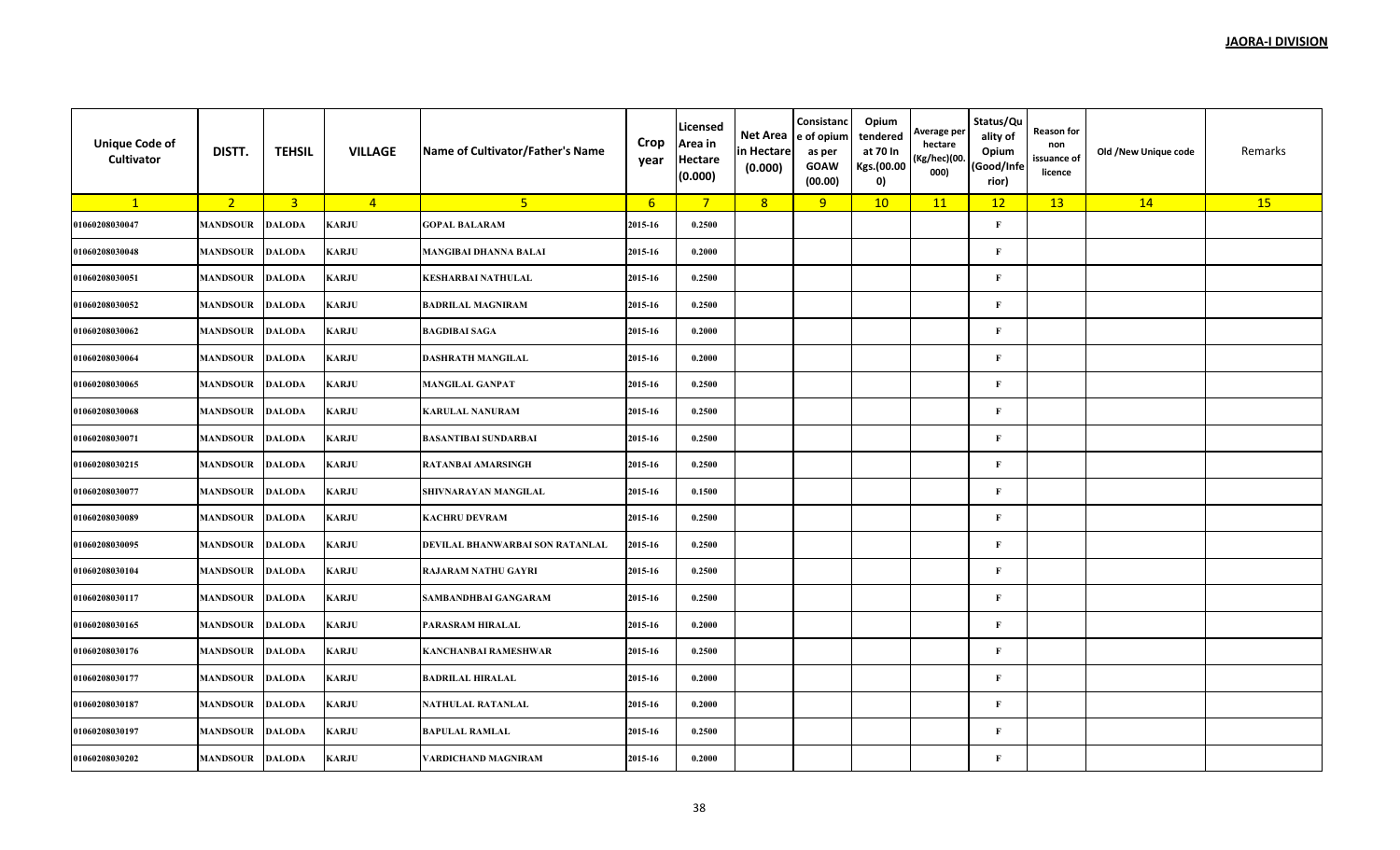**JAORA-I DIVISION**

| Unique Code of Cultivator | DISTT. | TEHSIL | VILLAGE | Name of Cultivator/Father's Name | Crop year | Licensed Area in Hectare (0.000) | Net Area in Hectare (0.000) | Consistance of opium as per GOAW (00.00) | Opium tendered at 70 In Kgs.(00.000) | Average per hectare (Kg/hec)(00.000) | Status/Quality of Opium (Good/Inferior) | Reason for non issuance of licence | Old /New Unique code | Remarks |
|---|---|---|---|---|---|---|---|---|---|---|---|---|---|---|
| 1 | 2 | 3 | 4 | 5 | 6 | 7 | 8 | 9 | 10 | 11 | 12 | 13 | 14 | 15 |
| 01060208030047 | MANDSOUR | DALODA | KARJU | GOPAL BALARAM | 2015-16 | 0.2500 | | | | | F | | | |
| 01060208030048 | MANDSOUR | DALODA | KARJU | MANGIBAI DHANNA BALAI | 2015-16 | 0.2000 | | | | | F | | | |
| 01060208030051 | MANDSOUR | DALODA | KARJU | KESHARBAI NATHULAL | 2015-16 | 0.2500 | | | | | F | | | |
| 01060208030052 | MANDSOUR | DALODA | KARJU | BADRILAL MAGNIRAM | 2015-16 | 0.2500 | | | | | F | | | |
| 01060208030062 | MANDSOUR | DALODA | KARJU | BAGDIBAI SAGA | 2015-16 | 0.2000 | | | | | F | | | |
| 01060208030064 | MANDSOUR | DALODA | KARJU | DASHRATH MANGILAL | 2015-16 | 0.2000 | | | | | F | | | |
| 01060208030065 | MANDSOUR | DALODA | KARJU | MANGILAL GANPAT | 2015-16 | 0.2500 | | | | | F | | | |
| 01060208030068 | MANDSOUR | DALODA | KARJU | KARULAL NANURAM | 2015-16 | 0.2500 | | | | | F | | | |
| 01060208030071 | MANDSOUR | DALODA | KARJU | BASANTIBAI SUNDARBAI | 2015-16 | 0.2500 | | | | | F | | | |
| 01060208030215 | MANDSOUR | DALODA | KARJU | RATANBAI AMARSINGH | 2015-16 | 0.2500 | | | | | F | | | |
| 01060208030077 | MANDSOUR | DALODA | KARJU | SHIVNARAYAN MANGILAL | 2015-16 | 0.1500 | | | | | F | | | |
| 01060208030089 | MANDSOUR | DALODA | KARJU | KACHRU DEVRAM | 2015-16 | 0.2500 | | | | | F | | | |
| 01060208030095 | MANDSOUR | DALODA | KARJU | DEVILAL BHANWARBAI SON RATANLAL | 2015-16 | 0.2500 | | | | | F | | | |
| 01060208030104 | MANDSOUR | DALODA | KARJU | RAJARAM NATHU GAYRI | 2015-16 | 0.2500 | | | | | F | | | |
| 01060208030117 | MANDSOUR | DALODA | KARJU | SAMBANDHBAI GANGARAM | 2015-16 | 0.2500 | | | | | F | | | |
| 01060208030165 | MANDSOUR | DALODA | KARJU | PARASRAM HIRALAL | 2015-16 | 0.2000 | | | | | F | | | |
| 01060208030176 | MANDSOUR | DALODA | KARJU | KANCHANBAI RAMESHWAR | 2015-16 | 0.2500 | | | | | F | | | |
| 01060208030177 | MANDSOUR | DALODA | KARJU | BADRILAL HIRALAL | 2015-16 | 0.2000 | | | | | F | | | |
| 01060208030187 | MANDSOUR | DALODA | KARJU | NATHULAL RATANLAL | 2015-16 | 0.2000 | | | | | F | | | |
| 01060208030197 | MANDSOUR | DALODA | KARJU | BAPULAL RAMLAL | 2015-16 | 0.2500 | | | | | F | | | |
| 01060208030202 | MANDSOUR | DALODA | KARJU | VARDICHAND MAGNIRAM | 2015-16 | 0.2000 | | | | | F | | | |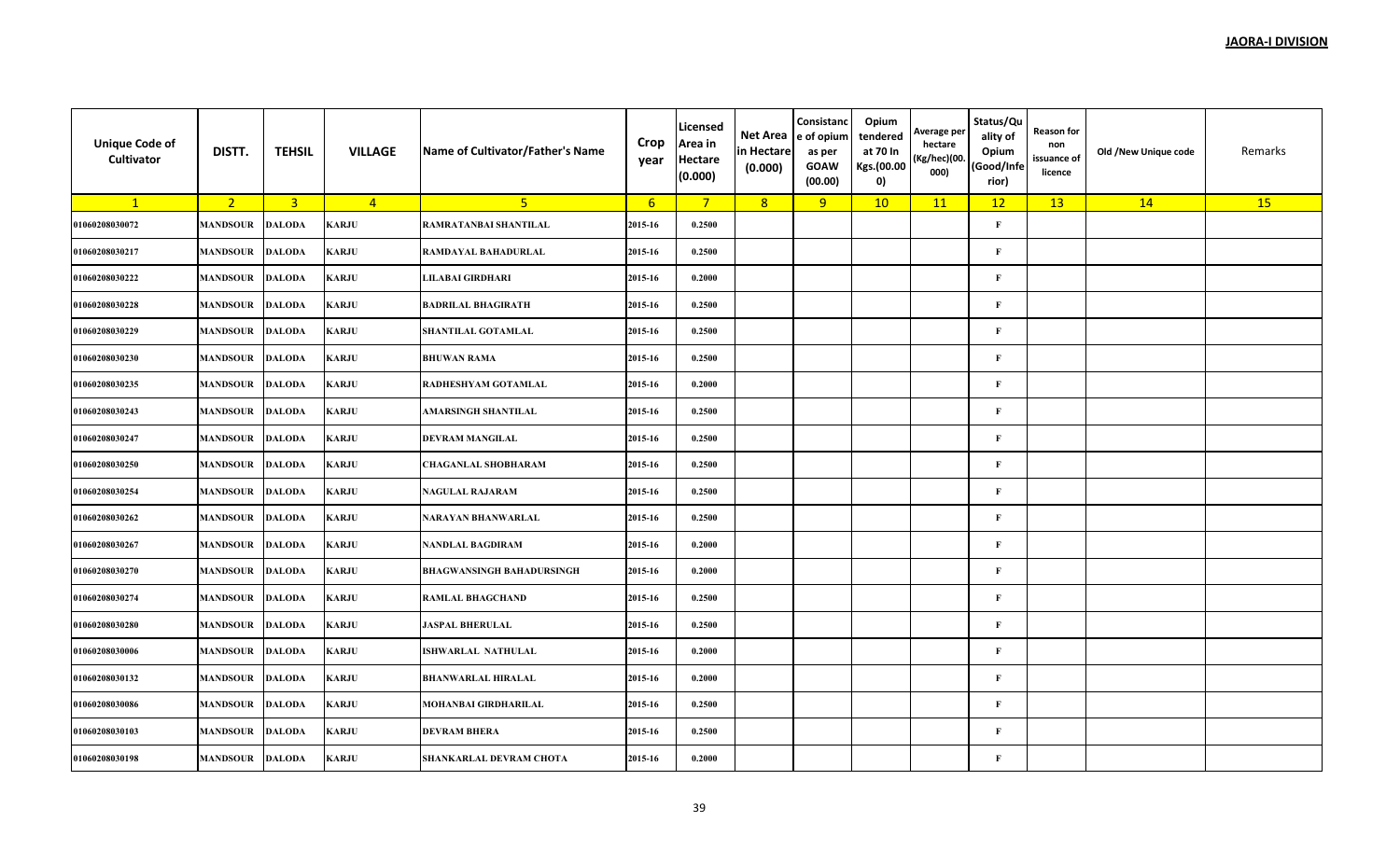**JAORA-I DIVISION**

| Unique Code of Cultivator | DISTT. | TEHSIL | VILLAGE | Name of Cultivator/Father's Name | Crop year | Licensed Area in Hectare (0.000) | Net Area in Hectare (0.000) | Consistance of opium as per GOAW (00.00) | Opium tendered at 70 In Kgs.(00.000) | Average per hectare (Kg/hec)(00.000) | Status/Quality of Opium (Good/Inferior) | Reason for non issuance of licence | Old /New Unique code | Remarks |
|---|---|---|---|---|---|---|---|---|---|---|---|---|---|---|
| 1 | 2 | 3 | 4 | 5 | 6 | 7 | 8 | 9 | 10 | 11 | 12 | 13 | 14 | 15 |
| 01060208030072 | MANDSOUR | DALODA | KARJU | RAMRATANBAI SHANTILAL | 2015-16 | 0.2500 | | | | | F | | | |
| 01060208030217 | MANDSOUR | DALODA | KARJU | RAMDAYAL BAHADURLAL | 2015-16 | 0.2500 | | | | | F | | | |
| 01060208030222 | MANDSOUR | DALODA | KARJU | LILABAI GIRDHARI | 2015-16 | 0.2000 | | | | | F | | | |
| 01060208030228 | MANDSOUR | DALODA | KARJU | BADRILAL BHAGIRATH | 2015-16 | 0.2500 | | | | | F | | | |
| 01060208030229 | MANDSOUR | DALODA | KARJU | SHANTILAL GOTAMLAL | 2015-16 | 0.2500 | | | | | F | | | |
| 01060208030230 | MANDSOUR | DALODA | KARJU | BHUWAN RAMA | 2015-16 | 0.2500 | | | | | F | | | |
| 01060208030235 | MANDSOUR | DALODA | KARJU | RADHESHYAM GOTAMLAL | 2015-16 | 0.2000 | | | | | F | | | |
| 01060208030243 | MANDSOUR | DALODA | KARJU | AMARSINGH SHANTILAL | 2015-16 | 0.2500 | | | | | F | | | |
| 01060208030247 | MANDSOUR | DALODA | KARJU | DEVRAM MANGILAL | 2015-16 | 0.2500 | | | | | F | | | |
| 01060208030250 | MANDSOUR | DALODA | KARJU | CHAGANLAL SHOBHARAM | 2015-16 | 0.2500 | | | | | F | | | |
| 01060208030254 | MANDSOUR | DALODA | KARJU | NAGULAL RAJARAM | 2015-16 | 0.2500 | | | | | F | | | |
| 01060208030262 | MANDSOUR | DALODA | KARJU | NARAYAN BHANWARLAL | 2015-16 | 0.2500 | | | | | F | | | |
| 01060208030267 | MANDSOUR | DALODA | KARJU | NANDLAL BAGDIRAM | 2015-16 | 0.2000 | | | | | F | | | |
| 01060208030270 | MANDSOUR | DALODA | KARJU | BHAGWANSINGH BAHADURSINGH | 2015-16 | 0.2000 | | | | | F | | | |
| 01060208030274 | MANDSOUR | DALODA | KARJU | RAMLAL BHAGCHAND | 2015-16 | 0.2500 | | | | | F | | | |
| 01060208030280 | MANDSOUR | DALODA | KARJU | JASPAL BHERULAL | 2015-16 | 0.2500 | | | | | F | | | |
| 01060208030006 | MANDSOUR | DALODA | KARJU | ISHWARLAL NATHULAL | 2015-16 | 0.2000 | | | | | F | | | |
| 01060208030132 | MANDSOUR | DALODA | KARJU | BHANWARLAL HIRALAL | 2015-16 | 0.2000 | | | | | F | | | |
| 01060208030086 | MANDSOUR | DALODA | KARJU | MOHANBAI GIRDHARILAL | 2015-16 | 0.2500 | | | | | F | | | |
| 01060208030103 | MANDSOUR | DALODA | KARJU | DEVRAM BHERA | 2015-16 | 0.2500 | | | | | F | | | |
| 01060208030198 | MANDSOUR | DALODA | KARJU | SHANKARLAL DEVRAM CHOTA | 2015-16 | 0.2000 | | | | | F | | | |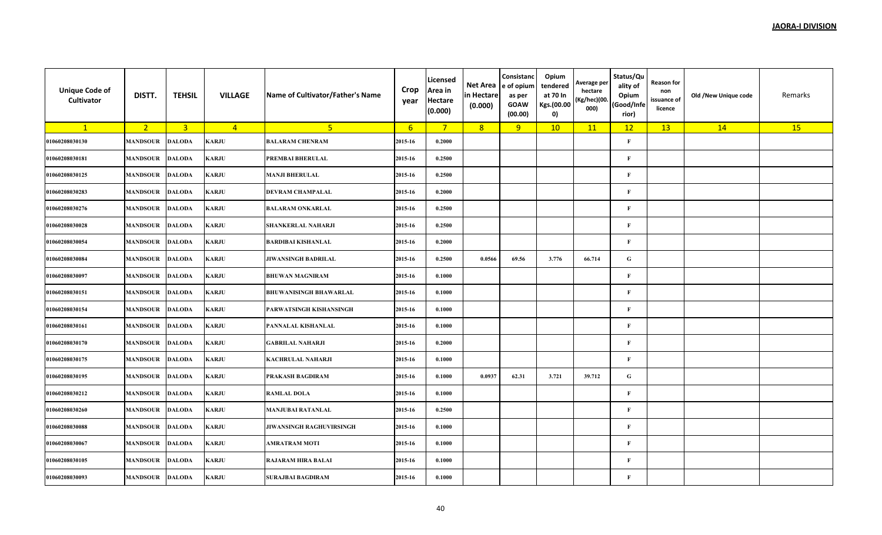**JAORA-I DIVISION**

| Unique Code of Cultivator | DISTT. | TEHSIL | VILLAGE | Name of Cultivator/Father's Name | Crop year | Licensed Area in Hectare (0.000) | Net Area in Hectare (0.000) | Consistance of opium as per GOAW (00.00) | Opium tendered at 70 In Kgs.(00.000) | Average per hectare (Kg/hec)(00.000) | Status/Quality of Opium (Good/Inferior) | Reason for non issuance of licence | Old /New Unique code | Remarks |
|---|---|---|---|---|---|---|---|---|---|---|---|---|---|---|
| 1 | 2 | 3 | 4 | 5 | 6 | 7 | 8 | 9 | 10 | 11 | 12 | 13 | 14 | 15 |
| 01060208030130 | MANDSOUR | DALODA | KARJU | BALARAM CHENRAM | 2015-16 | 0.2000 | | | | | F | | | |
| 01060208030181 | MANDSOUR | DALODA | KARJU | PREMBAI BHERULAL | 2015-16 | 0.2500 | | | | | F | | | |
| 01060208030125 | MANDSOUR | DALODA | KARJU | MANJI BHERULAL | 2015-16 | 0.2500 | | | | | F | | | |
| 01060208030283 | MANDSOUR | DALODA | KARJU | DEVRAM CHAMPALAL | 2015-16 | 0.2000 | | | | | F | | | |
| 01060208030276 | MANDSOUR | DALODA | KARJU | BALARAM ONKARLAL | 2015-16 | 0.2500 | | | | | F | | | |
| 01060208030028 | MANDSOUR | DALODA | KARJU | SHANKERLAL NAHARJI | 2015-16 | 0.2500 | | | | | F | | | |
| 01060208030054 | MANDSOUR | DALODA | KARJU | BARDIBAI KISHANLAL | 2015-16 | 0.2000 | | | | | F | | | |
| 01060208030084 | MANDSOUR | DALODA | KARJU | JIWANSINGH BADRILAL | 2015-16 | 0.2500 | 0.0566 | 69.56 | 3.776 | 66.714 | G | | | |
| 01060208030097 | MANDSOUR | DALODA | KARJU | BHUWAN MAGNIRAM | 2015-16 | 0.1000 | | | | | F | | | |
| 01060208030151 | MANDSOUR | DALODA | KARJU | BHUWANISINGH BHAWARLAL | 2015-16 | 0.1000 | | | | | F | | | |
| 01060208030154 | MANDSOUR | DALODA | KARJU | PARWATSINGH KISHANSINGH | 2015-16 | 0.1000 | | | | | F | | | |
| 01060208030161 | MANDSOUR | DALODA | KARJU | PANNALAL KISHANLAL | 2015-16 | 0.1000 | | | | | F | | | |
| 01060208030170 | MANDSOUR | DALODA | KARJU | GABRILAL NAHARJI | 2015-16 | 0.2000 | | | | | F | | | |
| 01060208030175 | MANDSOUR | DALODA | KARJU | KACHRULAL NAHARJI | 2015-16 | 0.1000 | | | | | F | | | |
| 01060208030195 | MANDSOUR | DALODA | KARJU | PRAKASH BAGDIRAM | 2015-16 | 0.1000 | 0.0937 | 62.31 | 3.721 | 39.712 | G | | | |
| 01060208030212 | MANDSOUR | DALODA | KARJU | RAMLAL DOLA | 2015-16 | 0.1000 | | | | | F | | | |
| 01060208030260 | MANDSOUR | DALODA | KARJU | MANJUBAI RATANLAL | 2015-16 | 0.2500 | | | | | F | | | |
| 01060208030088 | MANDSOUR | DALODA | KARJU | JIWANSINGH RAGHUVIRSINGH | 2015-16 | 0.1000 | | | | | F | | | |
| 01060208030067 | MANDSOUR | DALODA | KARJU | AMRATRAM MOTI | 2015-16 | 0.1000 | | | | | F | | | |
| 01060208030105 | MANDSOUR | DALODA | KARJU | RAJARAM HIRA BALAI | 2015-16 | 0.1000 | | | | | F | | | |
| 01060208030093 | MANDSOUR | DALODA | KARJU | SURAJBAI BAGDIRAM | 2015-16 | 0.1000 | | | | | F | | | |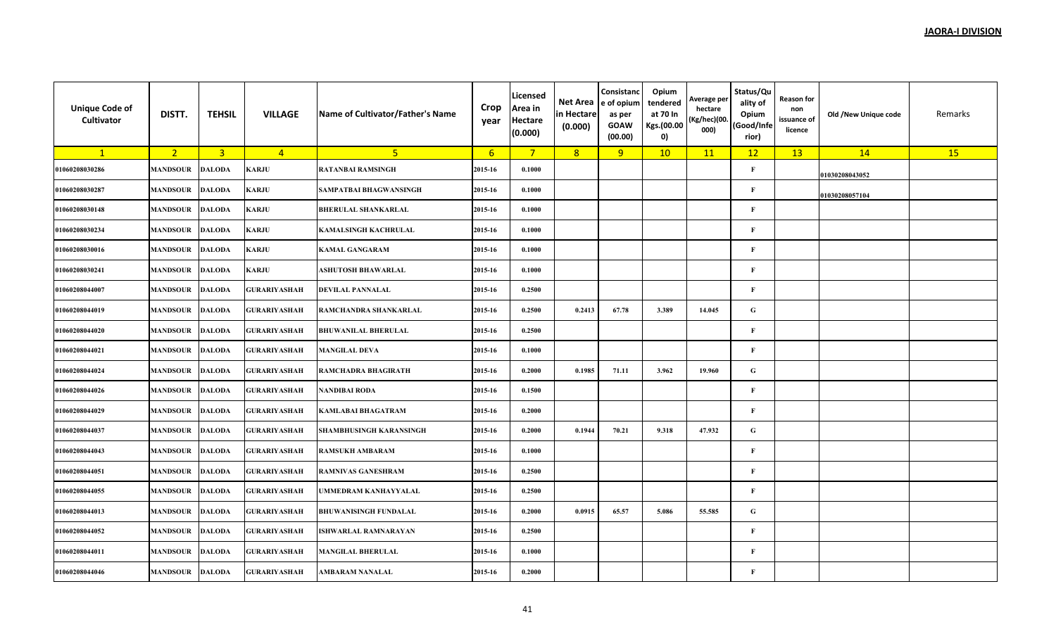**JAORA-I DIVISION**

| Unique Code of Cultivator | DISTT. | TEHSIL | VILLAGE | Name of Cultivator/Father's Name | Crop year | Licensed Area in Hectare (0.000) | Net Area in Hectare (0.000) | Consistance of opium as per GOAW (00.00) | Opium tendered at 70 In Kgs.(00.000) | Average per hectare (Kg/hec)(00.000) | Status/Quality of Opium (Good/Inferior) | Reason for non issuance of licence | Old /New Unique code | Remarks |
|---|---|---|---|---|---|---|---|---|---|---|---|---|---|---|
| 1 | 2 | 3 | 4 | 5 | 6 | 7 | 8 | 9 | 10 | 11 | 12 | 13 | 14 | 15 |
| 01060208030286 | MANDSOUR | DALODA | KARJU | RATANBAI RAMSINGH | 2015-16 | 0.1000 | | | | | F | | 01030208043052 | |
| 01060208030287 | MANDSOUR | DALODA | KARJU | SAMPATBAI BHAGWANSINGH | 2015-16 | 0.1000 | | | | | F | | 01030208057104 | |
| 01060208030148 | MANDSOUR | DALODA | KARJU | BHERULAL SHANKARLAL | 2015-16 | 0.1000 | | | | | F | | | |
| 01060208030234 | MANDSOUR | DALODA | KARJU | KAMALSINGH KACHRULAL | 2015-16 | 0.1000 | | | | | F | | | |
| 01060208030016 | MANDSOUR | DALODA | KARJU | KAMAL GANGARAM | 2015-16 | 0.1000 | | | | | F | | | |
| 01060208030241 | MANDSOUR | DALODA | KARJU | ASHUTOSH BHAWARLAL | 2015-16 | 0.1000 | | | | | F | | | |
| 01060208044007 | MANDSOUR | DALODA | GURARIYASHAH | DEVILAL PANNALAL | 2015-16 | 0.2500 | | | | | F | | | |
| 01060208044019 | MANDSOUR | DALODA | GURARIYASHAH | RAMCHANDRA SHANKARLAL | 2015-16 | 0.2500 | 0.2413 | 67.78 | 3.389 | 14.045 | G | | | |
| 01060208044020 | MANDSOUR | DALODA | GURARIYASHAH | BHUWANILAL BHERULAL | 2015-16 | 0.2500 | | | | | F | | | |
| 01060208044021 | MANDSOUR | DALODA | GURARIYASHAH | MANGILAL DEVA | 2015-16 | 0.1000 | | | | | F | | | |
| 01060208044024 | MANDSOUR | DALODA | GURARIYASHAH | RAMCHADRA BHAGIRATH | 2015-16 | 0.2000 | 0.1985 | 71.11 | 3.962 | 19.960 | G | | | |
| 01060208044026 | MANDSOUR | DALODA | GURARIYASHAH | NANDIBAI RODA | 2015-16 | 0.1500 | | | | | F | | | |
| 01060208044029 | MANDSOUR | DALODA | GURARIYASHAH | KAMLABAI BHAGATRAM | 2015-16 | 0.2000 | | | | | F | | | |
| 01060208044037 | MANDSOUR | DALODA | GURARIYASHAH | SHAMBHUSINGH KARANSINGH | 2015-16 | 0.2000 | 0.1944 | 70.21 | 9.318 | 47.932 | G | | | |
| 01060208044043 | MANDSOUR | DALODA | GURARIYASHAH | RAMSUKH AMBARAM | 2015-16 | 0.1000 | | | | | F | | | |
| 01060208044051 | MANDSOUR | DALODA | GURARIYASHAH | RAMNIVAS GANESHRAM | 2015-16 | 0.2500 | | | | | F | | | |
| 01060208044055 | MANDSOUR | DALODA | GURARIYASHAH | UMMEDRAM KANHAYYALAL | 2015-16 | 0.2500 | | | | | F | | | |
| 01060208044013 | MANDSOUR | DALODA | GURARIYASHAH | BHUWANISINGH FUNDALAL | 2015-16 | 0.2000 | 0.0915 | 65.57 | 5.086 | 55.585 | G | | | |
| 01060208044052 | MANDSOUR | DALODA | GURARIYASHAH | ISHWARLAL RAMNARAYAN | 2015-16 | 0.2500 | | | | | F | | | |
| 01060208044011 | MANDSOUR | DALODA | GURARIYASHAH | MANGILAL BHERULAL | 2015-16 | 0.1000 | | | | | F | | | |
| 01060208044046 | MANDSOUR | DALODA | GURARIYASHAH | AMBARAM NANALAL | 2015-16 | 0.2000 | | | | | F | | | |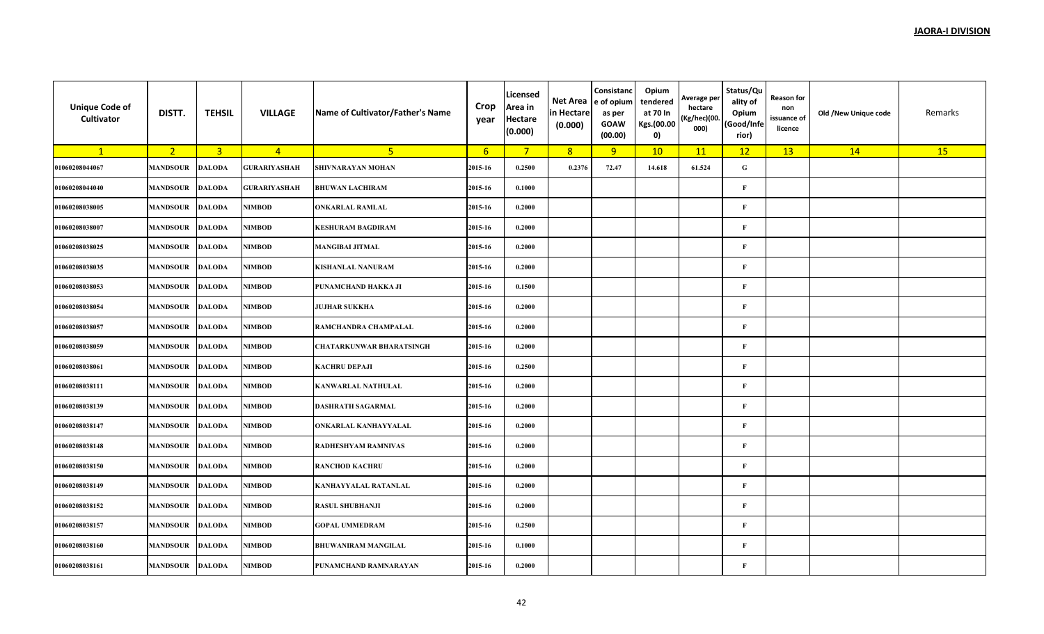**JAORA-I DIVISION**

| Unique Code of Cultivator | DISTT. | TEHSIL | VILLAGE | Name of Cultivator/Father's Name | Crop year | Licensed Area in Hectare (0.000) | Net Area in Hectare (0.000) | Consistance of opium as per GOAW (00.00) | Opium tendered at 70 In Kgs.(00.000) | Average per hectare (Kg/hec)(00.000) | Status/Quality of Opium (Good/Inferior) | Reason for non issuance of licence | Old /New Unique code | Remarks |
|---|---|---|---|---|---|---|---|---|---|---|---|---|---|---|
| 1 | 2 | 3 | 4 | 5 | 6 | 7 | 8 | 9 | 10 | 11 | 12 | 13 | 14 | 15 |
| 01060208044067 | MANDSOUR | DALODA | GURARIYASHAH | SHIVNARAYAN MOHAN | 2015-16 | 0.2500 | 0.2376 | 72.47 | 14.618 | 61.524 | G | | | |
| 01060208044040 | MANDSOUR | DALODA | GURARIYASHAH | BHUWAN LACHIRAM | 2015-16 | 0.1000 | | | | | F | | | |
| 01060208038005 | MANDSOUR | DALODA | NIMBOD | ONKARLAL RAMLAL | 2015-16 | 0.2000 | | | | | F | | | |
| 01060208038007 | MANDSOUR | DALODA | NIMBOD | KESHURAM BAGDIRAM | 2015-16 | 0.2000 | | | | | F | | | |
| 01060208038025 | MANDSOUR | DALODA | NIMBOD | MANGIBAI JITMAL | 2015-16 | 0.2000 | | | | | F | | | |
| 01060208038035 | MANDSOUR | DALODA | NIMBOD | KISHANLAL NANURAM | 2015-16 | 0.2000 | | | | | F | | | |
| 01060208038053 | MANDSOUR | DALODA | NIMBOD | PUNAMCHAND HAKKA JI | 2015-16 | 0.1500 | | | | | F | | | |
| 01060208038054 | MANDSOUR | DALODA | NIMBOD | JUJHAR SUKKHA | 2015-16 | 0.2000 | | | | | F | | | |
| 01060208038057 | MANDSOUR | DALODA | NIMBOD | RAMCHANDRA CHAMPALAL | 2015-16 | 0.2000 | | | | | F | | | |
| 01060208038059 | MANDSOUR | DALODA | NIMBOD | CHATARKUNWAR BHARATSINGH | 2015-16 | 0.2000 | | | | | F | | | |
| 01060208038061 | MANDSOUR | DALODA | NIMBOD | KACHRU DEPAJI | 2015-16 | 0.2500 | | | | | F | | | |
| 01060208038111 | MANDSOUR | DALODA | NIMBOD | KANWARLAL NATHULAL | 2015-16 | 0.2000 | | | | | F | | | |
| 01060208038139 | MANDSOUR | DALODA | NIMBOD | DASHRATH SAGARMAL | 2015-16 | 0.2000 | | | | | F | | | |
| 01060208038147 | MANDSOUR | DALODA | NIMBOD | ONKARLAL KANHAYYALAL | 2015-16 | 0.2000 | | | | | F | | | |
| 01060208038148 | MANDSOUR | DALODA | NIMBOD | RADHESHYAM RAMNIVAS | 2015-16 | 0.2000 | | | | | F | | | |
| 01060208038150 | MANDSOUR | DALODA | NIMBOD | RANCHOD KACHRU | 2015-16 | 0.2000 | | | | | F | | | |
| 01060208038149 | MANDSOUR | DALODA | NIMBOD | KANHAYYALAL RATANLAL | 2015-16 | 0.2000 | | | | | F | | | |
| 01060208038152 | MANDSOUR | DALODA | NIMBOD | RASUL SHUBHANJI | 2015-16 | 0.2000 | | | | | F | | | |
| 01060208038157 | MANDSOUR | DALODA | NIMBOD | GOPAL UMMEDRAM | 2015-16 | 0.2500 | | | | | F | | | |
| 01060208038160 | MANDSOUR | DALODA | NIMBOD | BHUWANIRAM MANGILAL | 2015-16 | 0.1000 | | | | | F | | | |
| 01060208038161 | MANDSOUR | DALODA | NIMBOD | PUNAMCHAND RAMNARAYAN | 2015-16 | 0.2000 | | | | | F | | | |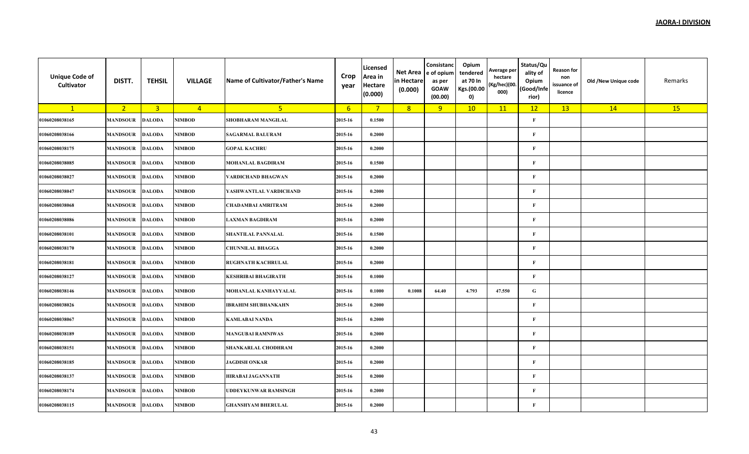**JAORA-I DIVISION**

| Unique Code of Cultivator | DISTT. | TEHSIL | VILLAGE | Name of Cultivator/Father's Name | Crop year | Licensed Area in Hectare (0.000) | Net Area in Hectare (0.000) | Consistance of opium as per GOAW (00.00) | Opium tendered at 70 In Kgs.(00.000) | Average per hectare (Kg/hec)(00.000) | Status/Quality of Opium (Good/Inferior) | Reason for non issuance of licence | Old /New Unique code | Remarks |
|---|---|---|---|---|---|---|---|---|---|---|---|---|---|---|
| 1 | 2 | 3 | 4 | 5 | 6 | 7 | 8 | 9 | 10 | 11 | 12 | 13 | 14 | 15 |
| 01060208038165 | MANDSOUR | DALODA | NIMBOD | SHOBHARAM MANGILAL | 2015-16 | 0.1500 | | | | | F | | | |
| 01060208038166 | MANDSOUR | DALODA | NIMBOD | SAGARMAL BALURAM | 2015-16 | 0.2000 | | | | | F | | | |
| 01060208038175 | MANDSOUR | DALODA | NIMBOD | GOPAL KACHRU | 2015-16 | 0.2000 | | | | | F | | | |
| 01060208038085 | MANDSOUR | DALODA | NIMBOD | MOHANLAL BAGDIRAM | 2015-16 | 0.1500 | | | | | F | | | |
| 01060208038027 | MANDSOUR | DALODA | NIMBOD | VARDICHAND BHAGWAN | 2015-16 | 0.2000 | | | | | F | | | |
| 01060208038047 | MANDSOUR | DALODA | NIMBOD | YASHWANTLAL VARDICHAND | 2015-16 | 0.2000 | | | | | F | | | |
| 01060208038068 | MANDSOUR | DALODA | NIMBOD | CHADAMBAI AMRITRAM | 2015-16 | 0.2000 | | | | | F | | | |
| 01060208038086 | MANDSOUR | DALODA | NIMBOD | LAXMAN BAGDIRAM | 2015-16 | 0.2000 | | | | | F | | | |
| 01060208038101 | MANDSOUR | DALODA | NIMBOD | SHANTILAL PANNALAL | 2015-16 | 0.1500 | | | | | F | | | |
| 01060208038170 | MANDSOUR | DALODA | NIMBOD | CHUNNILAL BHAGGA | 2015-16 | 0.2000 | | | | | F | | | |
| 01060208038181 | MANDSOUR | DALODA | NIMBOD | RUGHNATH KACHRULAL | 2015-16 | 0.2000 | | | | | F | | | |
| 01060208038127 | MANDSOUR | DALODA | NIMBOD | KESHRIBAI BHAGIRATH | 2015-16 | 0.1000 | | | | | F | | | |
| 01060208038146 | MANDSOUR | DALODA | NIMBOD | MOHANLAL KANHAYYALAL | 2015-16 | 0.1000 | 0.1008 | 64.40 | 4.793 | 47.550 | G | | | |
| 01060208038026 | MANDSOUR | DALODA | NIMBOD | IBRAHIM SHUBHANKAHN | 2015-16 | 0.2000 | | | | | F | | | |
| 01060208038067 | MANDSOUR | DALODA | NIMBOD | KAMLABAI NANDA | 2015-16 | 0.2000 | | | | | F | | | |
| 01060208038189 | MANDSOUR | DALODA | NIMBOD | MANGUBAI RAMNIWAS | 2015-16 | 0.2000 | | | | | F | | | |
| 01060208038151 | MANDSOUR | DALODA | NIMBOD | SHANKARLAL CHODHRAM | 2015-16 | 0.2000 | | | | | F | | | |
| 01060208038185 | MANDSOUR | DALODA | NIMBOD | JAGDISH ONKAR | 2015-16 | 0.2000 | | | | | F | | | |
| 01060208038137 | MANDSOUR | DALODA | NIMBOD | HIRABAI JAGANNATH | 2015-16 | 0.2000 | | | | | F | | | |
| 01060208038174 | MANDSOUR | DALODA | NIMBOD | UDDEYKUNWAR RAMSINGH | 2015-16 | 0.2000 | | | | | F | | | |
| 01060208038115 | MANDSOUR | DALODA | NIMBOD | GHANSHYAM BHERULAL | 2015-16 | 0.2000 | | | | | F | | | |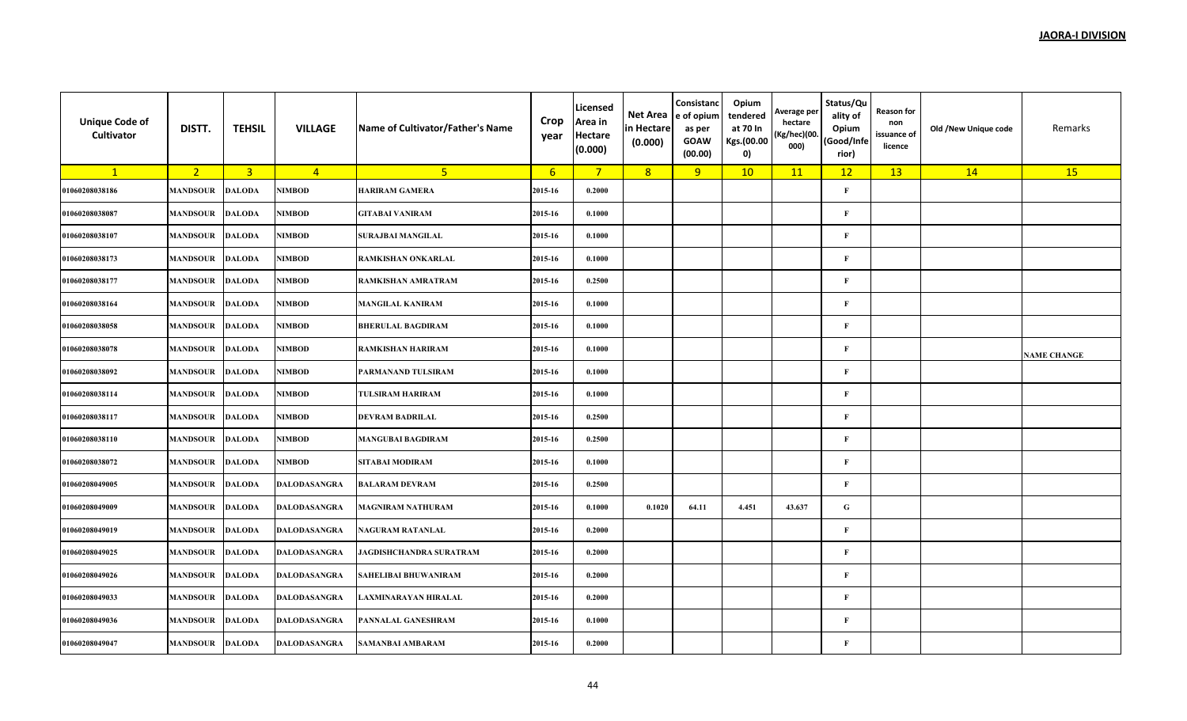**JAORA-I DIVISION**

| Unique Code of Cultivator | DISTT. | TEHSIL | VILLAGE | Name of Cultivator/Father's Name | Crop year | Licensed Area in Hectare (0.000) | Net Area in Hectare (0.000) | Consistance of opium as per GOAW (00.00) | Opium tendered at 70 In Kgs.(00.000) | Average per hectare (Kg/hec)(00.000) | Status/Quality of Opium (Good/Inferior) | Reason for non issuance of licence | Old /New Unique code | Remarks |
|---|---|---|---|---|---|---|---|---|---|---|---|---|---|---|
| 1 | 2 | 3 | 4 | 5 | 6 | 7 | 8 | 9 | 10 | 11 | 12 | 13 | 14 | 15 |
| 01060208038186 | MANDSOUR | DALODA | NIMBOD | HARIRAM GAMERA | 2015-16 | 0.2000 | | | | | F | | | |
| 01060208038087 | MANDSOUR | DALODA | NIMBOD | GITABAI VANIRAM | 2015-16 | 0.1000 | | | | | F | | | |
| 01060208038107 | MANDSOUR | DALODA | NIMBOD | SURAJBAI MANGILAL | 2015-16 | 0.1000 | | | | | F | | | |
| 01060208038173 | MANDSOUR | DALODA | NIMBOD | RAMKISHAN ONKARLAL | 2015-16 | 0.1000 | | | | | F | | | |
| 01060208038177 | MANDSOUR | DALODA | NIMBOD | RAMKISHAN AMRATRAM | 2015-16 | 0.2500 | | | | | F | | | |
| 01060208038164 | MANDSOUR | DALODA | NIMBOD | MANGILAL KANIRAM | 2015-16 | 0.1000 | | | | | F | | | |
| 01060208038058 | MANDSOUR | DALODA | NIMBOD | BHERULAL BAGDIRAM | 2015-16 | 0.1000 | | | | | F | | | |
| 01060208038078 | MANDSOUR | DALODA | NIMBOD | RAMKISHAN HARIRAM | 2015-16 | 0.1000 | | | | | F | | | NAME CHANGE |
| 01060208038092 | MANDSOUR | DALODA | NIMBOD | PARMANAND TULSIRAM | 2015-16 | 0.1000 | | | | | F | | | |
| 01060208038114 | MANDSOUR | DALODA | NIMBOD | TULSIRAM HARIRAM | 2015-16 | 0.1000 | | | | | F | | | |
| 01060208038117 | MANDSOUR | DALODA | NIMBOD | DEVRAM BADRILAL | 2015-16 | 0.2500 | | | | | F | | | |
| 01060208038110 | MANDSOUR | DALODA | NIMBOD | MANGUBAI BAGDIRAM | 2015-16 | 0.2500 | | | | | F | | | |
| 01060208038072 | MANDSOUR | DALODA | NIMBOD | SITABAI MODIRAM | 2015-16 | 0.1000 | | | | | F | | | |
| 01060208049005 | MANDSOUR | DALODA | DALODASANGRA | BALARAM DEVRAM | 2015-16 | 0.2500 | | | | | F | | | |
| 01060208049009 | MANDSOUR | DALODA | DALODASANGRA | MAGNIRAM NATHURAM | 2015-16 | 0.1000 | 0.1020 | 64.11 | 4.451 | 43.637 | G | | | |
| 01060208049019 | MANDSOUR | DALODA | DALODASANGRA | NAGURAM RATANLAL | 2015-16 | 0.2000 | | | | | F | | | |
| 01060208049025 | MANDSOUR | DALODA | DALODASANGRA | JAGDISHCHANDRA SURATRAM | 2015-16 | 0.2000 | | | | | F | | | |
| 01060208049026 | MANDSOUR | DALODA | DALODASANGRA | SAHELIBAI BHUWANIRAM | 2015-16 | 0.2000 | | | | | F | | | |
| 01060208049033 | MANDSOUR | DALODA | DALODASANGRA | LAXMINARAYAN HIRALAL | 2015-16 | 0.2000 | | | | | F | | | |
| 01060208049036 | MANDSOUR | DALODA | DALODASANGRA | PANNALAL GANESHRAM | 2015-16 | 0.1000 | | | | | F | | | |
| 01060208049047 | MANDSOUR | DALODA | DALODASANGRA | SAMANBAI AMBARAM | 2015-16 | 0.2000 | | | | | F | | | |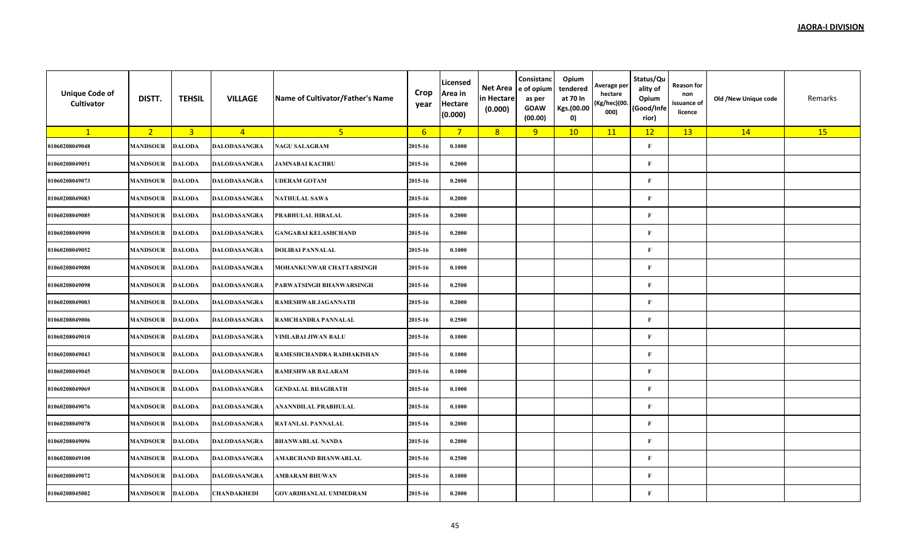**JAORA-I DIVISION**

| Unique Code of Cultivator | DISTT. | TEHSIL | VILLAGE | Name of Cultivator/Father's Name | Crop year | Licensed Area in Hectare (0.000) | Net Area in Hectare (0.000) | Consistance of opium as per GOAW (00.00) | Opium tendered at 70 In Kgs.(00.000) | Average per hectare (Kg/hec)(00.000) | Status/Quality of Opium (Good/Inferior) | Reason for non issuance of licence | Old /New Unique code | Remarks |
|---|---|---|---|---|---|---|---|---|---|---|---|---|---|---|
| 1 | 2 | 3 | 4 | 5 | 6 | 7 | 8 | 9 | 10 | 11 | 12 | 13 | 14 | 15 |
| 01060208049048 | MANDSOUR | DALODA | DALODASANGRA | NAGU SALAGRAM | 2015-16 | 0.1000 | | | | | F | | | |
| 01060208049051 | MANDSOUR | DALODA | DALODASANGRA | JAMNABAI KACHRU | 2015-16 | 0.2000 | | | | | F | | | |
| 01060208049073 | MANDSOUR | DALODA | DALODASANGRA | UDERAM GOTAM | 2015-16 | 0.2000 | | | | | F | | | |
| 01060208049083 | MANDSOUR | DALODA | DALODASANGRA | NATHULAL SAWA | 2015-16 | 0.2000 | | | | | F | | | |
| 01060208049085 | MANDSOUR | DALODA | DALODASANGRA | PRABHULAL HIRALAL | 2015-16 | 0.2000 | | | | | F | | | |
| 01060208049090 | MANDSOUR | DALODA | DALODASANGRA | GANGABAI KELASHCHAND | 2015-16 | 0.2000 | | | | | F | | | |
| 01060208049052 | MANDSOUR | DALODA | DALODASANGRA | DOLIBAI PANNALAL | 2015-16 | 0.1000 | | | | | F | | | |
| 01060208049080 | MANDSOUR | DALODA | DALODASANGRA | MOHANKUNWAR CHATTARSINGH | 2015-16 | 0.1000 | | | | | F | | | |
| 01060208049098 | MANDSOUR | DALODA | DALODASANGRA | PARWATSINGH BHANWARSINGH | 2015-16 | 0.2500 | | | | | F | | | |
| 01060208049003 | MANDSOUR | DALODA | DALODASANGRA | RAMESHWAR JAGANNATH | 2015-16 | 0.2000 | | | | | F | | | |
| 01060208049006 | MANDSOUR | DALODA | DALODASANGRA | RAMCHANDRA PANNALAL | 2015-16 | 0.2500 | | | | | F | | | |
| 01060208049010 | MANDSOUR | DALODA | DALODASANGRA | VIMLABAI JIWAN BALU | 2015-16 | 0.1000 | | | | | F | | | |
| 01060208049043 | MANDSOUR | DALODA | DALODASANGRA | RAMESHCHANDRA RADHAKISHAN | 2015-16 | 0.1000 | | | | | F | | | |
| 01060208049045 | MANDSOUR | DALODA | DALODASANGRA | RAMESHWAR BALARAM | 2015-16 | 0.1000 | | | | | F | | | |
| 01060208049069 | MANDSOUR | DALODA | DALODASANGRA | GENDALAL BHAGIRATH | 2015-16 | 0.1000 | | | | | F | | | |
| 01060208049076 | MANDSOUR | DALODA | DALODASANGRA | ANANNDILAL PRABHULAL | 2015-16 | 0.1000 | | | | | F | | | |
| 01060208049078 | MANDSOUR | DALODA | DALODASANGRA | RATANLAL PANNALAL | 2015-16 | 0.2000 | | | | | F | | | |
| 01060208049096 | MANDSOUR | DALODA | DALODASANGRA | BHANWARLAL NANDA | 2015-16 | 0.2000 | | | | | F | | | |
| 01060208049100 | MANDSOUR | DALODA | DALODASANGRA | AMARCHAND BHANWARLAL | 2015-16 | 0.2500 | | | | | F | | | |
| 01060208049072 | MANDSOUR | DALODA | DALODASANGRA | AMBARAM BHUWAN | 2015-16 | 0.1000 | | | | | F | | | |
| 01060208045002 | MANDSOUR | DALODA | CHANDAKHEDI | GOVARDHANLAL UMMEDRAM | 2015-16 | 0.2000 | | | | | F | | | |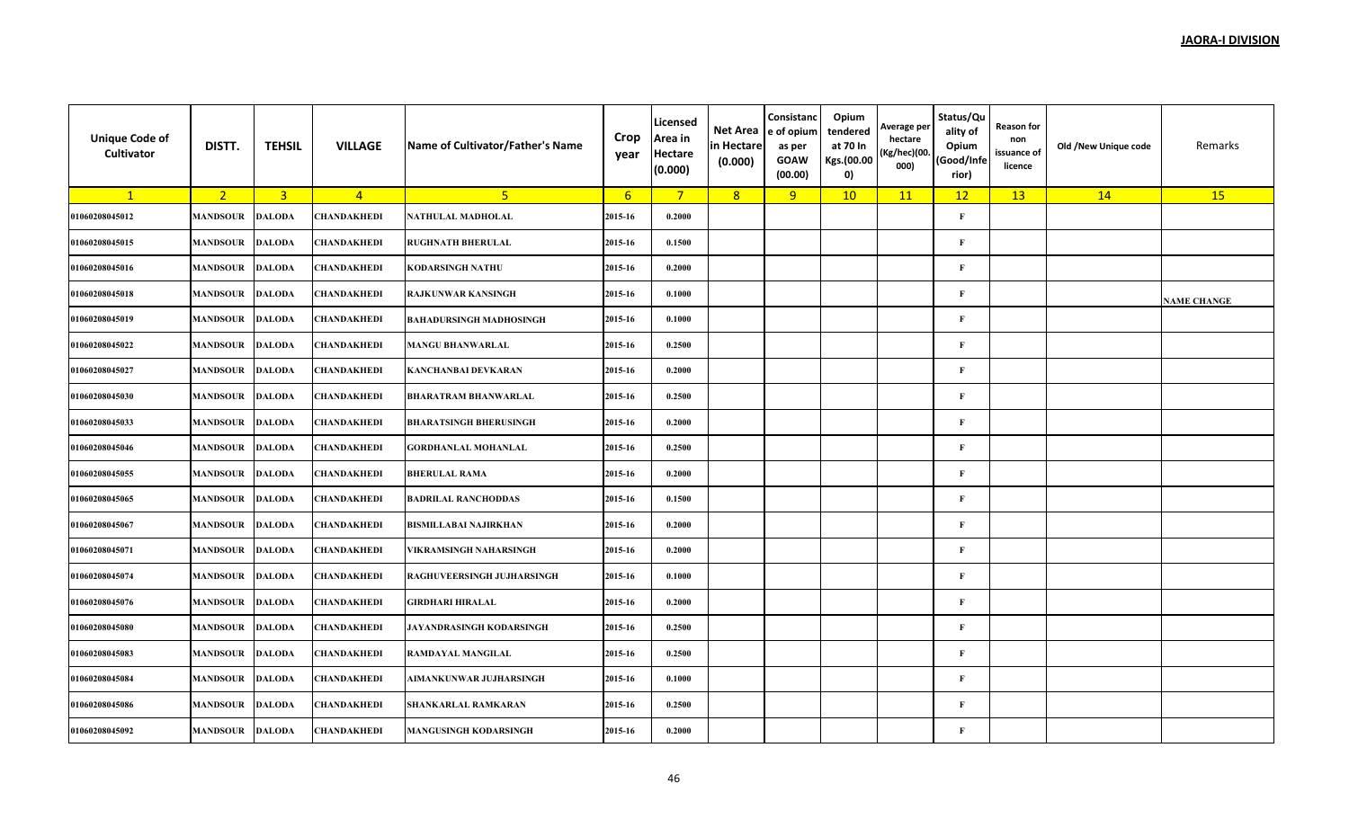**JAORA-I DIVISION**

| Unique Code of Cultivator | DISTT. | TEHSIL | VILLAGE | Name of Cultivator/Father's Name | Crop year | Licensed Area in Hectare (0.000) | Net Area in Hectare (0.000) | Consistance of opium as per GOAW (00.00) | Opium tendered at 70 In Kgs.(00.000) | Average per hectare (Kg/hec)(00.000) | Status/Quality of Opium (Good/Inferior) | Reason for non issuance of licence | Old /New Unique code | Remarks |
|---|---|---|---|---|---|---|---|---|---|---|---|---|---|---|
| 1 | 2 | 3 | 4 | 5 | 6 | 7 | 8 | 9 | 10 | 11 | 12 | 13 | 14 | 15 |
| 01060208045012 | MANDSOUR | DALODA | CHANDAKHEDI | NATHULAL MADHOLAL | 2015-16 | 0.2000 | | | | | F | | | |
| 01060208045015 | MANDSOUR | DALODA | CHANDAKHEDI | RUGHNATH BHERULAL | 2015-16 | 0.1500 | | | | | F | | | |
| 01060208045016 | MANDSOUR | DALODA | CHANDAKHEDI | KODARSINGH NATHU | 2015-16 | 0.2000 | | | | | F | | | |
| 01060208045018 | MANDSOUR | DALODA | CHANDAKHEDI | RAJKUNWAR KANSINGH | 2015-16 | 0.1000 | | | | | F | | | NAME CHANGE |
| 01060208045019 | MANDSOUR | DALODA | CHANDAKHEDI | BAHADURSINGH MADHOSINGH | 2015-16 | 0.1000 | | | | | F | | | |
| 01060208045022 | MANDSOUR | DALODA | CHANDAKHEDI | MANGU BHANWARLAL | 2015-16 | 0.2500 | | | | | F | | | |
| 01060208045027 | MANDSOUR | DALODA | CHANDAKHEDI | KANCHANBAI DEVKARAN | 2015-16 | 0.2000 | | | | | F | | | |
| 01060208045030 | MANDSOUR | DALODA | CHANDAKHEDI | BHARATRAM BHANWARLAL | 2015-16 | 0.2500 | | | | | F | | | |
| 01060208045033 | MANDSOUR | DALODA | CHANDAKHEDI | BHARATSINGH BHERUSINGH | 2015-16 | 0.2000 | | | | | F | | | |
| 01060208045046 | MANDSOUR | DALODA | CHANDAKHEDI | GORDHANLAL MOHANLAL | 2015-16 | 0.2500 | | | | | F | | | |
| 01060208045055 | MANDSOUR | DALODA | CHANDAKHEDI | BHERULAL RAMA | 2015-16 | 0.2000 | | | | | F | | | |
| 01060208045065 | MANDSOUR | DALODA | CHANDAKHEDI | BADRILAL RANCHODDAS | 2015-16 | 0.1500 | | | | | F | | | |
| 01060208045067 | MANDSOUR | DALODA | CHANDAKHEDI | BISMILLABAI NAJIRKHAN | 2015-16 | 0.2000 | | | | | F | | | |
| 01060208045071 | MANDSOUR | DALODA | CHANDAKHEDI | VIKRAMSINGH NAHARSINGH | 2015-16 | 0.2000 | | | | | F | | | |
| 01060208045074 | MANDSOUR | DALODA | CHANDAKHEDI | RAGHUVEERSINGH JUJHARSINGH | 2015-16 | 0.1000 | | | | | F | | | |
| 01060208045076 | MANDSOUR | DALODA | CHANDAKHEDI | GIRDHARI HIRALAL | 2015-16 | 0.2000 | | | | | F | | | |
| 01060208045080 | MANDSOUR | DALODA | CHANDAKHEDI | JAYANDRASINGH KODARSINGH | 2015-16 | 0.2500 | | | | | F | | | |
| 01060208045083 | MANDSOUR | DALODA | CHANDAKHEDI | RAMDAYAL MANGILAL | 2015-16 | 0.2500 | | | | | F | | | |
| 01060208045084 | MANDSOUR | DALODA | CHANDAKHEDI | AIMANKUNWAR JUJHARSINGH | 2015-16 | 0.1000 | | | | | F | | | |
| 01060208045086 | MANDSOUR | DALODA | CHANDAKHEDI | SHANKARLAL RAMKARAN | 2015-16 | 0.2500 | | | | | F | | | |
| 01060208045092 | MANDSOUR | DALODA | CHANDAKHEDI | MANGUSINGH KODARSINGH | 2015-16 | 0.2000 | | | | | F | | | |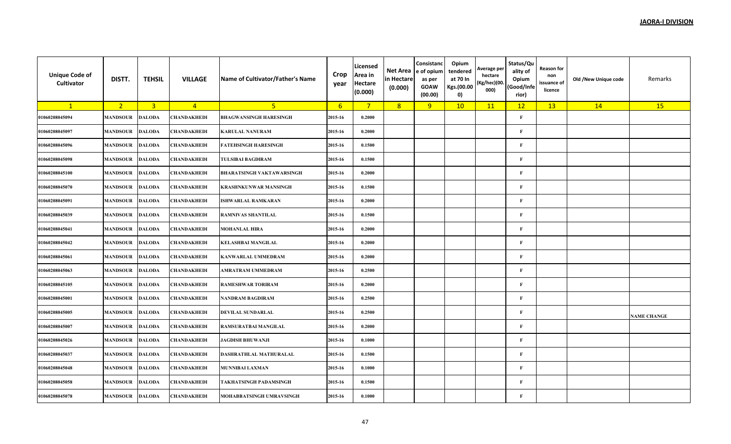**JAORA-I DIVISION**

| Unique Code of Cultivator | DISTT. | TEHSIL | VILLAGE | Name of Cultivator/Father's Name | Crop year | Licensed Area in Hectare (0.000) | Net Area in Hectare (0.000) | Consistance of opium as per GOAW (00.00) | Opium tendered at 70 In Kgs.(00.000) | Average per hectare (Kg/hec)(00.000) | Status/Quality of Opium (Good/Inferior) | Reason for non issuance of licence | Old /New Unique code | Remarks |
|---|---|---|---|---|---|---|---|---|---|---|---|---|---|---|
| 1 | 2 | 3 | 4 | 5 | 6 | 7 | 8 | 9 | 10 | 11 | 12 | 13 | 14 | 15 |
| 01060208045094 | MANDSOUR | DALODA | CHANDAKHEDI | BHAGWANSINGH HARESINGH | 2015-16 | 0.2000 | | | | | F | | | |
| 01060208045097 | MANDSOUR | DALODA | CHANDAKHEDI | KARULAL NANURAM | 2015-16 | 0.2000 | | | | | F | | | |
| 01060208045096 | MANDSOUR | DALODA | CHANDAKHEDI | FATEHSINGH HARESINGH | 2015-16 | 0.1500 | | | | | F | | | |
| 01060208045098 | MANDSOUR | DALODA | CHANDAKHEDI | TULSIBAI BAGDIRAM | 2015-16 | 0.1500 | | | | | F | | | |
| 01060208045100 | MANDSOUR | DALODA | CHANDAKHEDI | BHARATSINGH VAKTAWARSINGH | 2015-16 | 0.2000 | | | | | F | | | |
| 01060208045070 | MANDSOUR | DALODA | CHANDAKHEDI | KRASHNKUNWAR MANSINGH | 2015-16 | 0.1500 | | | | | F | | | |
| 01060208045091 | MANDSOUR | DALODA | CHANDAKHEDI | ISHWARLAL RAMKARAN | 2015-16 | 0.2000 | | | | | F | | | |
| 01060208045039 | MANDSOUR | DALODA | CHANDAKHEDI | RAMNIVAS SHANTILAL | 2015-16 | 0.1500 | | | | | F | | | |
| 01060208045041 | MANDSOUR | DALODA | CHANDAKHEDI | MOHANLAL HIRA | 2015-16 | 0.2000 | | | | | F | | | |
| 01060208045042 | MANDSOUR | DALODA | CHANDAKHEDI | KELASHBAI MANGILAL | 2015-16 | 0.2000 | | | | | F | | | |
| 01060208045061 | MANDSOUR | DALODA | CHANDAKHEDI | KANWARLAL UMMEDRAM | 2015-16 | 0.2000 | | | | | F | | | |
| 01060208045063 | MANDSOUR | DALODA | CHANDAKHEDI | AMRATRAM UMMEDRAM | 2015-16 | 0.2500 | | | | | F | | | |
| 01060208045105 | MANDSOUR | DALODA | CHANDAKHEDI | RAMESHWAR TORIRAM | 2015-16 | 0.2000 | | | | | F | | | |
| 01060208045001 | MANDSOUR | DALODA | CHANDAKHEDI | NANDRAM BAGDIRAM | 2015-16 | 0.2500 | | | | | F | | | |
| 01060208045005 | MANDSOUR | DALODA | CHANDAKHEDI | DEVILAL SUNDARLAL | 2015-16 | 0.2500 | | | | | F | | | NAME CHANGE |
| 01060208045007 | MANDSOUR | DALODA | CHANDAKHEDI | RAMSURATBAI MANGILAL | 2015-16 | 0.2000 | | | | | F | | | |
| 01060208045026 | MANDSOUR | DALODA | CHANDAKHEDI | JAGDISH BHUWANJI | 2015-16 | 0.1000 | | | | | F | | | |
| 01060208045037 | MANDSOUR | DALODA | CHANDAKHEDI | DASHRATHLAL MATHURALAL | 2015-16 | 0.1500 | | | | | F | | | |
| 01060208045048 | MANDSOUR | DALODA | CHANDAKHEDI | MUNNIBAI LAXMAN | 2015-16 | 0.1000 | | | | | F | | | |
| 01060208045058 | MANDSOUR | DALODA | CHANDAKHEDI | TAKHATSINGH PADAMSINGH | 2015-16 | 0.1500 | | | | | F | | | |
| 01060208045078 | MANDSOUR | DALODA | CHANDAKHEDI | MOHABBATSINGH UMRAVSINGH | 2015-16 | 0.1000 | | | | | F | | | |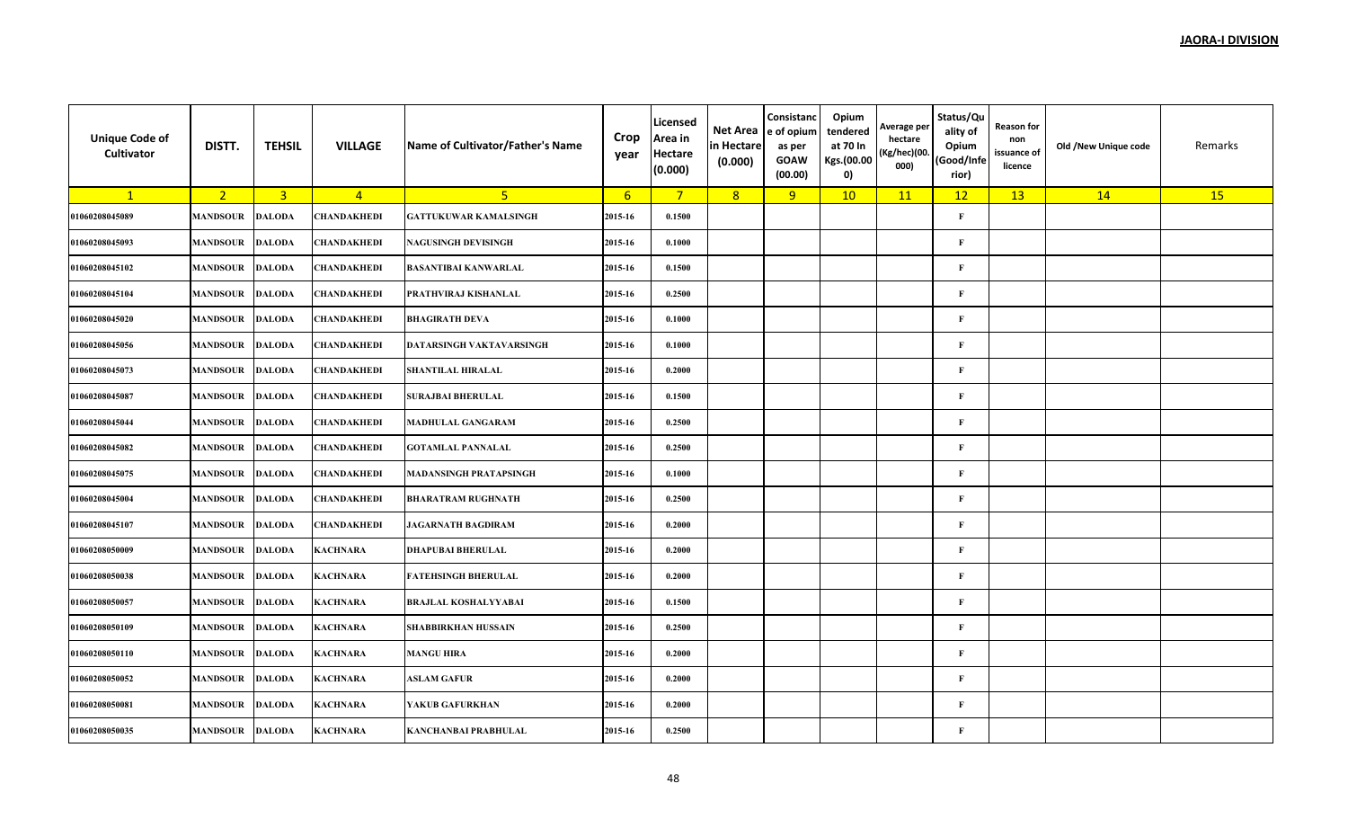**JAORA-I DIVISION**

| Unique Code of Cultivator | DISTT. | TEHSIL | VILLAGE | Name of Cultivator/Father's Name | Crop year | Licensed Area in Hectare (0.000) | Net Area in Hectare (0.000) | Consistance of opium as per GOAW (00.00) | Opium tendered at 70 In Kgs.(00.000) | Average per hectare (Kg/hec)(00.000) | Status/Quality of Opium (Good/Inferior) | Reason for non issuance of licence | Old /New Unique code | Remarks |
|---|---|---|---|---|---|---|---|---|---|---|---|---|---|---|
| 1 | 2 | 3 | 4 | 5 | 6 | 7 | 8 | 9 | 10 | 11 | 12 | 13 | 14 | 15 |
| 01060208045089 | MANDSOUR | DALODA | CHANDAKHEDI | GATTUKUWAR KAMALSINGH | 2015-16 | 0.1500 | | | | | F | | | |
| 01060208045093 | MANDSOUR | DALODA | CHANDAKHEDI | NAGUSINGH DEVISINGH | 2015-16 | 0.1000 | | | | | F | | | |
| 01060208045102 | MANDSOUR | DALODA | CHANDAKHEDI | BASANTIBAI KANWARLAL | 2015-16 | 0.1500 | | | | | F | | | |
| 01060208045104 | MANDSOUR | DALODA | CHANDAKHEDI | PRATHVIRAJ KISHANLAL | 2015-16 | 0.2500 | | | | | F | | | |
| 01060208045020 | MANDSOUR | DALODA | CHANDAKHEDI | BHAGIRATH DEVA | 2015-16 | 0.1000 | | | | | F | | | |
| 01060208045056 | MANDSOUR | DALODA | CHANDAKHEDI | DATARSINGH VAKTAVARSINGH | 2015-16 | 0.1000 | | | | | F | | | |
| 01060208045073 | MANDSOUR | DALODA | CHANDAKHEDI | SHANTILAL HIRALAL | 2015-16 | 0.2000 | | | | | F | | | |
| 01060208045087 | MANDSOUR | DALODA | CHANDAKHEDI | SURAJBAI BHERULAL | 2015-16 | 0.1500 | | | | | F | | | |
| 01060208045044 | MANDSOUR | DALODA | CHANDAKHEDI | MADHULAL GANGARAM | 2015-16 | 0.2500 | | | | | F | | | |
| 01060208045082 | MANDSOUR | DALODA | CHANDAKHEDI | GOTAMLAL PANNALAL | 2015-16 | 0.2500 | | | | | F | | | |
| 01060208045075 | MANDSOUR | DALODA | CHANDAKHEDI | MADANSINGH PRATAPSINGH | 2015-16 | 0.1000 | | | | | F | | | |
| 01060208045004 | MANDSOUR | DALODA | CHANDAKHEDI | BHARATRAM RUGHNATH | 2015-16 | 0.2500 | | | | | F | | | |
| 01060208045107 | MANDSOUR | DALODA | CHANDAKHEDI | JAGARNATH BAGDIRAM | 2015-16 | 0.2000 | | | | | F | | | |
| 01060208050009 | MANDSOUR | DALODA | KACHNARA | DHAPUBAI BHERULAL | 2015-16 | 0.2000 | | | | | F | | | |
| 01060208050038 | MANDSOUR | DALODA | KACHNARA | FATEHSINGH BHERULAL | 2015-16 | 0.2000 | | | | | F | | | |
| 01060208050057 | MANDSOUR | DALODA | KACHNARA | BRAJLAL KOSHALYYABAI | 2015-16 | 0.1500 | | | | | F | | | |
| 01060208050109 | MANDSOUR | DALODA | KACHNARA | SHABBIRKHAN HUSSAIN | 2015-16 | 0.2500 | | | | | F | | | |
| 01060208050110 | MANDSOUR | DALODA | KACHNARA | MANGU HIRA | 2015-16 | 0.2000 | | | | | F | | | |
| 01060208050052 | MANDSOUR | DALODA | KACHNARA | ASLAM GAFUR | 2015-16 | 0.2000 | | | | | F | | | |
| 01060208050081 | MANDSOUR | DALODA | KACHNARA | YAKUB GAFURKHAN | 2015-16 | 0.2000 | | | | | F | | | |
| 01060208050035 | MANDSOUR | DALODA | KACHNARA | KANCHANBAI PRABHULAL | 2015-16 | 0.2500 | | | | | F | | | |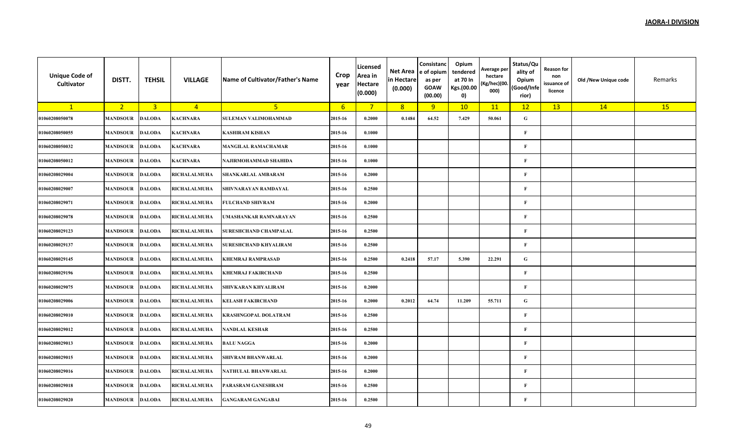**JAORA-I DIVISION**

| Unique Code of Cultivator | DISTT. | TEHSIL | VILLAGE | Name of Cultivator/Father's Name | Crop year | Licensed Area in Hectare (0.000) | Net Area in Hectare (0.000) | Consistance of opium as per GOAW (00.00) | Opium tendered at 70 In Kgs.(00.000) | Average per hectare (Kg/hec)(00.000) | Status/Quality of Opium (Good/Inferior) | Reason for non issuance of licence | Old /New Unique code | Remarks |
|---|---|---|---|---|---|---|---|---|---|---|---|---|---|---|
| 1 | 2 | 3 | 4 | 5 | 6 | 7 | 8 | 9 | 10 | 11 | 12 | 13 | 14 | 15 |
| 01060208050078 | MANDSOUR | DALODA | KACHNARA | SULEMAN VALIMOHAMMAD | 2015-16 | 0.2000 | 0.1484 | 64.52 | 7.429 | 50.061 | G | | | |
| 01060208050055 | MANDSOUR | DALODA | KACHNARA | KASHIRAM KISHAN | 2015-16 | 0.1000 | | | | | F | | | |
| 01060208050032 | MANDSOUR | DALODA | KACHNARA | MANGILAL RAMACHAMAR | 2015-16 | 0.1000 | | | | | F | | | |
| 01060208050012 | MANDSOUR | DALODA | KACHNARA | NAJIRMOHAMMAD SHAHIDA | 2015-16 | 0.1000 | | | | | F | | | |
| 01060208029004 | MANDSOUR | DALODA | RICHALALMUHA | SHANKARLAL AMBARAM | 2015-16 | 0.2000 | | | | | F | | | |
| 01060208029007 | MANDSOUR | DALODA | RICHALALMUHA | SHIVNARAYAN RAMDAYAL | 2015-16 | 0.2500 | | | | | F | | | |
| 01060208029071 | MANDSOUR | DALODA | RICHALALMUHA | FULCHAND SHIVRAM | 2015-16 | 0.2000 | | | | | F | | | |
| 01060208029078 | MANDSOUR | DALODA | RICHALALMUHA | UMASHANKAR RAMNARAYAN | 2015-16 | 0.2500 | | | | | F | | | |
| 01060208029123 | MANDSOUR | DALODA | RICHALALMUHA | SURESHCHAND CHAMPALAL | 2015-16 | 0.2500 | | | | | F | | | |
| 01060208029137 | MANDSOUR | DALODA | RICHALALMUHA | SURESHCHAND KHYALIRAM | 2015-16 | 0.2500 | | | | | F | | | |
| 01060208029145 | MANDSOUR | DALODA | RICHALALMUHA | KHEMRAJ RAMPRASAD | 2015-16 | 0.2500 | 0.2418 | 57.17 | 5.390 | 22.291 | G | | | |
| 01060208029196 | MANDSOUR | DALODA | RICHALALMUHA | KHEMRAJ FAKIRCHAND | 2015-16 | 0.2500 | | | | | F | | | |
| 01060208029075 | MANDSOUR | DALODA | RICHALALMUHA | SHIVKARAN KHYALIRAM | 2015-16 | 0.2000 | | | | | F | | | |
| 01060208029006 | MANDSOUR | DALODA | RICHALALMUHA | KELASH FAKIRCHAND | 2015-16 | 0.2000 | 0.2012 | 64.74 | 11.209 | 55.711 | G | | | |
| 01060208029010 | MANDSOUR | DALODA | RICHALALMUHA | KRASHNGOPAL DOLATRAM | 2015-16 | 0.2500 | | | | | F | | | |
| 01060208029012 | MANDSOUR | DALODA | RICHALALMUHA | NANDLAL KESHAR | 2015-16 | 0.2500 | | | | | F | | | |
| 01060208029013 | MANDSOUR | DALODA | RICHALALMUHA | BALU NAGGA | 2015-16 | 0.2000 | | | | | F | | | |
| 01060208029015 | MANDSOUR | DALODA | RICHALALMUHA | SHIVRAM BHANWARLAL | 2015-16 | 0.2000 | | | | | F | | | |
| 01060208029016 | MANDSOUR | DALODA | RICHALALMUHA | NATHULAL BHANWARLAL | 2015-16 | 0.2000 | | | | | F | | | |
| 01060208029018 | MANDSOUR | DALODA | RICHALALMUHA | PARASRAM GANESHRAM | 2015-16 | 0.2500 | | | | | F | | | |
| 01060208029020 | MANDSOUR | DALODA | RICHALALMUHA | GANGARAM GANGABAI | 2015-16 | 0.2500 | | | | | F | | | |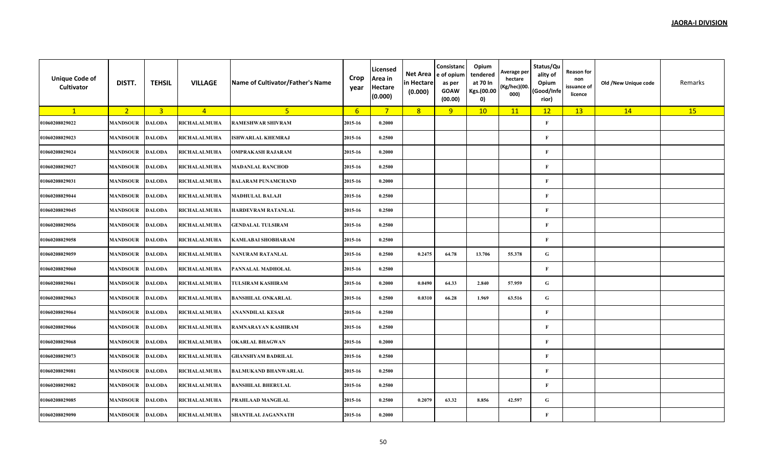**JAORA-I DIVISION**

| Unique Code of Cultivator | DISTT. | TEHSIL | VILLAGE | Name of Cultivator/Father's Name | Crop year | Licensed Area in Hectare (0.000) | Net Area in Hectare (0.000) | Consistance of opium as per GOAW (00.00) | Opium tendered at 70 In Kgs.(00.000) | Average per hectare (Kg/hec)(00.000) | Status/Quality of Opium (Good/Inferior) | Reason for non issuance of licence | Old /New Unique code | Remarks |
|---|---|---|---|---|---|---|---|---|---|---|---|---|---|---|
| 1 | 2 | 3 | 4 | 5 | 6 | 7 | 8 | 9 | 10 | 11 | 12 | 13 | 14 | 15 |
| 01060208029022 | MANDSOUR | DALODA | RICHALALMUHA | RAMESHWAR SHIVRAM | 2015-16 | 0.2000 | | | | | F | | | |
| 01060208029023 | MANDSOUR | DALODA | RICHALALMUHA | ISHWARLAL KHEMRAJ | 2015-16 | 0.2500 | | | | | F | | | |
| 01060208029024 | MANDSOUR | DALODA | RICHALALMUHA | OMPRAKASH RAJARAM | 2015-16 | 0.2000 | | | | | F | | | |
| 01060208029027 | MANDSOUR | DALODA | RICHALALMUHA | MADANLAL RANCHOD | 2015-16 | 0.2500 | | | | | F | | | |
| 01060208029031 | MANDSOUR | DALODA | RICHALALMUHA | BALARAM PUNAMCHAND | 2015-16 | 0.2000 | | | | | F | | | |
| 01060208029044 | MANDSOUR | DALODA | RICHALALMUHA | MADHULAL BALAJI | 2015-16 | 0.2500 | | | | | F | | | |
| 01060208029045 | MANDSOUR | DALODA | RICHALALMUHA | HARDEVRAM RATANLAL | 2015-16 | 0.2500 | | | | | F | | | |
| 01060208029056 | MANDSOUR | DALODA | RICHALALMUHA | GENDALAL TULSIRAM | 2015-16 | 0.2500 | | | | | F | | | |
| 01060208029058 | MANDSOUR | DALODA | RICHALALMUHA | KAMLABAI SHOBHARAM | 2015-16 | 0.2500 | | | | | F | | | |
| 01060208029059 | MANDSOUR | DALODA | RICHALALMUHA | NANURAM RATANLAL | 2015-16 | 0.2500 | 0.2475 | 64.78 | 13.706 | 55.378 | G | | | |
| 01060208029060 | MANDSOUR | DALODA | RICHALALMUHA | PANNALAL MADHOLAL | 2015-16 | 0.2500 | | | | | F | | | |
| 01060208029061 | MANDSOUR | DALODA | RICHALALMUHA | TULSIRAM KASHIRAM | 2015-16 | 0.2000 | 0.0490 | 64.33 | 2.840 | 57.959 | G | | | |
| 01060208029063 | MANDSOUR | DALODA | RICHALALMUHA | BANSHILAL ONKARLAL | 2015-16 | 0.2500 | 0.0310 | 66.28 | 1.969 | 63.516 | G | | | |
| 01060208029064 | MANDSOUR | DALODA | RICHALALMUHA | ANANNDILAL KESAR | 2015-16 | 0.2500 | | | | | F | | | |
| 01060208029066 | MANDSOUR | DALODA | RICHALALMUHA | RAMNARAYAN KASHIRAM | 2015-16 | 0.2500 | | | | | F | | | |
| 01060208029068 | MANDSOUR | DALODA | RICHALALMUHA | OKARLAL BHAGWAN | 2015-16 | 0.2000 | | | | | F | | | |
| 01060208029073 | MANDSOUR | DALODA | RICHALALMUHA | GHANSHYAM BADRILAL | 2015-16 | 0.2500 | | | | | F | | | |
| 01060208029081 | MANDSOUR | DALODA | RICHALALMUHA | BALMUKAND BHANWARLAL | 2015-16 | 0.2500 | | | | | F | | | |
| 01060208029082 | MANDSOUR | DALODA | RICHALALMUHA | BANSHILAL BHERULAL | 2015-16 | 0.2500 | | | | | F | | | |
| 01060208029085 | MANDSOUR | DALODA | RICHALALMUHA | PRAHLAAD MANGILAL | 2015-16 | 0.2500 | 0.2079 | 63.32 | 8.856 | 42.597 | G | | | |
| 01060208029090 | MANDSOUR | DALODA | RICHALALMUHA | SHANTILAL JAGANNATH | 2015-16 | 0.2000 | | | | | F | | | |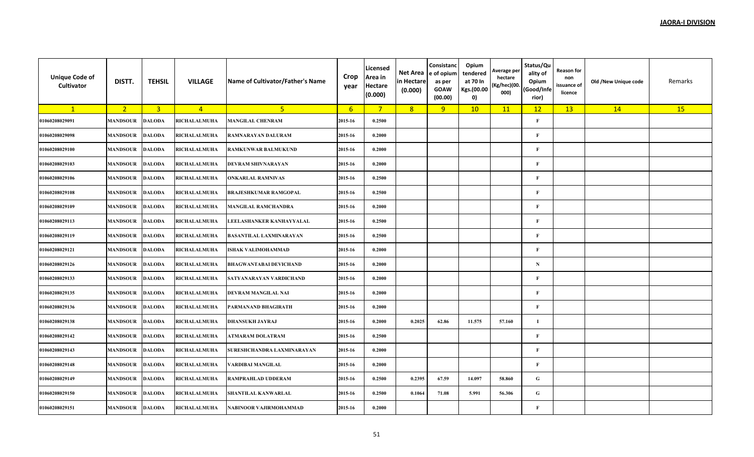**JAORA-I DIVISION**

| Unique Code of Cultivator | DISTT. | TEHSIL | VILLAGE | Name of Cultivator/Father's Name | Crop year | Licensed Area in Hectare (0.000) | Net Area in Hectare (0.000) | Consistance of opium as per GOAW (00.00) | Opium tendered at 70 In Kgs.(00.000) | Average per hectare (Kg/hec)(00.000) | Status/Quality of Opium (Good/Inferior) | Reason for non issuance of licence | Old /New Unique code | Remarks |
|---|---|---|---|---|---|---|---|---|---|---|---|---|---|---|
| 1 | 2 | 3 | 4 | 5 | 6 | 7 | 8 | 9 | 10 | 11 | 12 | 13 | 14 | 15 |
| 01060208029091 | MANDSOUR | DALODA | RICHALALMUHA | MANGILAL CHENRAM | 2015-16 | 0.2500 | | | | | F | | | |
| 01060208029098 | MANDSOUR | DALODA | RICHALALMUHA | RAMNARAYAN DALURAM | 2015-16 | 0.2000 | | | | | F | | | |
| 01060208029100 | MANDSOUR | DALODA | RICHALALMUHA | RAMKUNWAR BALMUKUND | 2015-16 | 0.2000 | | | | | F | | | |
| 01060208029103 | MANDSOUR | DALODA | RICHALALMUHA | DEVRAM SHIVNARAYAN | 2015-16 | 0.2000 | | | | | F | | | |
| 01060208029106 | MANDSOUR | DALODA | RICHALALMUHA | ONKARLAL RAMNIVAS | 2015-16 | 0.2500 | | | | | F | | | |
| 01060208029108 | MANDSOUR | DALODA | RICHALALMUHA | BRAJESHKUMAR RAMGOPAL | 2015-16 | 0.2500 | | | | | F | | | |
| 01060208029109 | MANDSOUR | DALODA | RICHALALMUHA | MANGILAL RAMCHANDRA | 2015-16 | 0.2000 | | | | | F | | | |
| 01060208029113 | MANDSOUR | DALODA | RICHALALMUHA | LEELASHANKER KANHAYYALAL | 2015-16 | 0.2500 | | | | | F | | | |
| 01060208029119 | MANDSOUR | DALODA | RICHALALMUHA | BASANTILAL LAXMINARAYAN | 2015-16 | 0.2500 | | | | | F | | | |
| 01060208029121 | MANDSOUR | DALODA | RICHALALMUHA | ISHAK VALIMOHAMMAD | 2015-16 | 0.2000 | | | | | F | | | |
| 01060208029126 | MANDSOUR | DALODA | RICHALALMUHA | BHAGWANTABAI DEVICHAND | 2015-16 | 0.2000 | | | | | N | | | |
| 01060208029133 | MANDSOUR | DALODA | RICHALALMUHA | SATYANARAYAN VARDICHAND | 2015-16 | 0.2000 | | | | | F | | | |
| 01060208029135 | MANDSOUR | DALODA | RICHALALMUHA | DEVRAM MANGILAL NAI | 2015-16 | 0.2000 | | | | | F | | | |
| 01060208029136 | MANDSOUR | DALODA | RICHALALMUHA | PARMANAND BHAGIRATH | 2015-16 | 0.2000 | | | | | F | | | |
| 01060208029138 | MANDSOUR | DALODA | RICHALALMUHA | DHANSUKH JAYRAJ | 2015-16 | 0.2000 | 0.2025 | 62.86 | 11.575 | 57.160 | I | | | |
| 01060208029142 | MANDSOUR | DALODA | RICHALALMUHA | ATMARAM DOLATRAM | 2015-16 | 0.2500 | | | | | F | | | |
| 01060208029143 | MANDSOUR | DALODA | RICHALALMUHA | SURESHCHANDRA LAXMINARAYAN | 2015-16 | 0.2000 | | | | | F | | | |
| 01060208029148 | MANDSOUR | DALODA | RICHALALMUHA | VARDIBAI MANGILAL | 2015-16 | 0.2000 | | | | | F | | | |
| 01060208029149 | MANDSOUR | DALODA | RICHALALMUHA | RAMPRAHLAD UDDERAM | 2015-16 | 0.2500 | 0.2395 | 67.59 | 14.097 | 58.860 | G | | | |
| 01060208029150 | MANDSOUR | DALODA | RICHALALMUHA | SHANTILAL KANWARLAL | 2015-16 | 0.2500 | 0.1064 | 71.08 | 5.991 | 56.306 | G | | | |
| 01060208029151 | MANDSOUR | DALODA | RICHALALMUHA | NABINOOR VAJIRMOHAMMAD | 2015-16 | 0.2000 | | | | | F | | | |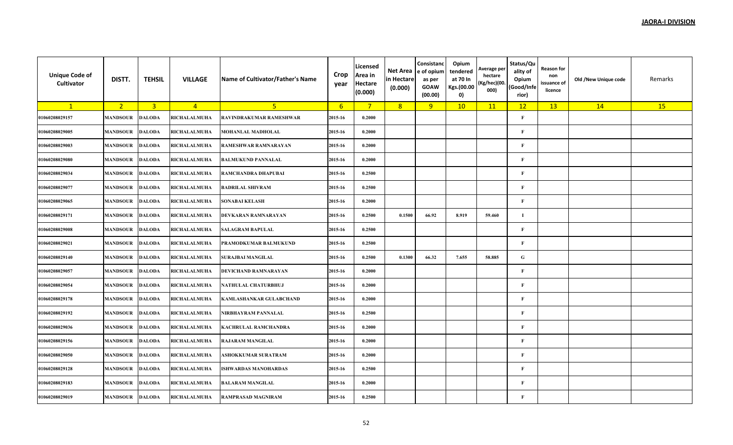**JAORA-I DIVISION**

| Unique Code of Cultivator | DISTT. | TEHSIL | VILLAGE | Name of Cultivator/Father's Name | Crop year | Licensed Area in Hectare (0.000) | Net Area in Hectare (0.000) | Consistance of opium as per GOAW (00.00) | Opium tendered at 70 In Kgs.(00.000) | Average per hectare (Kg/hec)(00.000) | Status/Quality of Opium (Good/Inferior) | Reason for non issuance of licence | Old /New Unique code | Remarks |
|---|---|---|---|---|---|---|---|---|---|---|---|---|---|---|
| 1 | 2 | 3 | 4 | 5 | 6 | 7 | 8 | 9 | 10 | 11 | 12 | 13 | 14 | 15 |
| 01060208029157 | MANDSOUR | DALODA | RICHALALMUHA | RAVINDRAKUMAR RAMESHWAR | 2015-16 | 0.2000 | | | | | F | | | |
| 01060208029005 | MANDSOUR | DALODA | RICHALALMUHA | MOHANLAL MADHOLAL | 2015-16 | 0.2000 | | | | | F | | | |
| 01060208029003 | MANDSOUR | DALODA | RICHALALMUHA | RAMESHWAR RAMNARAYAN | 2015-16 | 0.2000 | | | | | F | | | |
| 01060208029080 | MANDSOUR | DALODA | RICHALALMUHA | BALMUKUND PANNALAL | 2015-16 | 0.2000 | | | | | F | | | |
| 01060208029034 | MANDSOUR | DALODA | RICHALALMUHA | RAMCHANDRA DHAPUBAI | 2015-16 | 0.2500 | | | | | F | | | |
| 01060208029077 | MANDSOUR | DALODA | RICHALALMUHA | BADRILAL SHIVRAM | 2015-16 | 0.2500 | | | | | F | | | |
| 01060208029065 | MANDSOUR | DALODA | RICHALALMUHA | SONABAI KELASH | 2015-16 | 0.2000 | | | | | F | | | |
| 01060208029171 | MANDSOUR | DALODA | RICHALALMUHA | DEVKARAN RAMNARAYAN | 2015-16 | 0.2500 | 0.1500 | 66.92 | 8.919 | 59.460 | I | | | |
| 01060208029008 | MANDSOUR | DALODA | RICHALALMUHA | SALAGRAM BAPULAL | 2015-16 | 0.2500 | | | | | F | | | |
| 01060208029021 | MANDSOUR | DALODA | RICHALALMUHA | PRAMODKUMAR BALMUKUND | 2015-16 | 0.2500 | | | | | F | | | |
| 01060208029140 | MANDSOUR | DALODA | RICHALALMUHA | SURAJBAI MANGILAL | 2015-16 | 0.2500 | 0.1300 | 66.32 | 7.655 | 58.885 | G | | | |
| 01060208029057 | MANDSOUR | DALODA | RICHALALMUHA | DEVICHAND RAMNARAYAN | 2015-16 | 0.2000 | | | | | F | | | |
| 01060208029054 | MANDSOUR | DALODA | RICHALALMUHA | NATHULAL CHATURBHUJ | 2015-16 | 0.2000 | | | | | F | | | |
| 01060208029178 | MANDSOUR | DALODA | RICHALALMUHA | KAMLASHANKAR GULABCHAND | 2015-16 | 0.2000 | | | | | F | | | |
| 01060208029192 | MANDSOUR | DALODA | RICHALALMUHA | NIRBHAYRAM PANNALAL | 2015-16 | 0.2500 | | | | | F | | | |
| 01060208029036 | MANDSOUR | DALODA | RICHALALMUHA | KACHRULAL RAMCHANDRA | 2015-16 | 0.2000 | | | | | F | | | |
| 01060208029156 | MANDSOUR | DALODA | RICHALALMUHA | RAJARAM MANGILAL | 2015-16 | 0.2000 | | | | | F | | | |
| 01060208029050 | MANDSOUR | DALODA | RICHALALMUHA | ASHOKKUMAR SURATRAM | 2015-16 | 0.2000 | | | | | F | | | |
| 01060208029128 | MANDSOUR | DALODA | RICHALALMUHA | ISHWARDAS MANOHARDAS | 2015-16 | 0.2500 | | | | | F | | | |
| 01060208029183 | MANDSOUR | DALODA | RICHALALMUHA | BALARAM MANGILAL | 2015-16 | 0.2000 | | | | | F | | | |
| 01060208029019 | MANDSOUR | DALODA | RICHALALMUHA | RAMPRASAD MAGNIRAM | 2015-16 | 0.2500 | | | | | F | | | |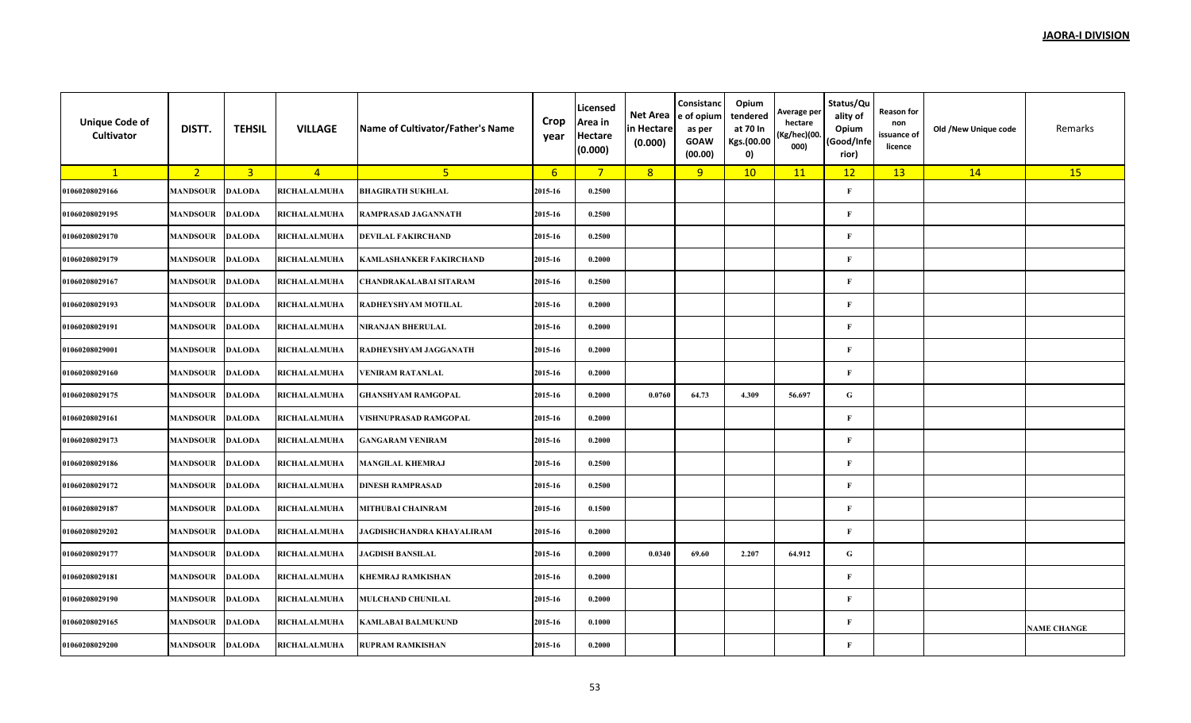**JAORA-I DIVISION**

| Unique Code of Cultivator | DISTT. | TEHSIL | VILLAGE | Name of Cultivator/Father's Name | Crop year | Licensed Area in Hectare (0.000) | Net Area in Hectare (0.000) | Consistance of opium as per GOAW (00.00) | Opium tendered at 70 In Kgs.(00.000) | Average per hectare (Kg/hec)(00.000) | Status/Quality of Opium (Good/Inferior) | Reason for non issuance of licence | Old /New Unique code | Remarks |
|---|---|---|---|---|---|---|---|---|---|---|---|---|---|---|
| 1 | 2 | 3 | 4 | 5 | 6 | 7 | 8 | 9 | 10 | 11 | 12 | 13 | 14 | 15 |
| 01060208029166 | MANDSOUR | DALODA | RICHALALMUHA | BHAGIRATH SUKHLAL | 2015-16 | 0.2500 | | | | | F | | | |
| 01060208029195 | MANDSOUR | DALODA | RICHALALMUHA | RAMPRASAD JAGANNATH | 2015-16 | 0.2500 | | | | | F | | | |
| 01060208029170 | MANDSOUR | DALODA | RICHALALMUHA | DEVILAL FAKIRCHAND | 2015-16 | 0.2500 | | | | | F | | | |
| 01060208029179 | MANDSOUR | DALODA | RICHALALMUHA | KAMLASHANKER FAKIRCHAND | 2015-16 | 0.2000 | | | | | F | | | |
| 01060208029167 | MANDSOUR | DALODA | RICHALALMUHA | CHANDRAKALABAI SITARAM | 2015-16 | 0.2500 | | | | | F | | | |
| 01060208029193 | MANDSOUR | DALODA | RICHALALMUHA | RADHEYSHYAM MOTILAL | 2015-16 | 0.2000 | | | | | F | | | |
| 01060208029191 | MANDSOUR | DALODA | RICHALALMUHA | NIRANJAN BHERULAL | 2015-16 | 0.2000 | | | | | F | | | |
| 01060208029001 | MANDSOUR | DALODA | RICHALALMUHA | RADHEYSHYAM JAGGANATH | 2015-16 | 0.2000 | | | | | F | | | |
| 01060208029160 | MANDSOUR | DALODA | RICHALALMUHA | VENIRAM RATANLAL | 2015-16 | 0.2000 | | | | | F | | | |
| 01060208029175 | MANDSOUR | DALODA | RICHALALMUHA | GHANSHYAM RAMGOPAL | 2015-16 | 0.2000 | 0.0760 | 64.73 | 4.309 | 56.697 | G | | | |
| 01060208029161 | MANDSOUR | DALODA | RICHALALMUHA | VISHNUPRASAD RAMGOPAL | 2015-16 | 0.2000 | | | | | F | | | |
| 01060208029173 | MANDSOUR | DALODA | RICHALALMUHA | GANGARAM VENIRAM | 2015-16 | 0.2000 | | | | | F | | | |
| 01060208029186 | MANDSOUR | DALODA | RICHALALMUHA | MANGILAL KHEMRAJ | 2015-16 | 0.2500 | | | | | F | | | |
| 01060208029172 | MANDSOUR | DALODA | RICHALALMUHA | DINESH RAMPRASAD | 2015-16 | 0.2500 | | | | | F | | | |
| 01060208029187 | MANDSOUR | DALODA | RICHALALMUHA | MITHUBAI CHAINRAM | 2015-16 | 0.1500 | | | | | F | | | |
| 01060208029202 | MANDSOUR | DALODA | RICHALALMUHA | JAGDISHCHANDRA KHAYALIRAM | 2015-16 | 0.2000 | | | | | F | | | |
| 01060208029177 | MANDSOUR | DALODA | RICHALALMUHA | JAGDISH BANSILAL | 2015-16 | 0.2000 | 0.0340 | 69.60 | 2.207 | 64.912 | G | | | |
| 01060208029181 | MANDSOUR | DALODA | RICHALALMUHA | KHEMRAJ RAMKISHAN | 2015-16 | 0.2000 | | | | | F | | | |
| 01060208029190 | MANDSOUR | DALODA | RICHALALMUHA | MULCHAND CHUNILAL | 2015-16 | 0.2000 | | | | | F | | | |
| 01060208029165 | MANDSOUR | DALODA | RICHALALMUHA | KAMLABAI BALMUKUND | 2015-16 | 0.1000 | | | | | F | | | NAME CHANGE |
| 01060208029200 | MANDSOUR | DALODA | RICHALALMUHA | RUPRAM RAMKISHAN | 2015-16 | 0.2000 | | | | | F | | | |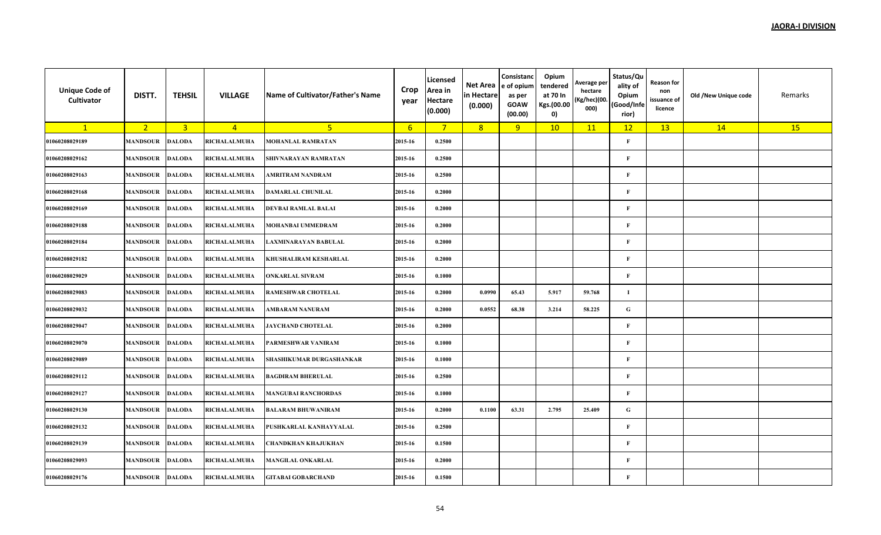**JAORA-I DIVISION**

| Unique Code of Cultivator | DISTT. | TEHSIL | VILLAGE | Name of Cultivator/Father's Name | Crop year | Licensed Area in Hectare (0.000) | Net Area in Hectare (0.000) | Consistance of opium as per GOAW (00.00) | Opium tendered at 70 In Kgs.(00.000) | Average per hectare (Kg/hec)(00.000) | Status/Quality of Opium (Good/Inferior) | Reason for non issuance of licence | Old /New Unique code | Remarks |
|---|---|---|---|---|---|---|---|---|---|---|---|---|---|---|
| 1 | 2 | 3 | 4 | 5 | 6 | 7 | 8 | 9 | 10 | 11 | 12 | 13 | 14 | 15 |
| 01060208029189 | MANDSOUR | DALODA | RICHALALMUHA | MOHANLAL RAMRATAN | 2015-16 | 0.2500 | | | | | F | | | |
| 01060208029162 | MANDSOUR | DALODA | RICHALALMUHA | SHIVNARAYAN RAMRATAN | 2015-16 | 0.2500 | | | | | F | | | |
| 01060208029163 | MANDSOUR | DALODA | RICHALALMUHA | AMRITRAM NANDRAM | 2015-16 | 0.2500 | | | | | F | | | |
| 01060208029168 | MANDSOUR | DALODA | RICHALALMUHA | DAMARLAL CHUNILAL | 2015-16 | 0.2000 | | | | | F | | | |
| 01060208029169 | MANDSOUR | DALODA | RICHALALMUHA | DEVBAI RAMLAL BALAI | 2015-16 | 0.2000 | | | | | F | | | |
| 01060208029188 | MANDSOUR | DALODA | RICHALALMUHA | MOHANBAI UMMEDRAM | 2015-16 | 0.2000 | | | | | F | | | |
| 01060208029184 | MANDSOUR | DALODA | RICHALALMUHA | LAXMINARAYAN BABULAL | 2015-16 | 0.2000 | | | | | F | | | |
| 01060208029182 | MANDSOUR | DALODA | RICHALALMUHA | KHUSHALIRAM KESHARLAL | 2015-16 | 0.2000 | | | | | F | | | |
| 01060208029029 | MANDSOUR | DALODA | RICHALALMUHA | ONKARLAL SIVRAM | 2015-16 | 0.1000 | | | | | F | | | |
| 01060208029083 | MANDSOUR | DALODA | RICHALALMUHA | RAMESHWAR CHOTELAL | 2015-16 | 0.2000 | 0.0990 | 65.43 | 5.917 | 59.768 | I | | | |
| 01060208029032 | MANDSOUR | DALODA | RICHALALMUHA | AMBARAM NANURAM | 2015-16 | 0.2000 | 0.0552 | 68.38 | 3.214 | 58.225 | G | | | |
| 01060208029047 | MANDSOUR | DALODA | RICHALALMUHA | JAYCHAND CHOTELAL | 2015-16 | 0.2000 | | | | | F | | | |
| 01060208029070 | MANDSOUR | DALODA | RICHALALMUHA | PARMESHWAR VANIRAM | 2015-16 | 0.1000 | | | | | F | | | |
| 01060208029089 | MANDSOUR | DALODA | RICHALALMUHA | SHASHIKUMAR DURGASHANKAR | 2015-16 | 0.1000 | | | | | F | | | |
| 01060208029112 | MANDSOUR | DALODA | RICHALALMUHA | BAGDIRAM BHERULAL | 2015-16 | 0.2500 | | | | | F | | | |
| 01060208029127 | MANDSOUR | DALODA | RICHALALMUHA | MANGUBAI RANCHORDAS | 2015-16 | 0.1000 | | | | | F | | | |
| 01060208029130 | MANDSOUR | DALODA | RICHALALMUHA | BALARAM BHUWANIRAM | 2015-16 | 0.2000 | 0.1100 | 63.31 | 2.795 | 25.409 | G | | | |
| 01060208029132 | MANDSOUR | DALODA | RICHALALMUHA | PUSHKARLAL KANHAYYALAL | 2015-16 | 0.2500 | | | | | F | | | |
| 01060208029139 | MANDSOUR | DALODA | RICHALALMUHA | CHANDKHAN KHAJUKHAN | 2015-16 | 0.1500 | | | | | F | | | |
| 01060208029093 | MANDSOUR | DALODA | RICHALALMUHA | MANGILAL ONKARLAL | 2015-16 | 0.2000 | | | | | F | | | |
| 01060208029176 | MANDSOUR | DALODA | RICHALALMUHA | GITABAI GOBARCHAND | 2015-16 | 0.1500 | | | | | F | | | |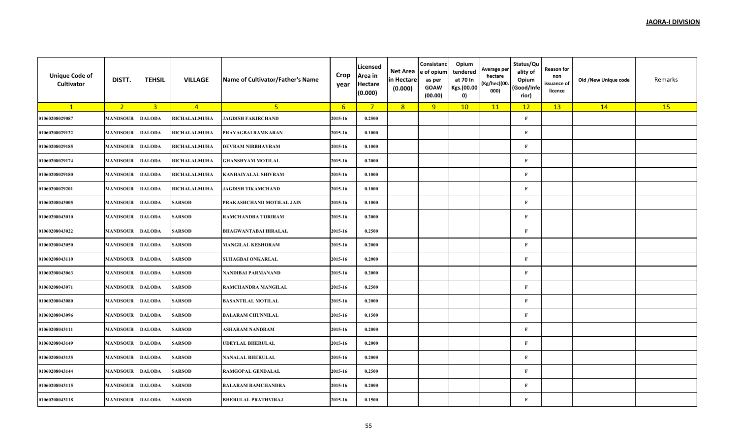**JAORA-I DIVISION**

| Unique Code of Cultivator | DISTT. | TEHSIL | VILLAGE | Name of Cultivator/Father's Name | Crop year | Licensed Area in Hectare (0.000) | Net Area in Hectare (0.000) | Consistance of opium as per GOAW (00.00) | Opium tendered at 70 In Kgs.(00.000) | Average per hectare (Kg/hec)(00.000) | Status/Quality of Opium (Good/Inferior) | Reason for non issuance of licence | Old /New Unique code | Remarks |
|---|---|---|---|---|---|---|---|---|---|---|---|---|---|---|
| 1 | 2 | 3 | 4 | 5 | 6 | 7 | 8 | 9 | 10 | 11 | 12 | 13 | 14 | 15 |
| 01060208029087 | MANDSOUR | DALODA | RICHALALMUHA | JAGDISH FAKIRCHAND | 2015-16 | 0.2500 | | | | | F | | | |
| 01060208029122 | MANDSOUR | DALODA | RICHALALMUHA | PRAYAGBAI RAMKARAN | 2015-16 | 0.1000 | | | | | F | | | |
| 01060208029185 | MANDSOUR | DALODA | RICHALALMUHA | DEVRAM NIRBHAYRAM | 2015-16 | 0.1000 | | | | | F | | | |
| 01060208029174 | MANDSOUR | DALODA | RICHALALMUHA | GHANSHYAM MOTILAL | 2015-16 | 0.2000 | | | | | F | | | |
| 01060208029180 | MANDSOUR | DALODA | RICHALALMUHA | KANHAIYALAL SHIVRAM | 2015-16 | 0.1000 | | | | | F | | | |
| 01060208029201 | MANDSOUR | DALODA | RICHALALMUHA | JAGDISH TIKAMCHAND | 2015-16 | 0.1000 | | | | | F | | | |
| 01060208043005 | MANDSOUR | DALODA | SARSOD | PRAKASHCHAND MOTILAL JAIN | 2015-16 | 0.1000 | | | | | F | | | |
| 01060208043010 | MANDSOUR | DALODA | SARSOD | RAMCHANDRA TORIRAM | 2015-16 | 0.2000 | | | | | F | | | |
| 01060208043022 | MANDSOUR | DALODA | SARSOD | BHAGWANTABAI HIRALAL | 2015-16 | 0.2500 | | | | | F | | | |
| 01060208043050 | MANDSOUR | DALODA | SARSOD | MANGILAL KESHORAM | 2015-16 | 0.2000 | | | | | F | | | |
| 01060208043110 | MANDSOUR | DALODA | SARSOD | SUHAGBAI ONKARLAL | 2015-16 | 0.2000 | | | | | F | | | |
| 01060208043063 | MANDSOUR | DALODA | SARSOD | NANDIBAI PARMANAND | 2015-16 | 0.2000 | | | | | F | | | |
| 01060208043071 | MANDSOUR | DALODA | SARSOD | RAMCHANDRA MANGILAL | 2015-16 | 0.2500 | | | | | F | | | |
| 01060208043080 | MANDSOUR | DALODA | SARSOD | BASANTILAL MOTILAL | 2015-16 | 0.2000 | | | | | F | | | |
| 01060208043096 | MANDSOUR | DALODA | SARSOD | BALARAM CHUNNILAL | 2015-16 | 0.1500 | | | | | F | | | |
| 01060208043111 | MANDSOUR | DALODA | SARSOD | ASHARAM NANDRAM | 2015-16 | 0.2000 | | | | | F | | | |
| 01060208043149 | MANDSOUR | DALODA | SARSOD | UDEYLAL BHERULAL | 2015-16 | 0.2000 | | | | | F | | | |
| 01060208043135 | MANDSOUR | DALODA | SARSOD | NANALAL BHERULAL | 2015-16 | 0.2000 | | | | | F | | | |
| 01060208043144 | MANDSOUR | DALODA | SARSOD | RAMGOPAL GENDALAL | 2015-16 | 0.2500 | | | | | F | | | |
| 01060208043115 | MANDSOUR | DALODA | SARSOD | BALARAM RAMCHANDRA | 2015-16 | 0.2000 | | | | | F | | | |
| 01060208043118 | MANDSOUR | DALODA | SARSOD | BHERULAL PRATHVIRAJ | 2015-16 | 0.1500 | | | | | F | | | |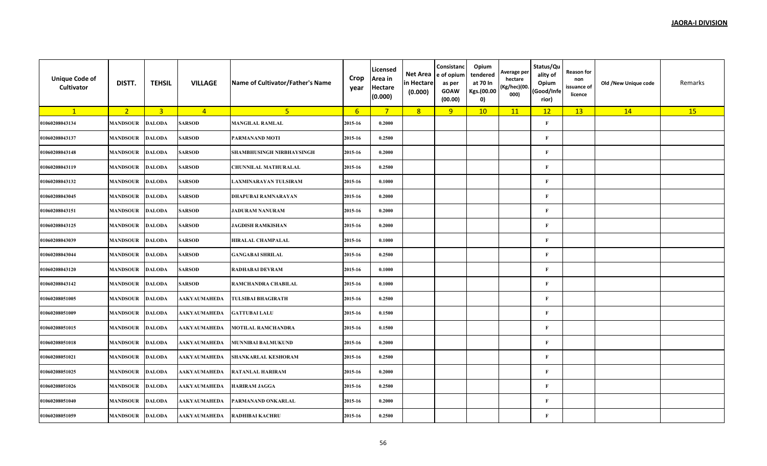**JAORA-I DIVISION**

| Unique Code of Cultivator | DISTT. | TEHSIL | VILLAGE | Name of Cultivator/Father's Name | Crop year | Licensed Area in Hectare (0.000) | Net Area in Hectare (0.000) | Consistance of opium as per GOAW (00.00) | Opium tendered at 70 In Kgs.(00.000) | Average per hectare (Kg/hec)(00.000) | Status/Quality of Opium (Good/Inferior) | Reason for non issuance of licence | Old /New Unique code | Remarks |
|---|---|---|---|---|---|---|---|---|---|---|---|---|---|---|
| 1 | 2 | 3 | 4 | 5 | 6 | 7 | 8 | 9 | 10 | 11 | 12 | 13 | 14 | 15 |
| 01060208043134 | MANDSOUR | DALODA | SARSOD | MANGILAL RAMLAL | 2015-16 | 0.2000 | | | | | F | | | |
| 01060208043137 | MANDSOUR | DALODA | SARSOD | PARMANAND MOTI | 2015-16 | 0.2500 | | | | | F | | | |
| 01060208043148 | MANDSOUR | DALODA | SARSOD | SHAMBHUSINGH NIRBHAYSINGH | 2015-16 | 0.2000 | | | | | F | | | |
| 01060208043119 | MANDSOUR | DALODA | SARSOD | CHUNNILAL MATHURALAL | 2015-16 | 0.2500 | | | | | F | | | |
| 01060208043132 | MANDSOUR | DALODA | SARSOD | LAXMINARAYAN TULSIRAM | 2015-16 | 0.1000 | | | | | F | | | |
| 01060208043045 | MANDSOUR | DALODA | SARSOD | DHAPUBAI RAMNARAYAN | 2015-16 | 0.2000 | | | | | F | | | |
| 01060208043151 | MANDSOUR | DALODA | SARSOD | JADURAM NANURAM | 2015-16 | 0.2000 | | | | | F | | | |
| 01060208043125 | MANDSOUR | DALODA | SARSOD | JAGDISH RAMKISHAN | 2015-16 | 0.2000 | | | | | F | | | |
| 01060208043039 | MANDSOUR | DALODA | SARSOD | HIRALAL CHAMPALAL | 2015-16 | 0.1000 | | | | | F | | | |
| 01060208043044 | MANDSOUR | DALODA | SARSOD | GANGABAI SHRILAL | 2015-16 | 0.2500 | | | | | F | | | |
| 01060208043120 | MANDSOUR | DALODA | SARSOD | RADHABAI DEVRAM | 2015-16 | 0.1000 | | | | | F | | | |
| 01060208043142 | MANDSOUR | DALODA | SARSOD | RAMCHANDRA CHABILAL | 2015-16 | 0.1000 | | | | | F | | | |
| 01060208051005 | MANDSOUR | DALODA | AAKYAUMAHEDA | TULSIBAI BHAGIRATH | 2015-16 | 0.2500 | | | | | F | | | |
| 01060208051009 | MANDSOUR | DALODA | AAKYAUMAHEDA | GATTUBAI LALU | 2015-16 | 0.1500 | | | | | F | | | |
| 01060208051015 | MANDSOUR | DALODA | AAKYAUMAHEDA | MOTILAL RAMCHANDRA | 2015-16 | 0.1500 | | | | | F | | | |
| 01060208051018 | MANDSOUR | DALODA | AAKYAUMAHEDA | MUNNIBAI BALMUKUND | 2015-16 | 0.2000 | | | | | F | | | |
| 01060208051021 | MANDSOUR | DALODA | AAKYAUMAHEDA | SHANKARLAL KESHORAM | 2015-16 | 0.2500 | | | | | F | | | |
| 01060208051025 | MANDSOUR | DALODA | AAKYAUMAHEDA | RATANLAL HARIRAM | 2015-16 | 0.2000 | | | | | F | | | |
| 01060208051026 | MANDSOUR | DALODA | AAKYAUMAHEDA | HARIRAM JAGGA | 2015-16 | 0.2500 | | | | | F | | | |
| 01060208051040 | MANDSOUR | DALODA | AAKYAUMAHEDA | PARMANAND ONKARLAL | 2015-16 | 0.2000 | | | | | F | | | |
| 01060208051059 | MANDSOUR | DALODA | AAKYAUMAHEDA | RADHIBAI KACHRU | 2015-16 | 0.2500 | | | | | F | | | |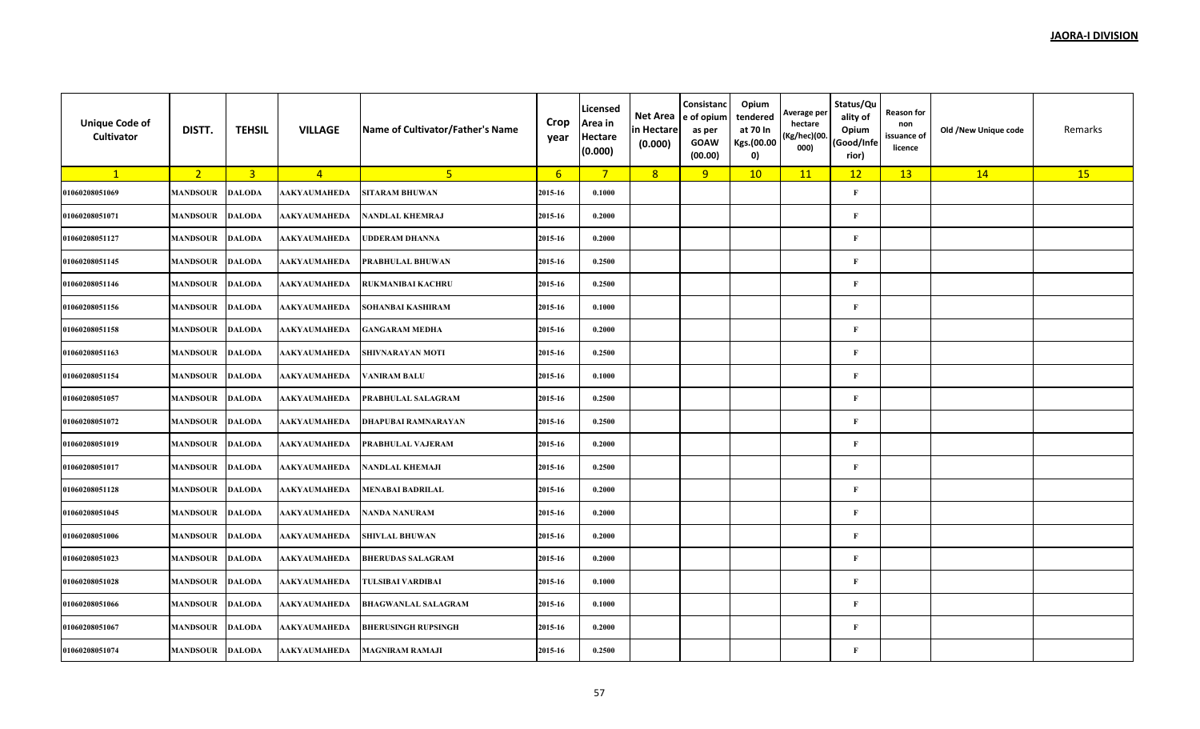**JAORA-I DIVISION**

| Unique Code of Cultivator | DISTT. | TEHSIL | VILLAGE | Name of Cultivator/Father's Name | Crop year | Licensed Area in Hectare (0.000) | Net Area in Hectare (0.000) | Consistance of opium as per GOAW (00.00) | Opium tendered at 70 In Kgs.(00.000) | Average per hectare (Kg/hec)(00.000) | Status/Quality of Opium (Good/Inferior) | Reason for non issuance of licence | Old /New Unique code | Remarks |
|---|---|---|---|---|---|---|---|---|---|---|---|---|---|---|
| 1 | 2 | 3 | 4 | 5 | 6 | 7 | 8 | 9 | 10 | 11 | 12 | 13 | 14 | 15 |
| 01060208051069 | MANDSOUR | DALODA | AAKYAUMAHEDA | SITARAM BHUWAN | 2015-16 | 0.1000 | | | | | F | | | |
| 01060208051071 | MANDSOUR | DALODA | AAKYAUMAHEDA | NANDLAL KHEMRAJ | 2015-16 | 0.2000 | | | | | F | | | |
| 01060208051127 | MANDSOUR | DALODA | AAKYAUMAHEDA | UDDERAM DHANNA | 2015-16 | 0.2000 | | | | | F | | | |
| 01060208051145 | MANDSOUR | DALODA | AAKYAUMAHEDA | PRABHULAL BHUWAN | 2015-16 | 0.2500 | | | | | F | | | |
| 01060208051146 | MANDSOUR | DALODA | AAKYAUMAHEDA | RUKMANIBAI KACHRU | 2015-16 | 0.2500 | | | | | F | | | |
| 01060208051156 | MANDSOUR | DALODA | AAKYAUMAHEDA | SOHANBAI KASHIRAM | 2015-16 | 0.1000 | | | | | F | | | |
| 01060208051158 | MANDSOUR | DALODA | AAKYAUMAHEDA | GANGARAM MEDHA | 2015-16 | 0.2000 | | | | | F | | | |
| 01060208051163 | MANDSOUR | DALODA | AAKYAUMAHEDA | SHIVNARAYAN MOTI | 2015-16 | 0.2500 | | | | | F | | | |
| 01060208051154 | MANDSOUR | DALODA | AAKYAUMAHEDA | VANIRAM BALU | 2015-16 | 0.1000 | | | | | F | | | |
| 01060208051057 | MANDSOUR | DALODA | AAKYAUMAHEDA | PRABHULAL SALAGRAM | 2015-16 | 0.2500 | | | | | F | | | |
| 01060208051072 | MANDSOUR | DALODA | AAKYAUMAHEDA | DHAPUBAI RAMNARAYAN | 2015-16 | 0.2500 | | | | | F | | | |
| 01060208051019 | MANDSOUR | DALODA | AAKYAUMAHEDA | PRABHULAL VAJERAM | 2015-16 | 0.2000 | | | | | F | | | |
| 01060208051017 | MANDSOUR | DALODA | AAKYAUMAHEDA | NANDLAL KHEMAJI | 2015-16 | 0.2500 | | | | | F | | | |
| 01060208051128 | MANDSOUR | DALODA | AAKYAUMAHEDA | MENABAI BADRILAL | 2015-16 | 0.2000 | | | | | F | | | |
| 01060208051045 | MANDSOUR | DALODA | AAKYAUMAHEDA | NANDA NANURAM | 2015-16 | 0.2000 | | | | | F | | | |
| 01060208051006 | MANDSOUR | DALODA | AAKYAUMAHEDA | SHIVLAL BHUWAN | 2015-16 | 0.2000 | | | | | F | | | |
| 01060208051023 | MANDSOUR | DALODA | AAKYAUMAHEDA | BHERUDAS SALAGRAM | 2015-16 | 0.2000 | | | | | F | | | |
| 01060208051028 | MANDSOUR | DALODA | AAKYAUMAHEDA | TULSIBAI VARDIBAI | 2015-16 | 0.1000 | | | | | F | | | |
| 01060208051066 | MANDSOUR | DALODA | AAKYAUMAHEDA | BHAGWANLAL SALAGRAM | 2015-16 | 0.1000 | | | | | F | | | |
| 01060208051067 | MANDSOUR | DALODA | AAKYAUMAHEDA | BHERUSINGH RUPSINGH | 2015-16 | 0.2000 | | | | | F | | | |
| 01060208051074 | MANDSOUR | DALODA | AAKYAUMAHEDA | MAGNIRAM RAMAJI | 2015-16 | 0.2500 | | | | | F | | | |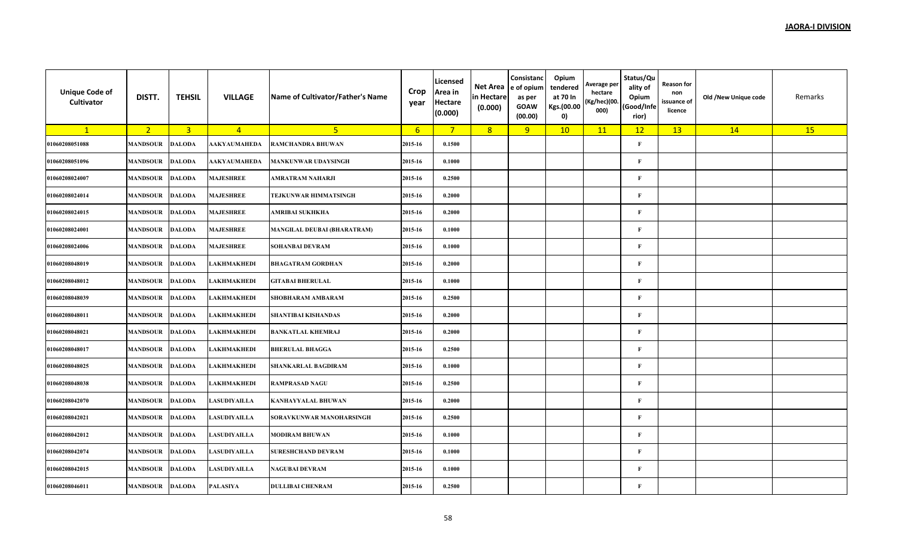**JAORA-I DIVISION**

| Unique Code of Cultivator | DISTT. | TEHSIL | VILLAGE | Name of Cultivator/Father's Name | Crop year | Licensed Area in Hectare (0.000) | Net Area in Hectare (0.000) | Consistance of opium as per GOAW (00.00) | Opium tendered at 70 In Kgs.(00.000) | Average per hectare (Kg/hec)(00.000) | Status/Quality of Opium (Good/Inferior) | Reason for non issuance of licence | Old /New Unique code | Remarks |
|---|---|---|---|---|---|---|---|---|---|---|---|---|---|---|
| 1 | 2 | 3 | 4 | 5 | 6 | 7 | 8 | 9 | 10 | 11 | 12 | 13 | 14 | 15 |
| 01060208051088 | MANDSOUR | DALODA | AAKYAUMAHEDA | RAMCHANDRA BHUWAN | 2015-16 | 0.1500 | | | | | F | | | |
| 01060208051096 | MANDSOUR | DALODA | AAKYAUMAHEDA | MANKUNWAR UDAYSINGH | 2015-16 | 0.1000 | | | | | F | | | |
| 01060208024007 | MANDSOUR | DALODA | MAJESHREE | AMRATRAM NAHARJI | 2015-16 | 0.2500 | | | | | F | | | |
| 01060208024014 | MANDSOUR | DALODA | MAJESHREE | TEJKUNWAR HIMMATSINGH | 2015-16 | 0.2000 | | | | | F | | | |
| 01060208024015 | MANDSOUR | DALODA | MAJESHREE | AMRIBAI SUKHKHA | 2015-16 | 0.2000 | | | | | F | | | |
| 01060208024001 | MANDSOUR | DALODA | MAJESHREE | MANGILAL DEUBAI (BHARATRAM) | 2015-16 | 0.1000 | | | | | F | | | |
| 01060208024006 | MANDSOUR | DALODA | MAJESHREE | SOHANBAI DEVRAM | 2015-16 | 0.1000 | | | | | F | | | |
| 01060208048019 | MANDSOUR | DALODA | LAKHMAKHEDI | BHAGATRAM GORDHAN | 2015-16 | 0.2000 | | | | | F | | | |
| 01060208048012 | MANDSOUR | DALODA | LAKHMAKHEDI | GITABAI BHERULAL | 2015-16 | 0.1000 | | | | | F | | | |
| 01060208048039 | MANDSOUR | DALODA | LAKHMAKHEDI | SHOBHARAM AMBARAM | 2015-16 | 0.2500 | | | | | F | | | |
| 01060208048011 | MANDSOUR | DALODA | LAKHMAKHEDI | SHANTIBAI KISHANDAS | 2015-16 | 0.2000 | | | | | F | | | |
| 01060208048021 | MANDSOUR | DALODA | LAKHMAKHEDI | BANKATLAL KHEMRAJ | 2015-16 | 0.2000 | | | | | F | | | |
| 01060208048017 | MANDSOUR | DALODA | LAKHMAKHEDI | BHERULAL BHAGGA | 2015-16 | 0.2500 | | | | | F | | | |
| 01060208048025 | MANDSOUR | DALODA | LAKHMAKHEDI | SHANKARLAL BAGDIRAM | 2015-16 | 0.1000 | | | | | F | | | |
| 01060208048038 | MANDSOUR | DALODA | LAKHMAKHEDI | RAMPRASAD NAGU | 2015-16 | 0.2500 | | | | | F | | | |
| 01060208042070 | MANDSOUR | DALODA | LASUDIYAILLA | KANHAYYALAL BHUWAN | 2015-16 | 0.2000 | | | | | F | | | |
| 01060208042021 | MANDSOUR | DALODA | LASUDIYAILLA | SORAVKUNWAR MANOHARSINGH | 2015-16 | 0.2500 | | | | | F | | | |
| 01060208042012 | MANDSOUR | DALODA | LASUDIYAILLA | MODIRAM BHUWAN | 2015-16 | 0.1000 | | | | | F | | | |
| 01060208042074 | MANDSOUR | DALODA | LASUDIYAILLA | SURESHCHAND DEVRAM | 2015-16 | 0.1000 | | | | | F | | | |
| 01060208042015 | MANDSOUR | DALODA | LASUDIYAILLA | NAGUBAI DEVRAM | 2015-16 | 0.1000 | | | | | F | | | |
| 01060208046011 | MANDSOUR | DALODA | PALASIYA | DULLIBAI CHENRAM | 2015-16 | 0.2500 | | | | | F | | | |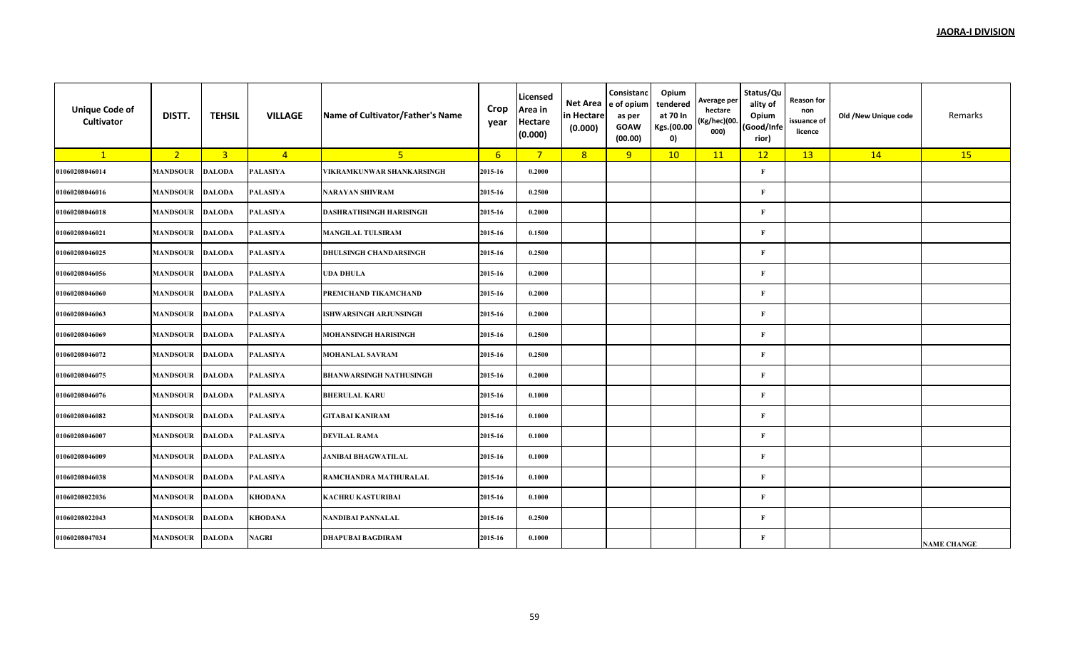**JAORA-I DIVISION**

| Unique Code of Cultivator | DISTT. | TEHSIL | VILLAGE | Name of Cultivator/Father's Name | Crop year | Licensed Area in Hectare (0.000) | Net Area in Hectare (0.000) | Consistance of opium as per GOAW (00.00) | Opium tendered at 70 In Kgs.(00.000) | Average per hectare (Kg/hec)(00.000) | Status/Quality of Opium (Good/Inferior) | Reason for non issuance of licence | Old /New Unique code | Remarks |
|---|---|---|---|---|---|---|---|---|---|---|---|---|---|---|
| 1 | 2 | 3 | 4 | 5 | 6 | 7 | 8 | 9 | 10 | 11 | 12 | 13 | 14 | 15 |
| 01060208046014 | MANDSOUR | DALODA | PALASIYA | VIKRAMKUNWAR SHANKARSINGH | 2015-16 | 0.2000 | | | | | F | | | |
| 01060208046016 | MANDSOUR | DALODA | PALASIYA | NARAYAN SHIVRAM | 2015-16 | 0.2500 | | | | | F | | | |
| 01060208046018 | MANDSOUR | DALODA | PALASIYA | DASHRATHSINGH HARISINGH | 2015-16 | 0.2000 | | | | | F | | | |
| 01060208046021 | MANDSOUR | DALODA | PALASIYA | MANGILAL TULSIRAM | 2015-16 | 0.1500 | | | | | F | | | |
| 01060208046025 | MANDSOUR | DALODA | PALASIYA | DHULSINGH CHANDARSINGH | 2015-16 | 0.2500 | | | | | F | | | |
| 01060208046056 | MANDSOUR | DALODA | PALASIYA | UDA DHULA | 2015-16 | 0.2000 | | | | | F | | | |
| 01060208046060 | MANDSOUR | DALODA | PALASIYA | PREMCHAND TIKAMCHAND | 2015-16 | 0.2000 | | | | | F | | | |
| 01060208046063 | MANDSOUR | DALODA | PALASIYA | ISHWARSINGH ARJUNSINGH | 2015-16 | 0.2000 | | | | | F | | | |
| 01060208046069 | MANDSOUR | DALODA | PALASIYA | MOHANSINGH HARISINGH | 2015-16 | 0.2500 | | | | | F | | | |
| 01060208046072 | MANDSOUR | DALODA | PALASIYA | MOHANLAL SAVRAM | 2015-16 | 0.2500 | | | | | F | | | |
| 01060208046075 | MANDSOUR | DALODA | PALASIYA | BHANWARSINGH NATHUSINGH | 2015-16 | 0.2000 | | | | | F | | | |
| 01060208046076 | MANDSOUR | DALODA | PALASIYA | BHERULAL KARU | 2015-16 | 0.1000 | | | | | F | | | |
| 01060208046082 | MANDSOUR | DALODA | PALASIYA | GITABAI KANIRAM | 2015-16 | 0.1000 | | | | | F | | | |
| 01060208046007 | MANDSOUR | DALODA | PALASIYA | DEVILAL RAMA | 2015-16 | 0.1000 | | | | | F | | | |
| 01060208046009 | MANDSOUR | DALODA | PALASIYA | JANIBAI BHAGWATILAL | 2015-16 | 0.1000 | | | | | F | | | |
| 01060208046038 | MANDSOUR | DALODA | PALASIYA | RAMCHANDRA MATHURALAL | 2015-16 | 0.1000 | | | | | F | | | |
| 01060208022036 | MANDSOUR | DALODA | KHODANA | KACHRU KASTURIBAI | 2015-16 | 0.1000 | | | | | F | | | |
| 01060208022043 | MANDSOUR | DALODA | KHODANA | NANDIBAI PANNALAL | 2015-16 | 0.2500 | | | | | F | | | |
| 01060208047034 | MANDSOUR | DALODA | NAGRI | DHAPUBAI BAGDIRAM | 2015-16 | 0.1000 | | | | | F | | | NAME CHANGE |